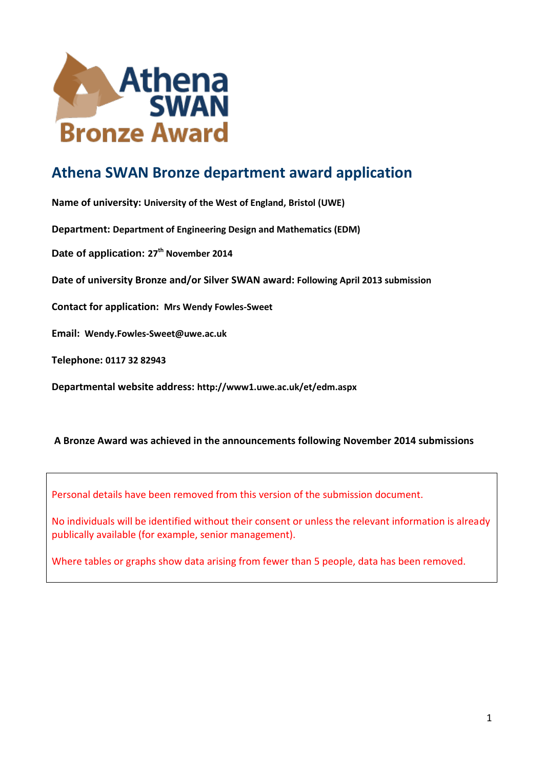# Athena SWAN Bronze department award application

**Name of university:** **University of the West of England, Bristol (UWE)**

**Department:** **Department of Engineering Design and Mathematics (EDM)**

**Date of application:** **27th November 2014**

**Date of university Bronze and/or Silver SWAN award:** **Following April 2013 submission**

**Contact for application:** **Mrs Wendy Fowles-Sweet**

**Email:** **Wendy.Fowles-Sweet@uwe.ac.uk**

**Telephone:** **0117 32 82943**

**Departmental website address:** **http://www1.uwe.ac.uk/et/edm.aspx**

**A Bronze Award was achieved in the announcements following November 2014 submissions**

Personal details have been removed from this version of the submission document.

No individuals will be identified without their consent or unless the relevant information is already publically available (for example, senior management).

Where tables or graphs show data arising from fewer than 5 people, data has been removed.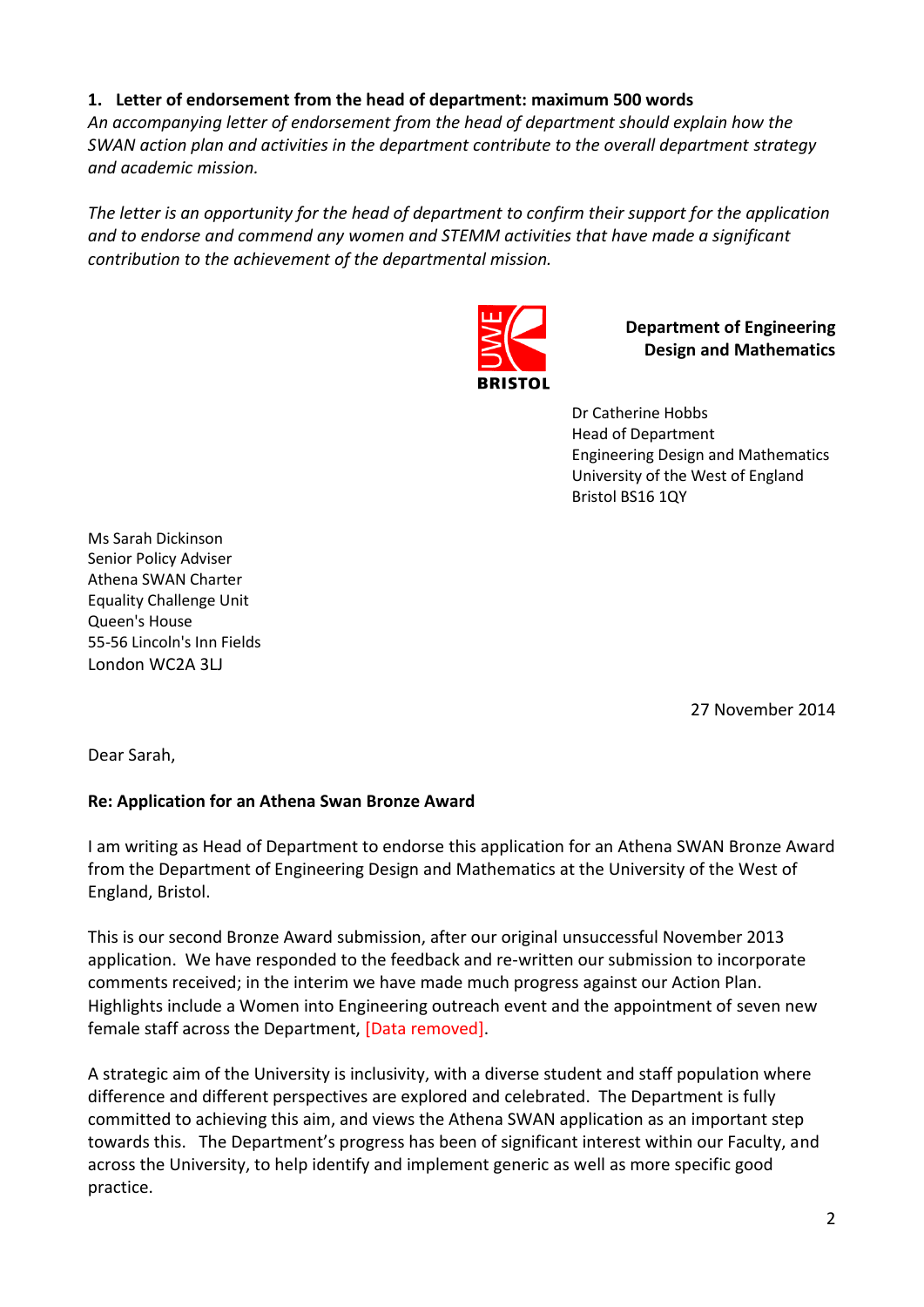**1. Letter of endorsement from the head of department: maximum 500 words**

*An accompanying letter of endorsement from the head of department should explain how the SWAN action plan and activities in the department contribute to the overall department strategy and academic mission.*

*The letter is an opportunity for the head of department to confirm their support for the application and to endorse and commend any women and STEMM activities that have made a significant contribution to the achievement of the departmental mission.*

UWE BRISTOL

**Department of Engineering Design and Mathematics**

Dr Catherine Hobbs
Head of Department
Engineering Design and Mathematics
University of the West of England
Bristol BS16 1QY

Ms Sarah Dickinson
Senior Policy Adviser
Athena SWAN Charter
Equality Challenge Unit
Queen's House
55-56 Lincoln's Inn Fields
London WC2A 3LJ

27 November 2014

Dear Sarah,

**Re: Application for an Athena Swan Bronze Award**

I am writing as Head of Department to endorse this application for an Athena SWAN Bronze Award from the Department of Engineering Design and Mathematics at the University of the West of England, Bristol.

This is our second Bronze Award submission, after our original unsuccessful November 2013 application. We have responded to the feedback and re-written our submission to incorporate comments received; in the interim we have made much progress against our Action Plan. Highlights include a Women into Engineering outreach event and the appointment of seven new female staff across the Department, [Data removed].

A strategic aim of the University is inclusivity, with a diverse student and staff population where difference and different perspectives are explored and celebrated. The Department is fully committed to achieving this aim, and views the Athena SWAN application as an important step towards this. The Department's progress has been of significant interest within our Faculty, and across the University, to help identify and implement generic as well as more specific good practice.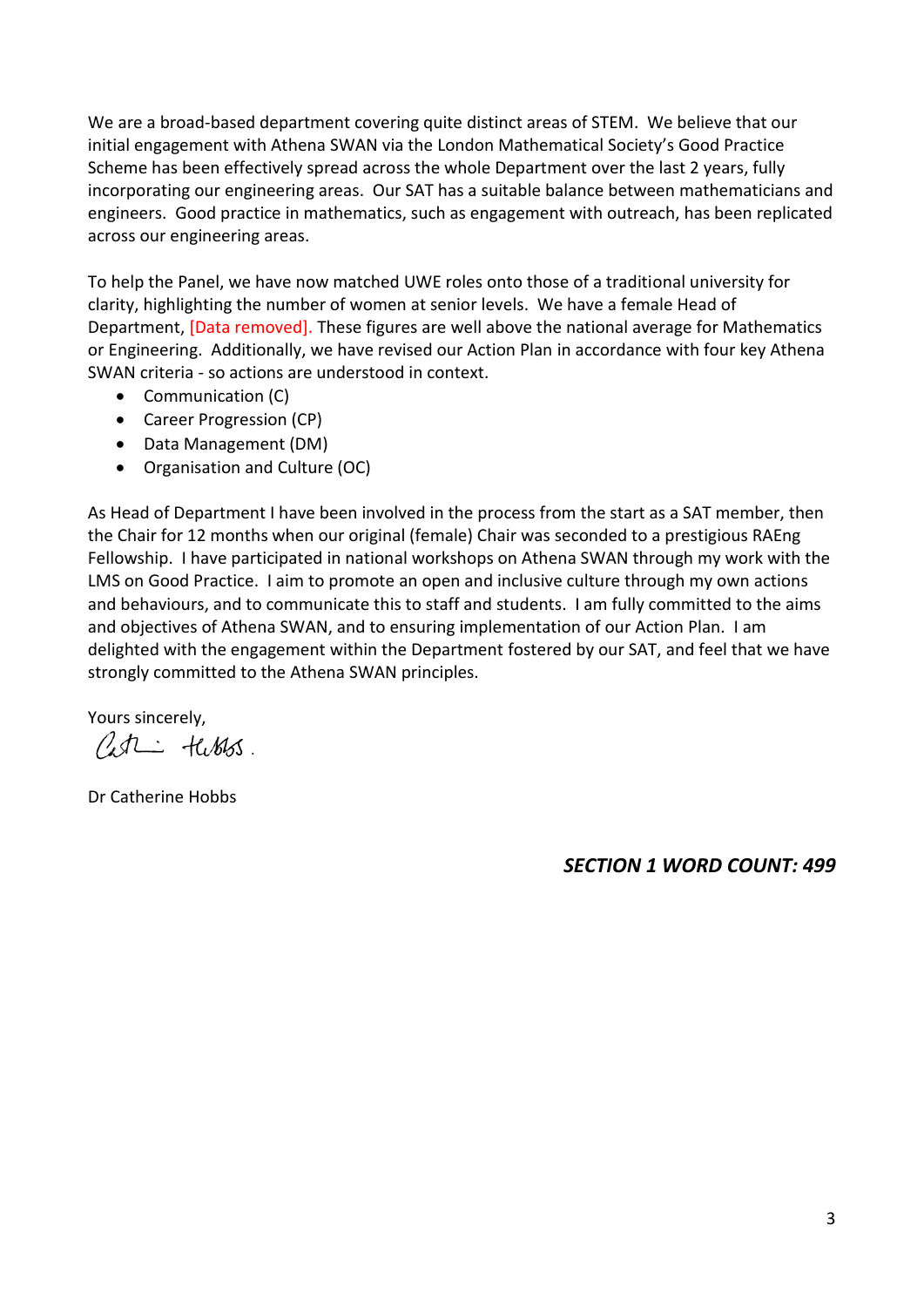We are a broad-based department covering quite distinct areas of STEM. We believe that our initial engagement with Athena SWAN via the London Mathematical Society's Good Practice Scheme has been effectively spread across the whole Department over the last 2 years, fully incorporating our engineering areas. Our SAT has a suitable balance between mathematicians and engineers. Good practice in mathematics, such as engagement with outreach, has been replicated across our engineering areas.

To help the Panel, we have now matched UWE roles onto those of a traditional university for clarity, highlighting the number of women at senior levels. We have a female Head of Department, [Data removed]. These figures are well above the national average for Mathematics or Engineering. Additionally, we have revised our Action Plan in accordance with four key Athena SWAN criteria - so actions are understood in context.

- Communication (C)
- Career Progression (CP)
- Data Management (DM)
- Organisation and Culture (OC)

As Head of Department I have been involved in the process from the start as a SAT member, then the Chair for 12 months when our original (female) Chair was seconded to a prestigious RAEng Fellowship. I have participated in national workshops on Athena SWAN through my work with the LMS on Good Practice. I aim to promote an open and inclusive culture through my own actions and behaviours, and to communicate this to staff and students. I am fully committed to the aims and objectives of Athena SWAN, and to ensuring implementation of our Action Plan. I am delighted with the engagement within the Department fostered by our SAT, and feel that we have strongly committed to the Athena SWAN principles.

Yours sincerely,

Cathi Hobbs.

Dr Catherine Hobbs

***SECTION 1 WORD COUNT: 499***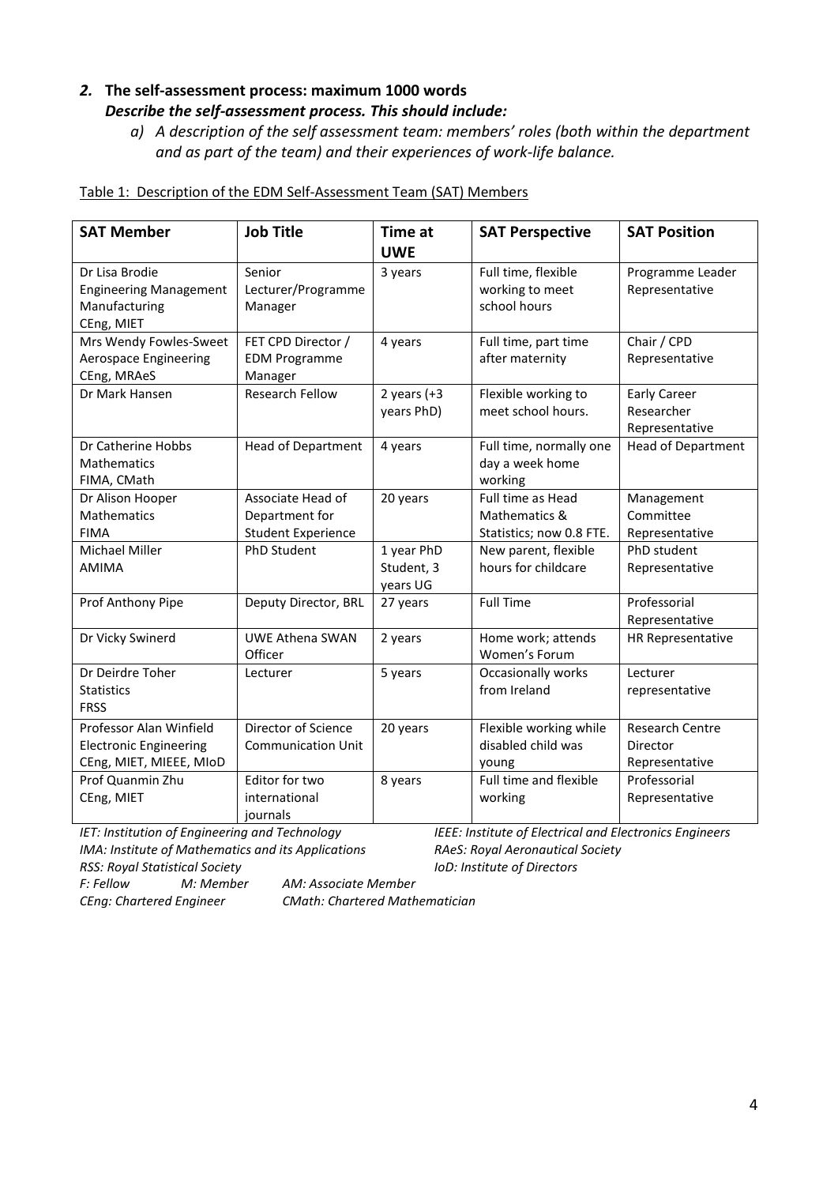## *2.* The self-assessment process: maximum 1000 words

***Describe the self-assessment process. This should include:***

*a) A description of the self assessment team: members' roles (both within the department and as part of the team) and their experiences of work-life balance.*

Table 1: Description of the EDM Self-Assessment Team (SAT) Members

| SAT Member | Job Title | Time at UWE | SAT Perspective | SAT Position |
|---|---|---|---|---|
| Dr Lisa Brodie<br>Engineering Management Manufacturing<br>CEng, MIET | Senior Lecturer/Programme Manager | 3 years | Full time, flexible working to meet school hours | Programme Leader Representative |
| Mrs Wendy Fowles-Sweet<br>Aerospace Engineering<br>CEng, MRAeS | FET CPD Director / EDM Programme Manager | 4 years | Full time, part time after maternity | Chair / CPD Representative |
| Dr Mark Hansen | Research Fellow | 2 years (+3 years PhD) | Flexible working to meet school hours. | Early Career Researcher Representative |
| Dr Catherine Hobbs<br>Mathematics<br>FIMA, CMath | Head of Department | 4 years | Full time, normally one day a week home working | Head of Department |
| Dr Alison Hooper<br>Mathematics<br>FIMA | Associate Head of Department for Student Experience | 20 years | Full time as Head Mathematics & Statistics; now 0.8 FTE. | Management Committee Representative |
| Michael Miller<br>AMIMA | PhD Student | 1 year PhD Student, 3 years UG | New parent, flexible hours for childcare | PhD student Representative |
| Prof Anthony Pipe | Deputy Director, BRL | 27 years | Full Time | Professorial Representative |
| Dr Vicky Swinerd | UWE Athena SWAN Officer | 2 years | Home work; attends Women's Forum | HR Representative |
| Dr Deirdre Toher<br>Statistics<br>FRSS | Lecturer | 5 years | Occasionally works from Ireland | Lecturer representative |
| Professor Alan Winfield<br>Electronic Engineering<br>CEng, MIET, MIEEE, MIoD | Director of Science Communication Unit | 20 years | Flexible working while disabled child was young | Research Centre Director Representative |
| Prof Quanmin Zhu<br>CEng, MIET | Editor for two international journals | 8 years | Full time and flexible working | Professorial Representative |

*IET: Institution of Engineering and Technology*
*IEEE: Institute of Electrical and Electronics Engineers*
*IMA: Institute of Mathematics and its Applications*
*RAeS: Royal Aeronautical Society*
*RSS: Royal Statistical Society*
*IoD: Institute of Directors*
*F: Fellow* *M: Member* *AM: Associate Member*
*CEng: Chartered Engineer* *CMath: Chartered Mathematician*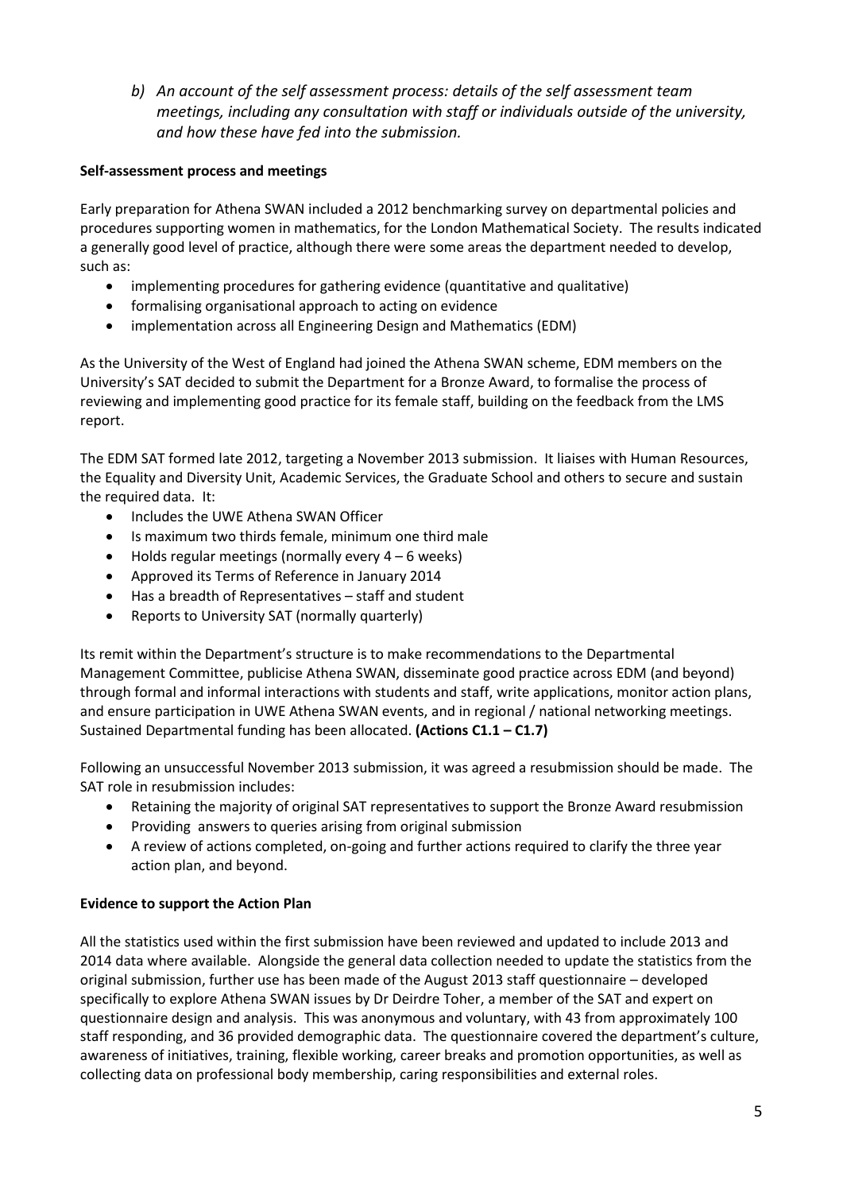*b) An account of the self assessment process: details of the self assessment team meetings, including any consultation with staff or individuals outside of the university, and how these have fed into the submission.*

**Self-assessment process and meetings**

Early preparation for Athena SWAN included a 2012 benchmarking survey on departmental policies and procedures supporting women in mathematics, for the London Mathematical Society. The results indicated a generally good level of practice, although there were some areas the department needed to develop, such as:

- implementing procedures for gathering evidence (quantitative and qualitative)
- formalising organisational approach to acting on evidence
- implementation across all Engineering Design and Mathematics (EDM)

As the University of the West of England had joined the Athena SWAN scheme, EDM members on the University's SAT decided to submit the Department for a Bronze Award, to formalise the process of reviewing and implementing good practice for its female staff, building on the feedback from the LMS report.

The EDM SAT formed late 2012, targeting a November 2013 submission. It liaises with Human Resources, the Equality and Diversity Unit, Academic Services, the Graduate School and others to secure and sustain the required data. It:

- Includes the UWE Athena SWAN Officer
- Is maximum two thirds female, minimum one third male
- Holds regular meetings (normally every 4 – 6 weeks)
- Approved its Terms of Reference in January 2014
- Has a breadth of Representatives – staff and student
- Reports to University SAT (normally quarterly)

Its remit within the Department's structure is to make recommendations to the Departmental Management Committee, publicise Athena SWAN, disseminate good practice across EDM (and beyond) through formal and informal interactions with students and staff, write applications, monitor action plans, and ensure participation in UWE Athena SWAN events, and in regional / national networking meetings. Sustained Departmental funding has been allocated. **(Actions C1.1 – C1.7)**

Following an unsuccessful November 2013 submission, it was agreed a resubmission should be made. The SAT role in resubmission includes:

- Retaining the majority of original SAT representatives to support the Bronze Award resubmission
- Providing answers to queries arising from original submission
- A review of actions completed, on-going and further actions required to clarify the three year action plan, and beyond.

**Evidence to support the Action Plan**

All the statistics used within the first submission have been reviewed and updated to include 2013 and 2014 data where available. Alongside the general data collection needed to update the statistics from the original submission, further use has been made of the August 2013 staff questionnaire – developed specifically to explore Athena SWAN issues by Dr Deirdre Toher, a member of the SAT and expert on questionnaire design and analysis. This was anonymous and voluntary, with 43 from approximately 100 staff responding, and 36 provided demographic data. The questionnaire covered the department's culture, awareness of initiatives, training, flexible working, career breaks and promotion opportunities, as well as collecting data on professional body membership, caring responsibilities and external roles.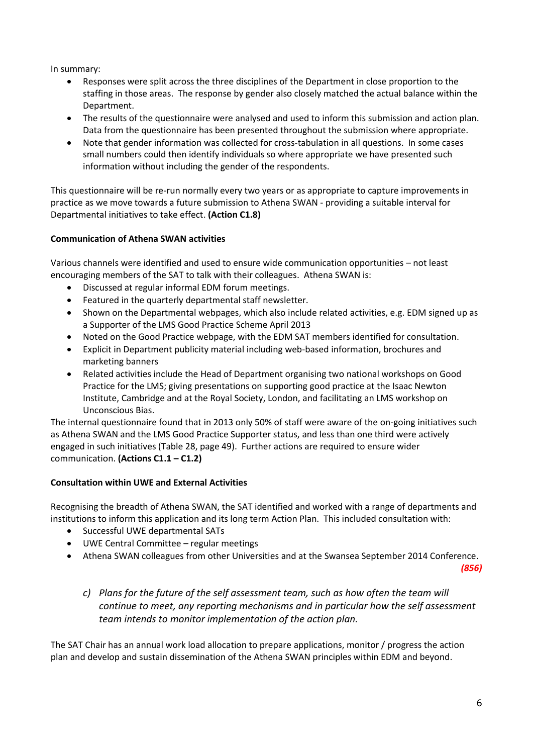In summary:

- Responses were split across the three disciplines of the Department in close proportion to the staffing in those areas. The response by gender also closely matched the actual balance within the Department.
- The results of the questionnaire were analysed and used to inform this submission and action plan. Data from the questionnaire has been presented throughout the submission where appropriate.
- Note that gender information was collected for cross-tabulation in all questions. In some cases small numbers could then identify individuals so where appropriate we have presented such information without including the gender of the respondents.

This questionnaire will be re-run normally every two years or as appropriate to capture improvements in practice as we move towards a future submission to Athena SWAN - providing a suitable interval for Departmental initiatives to take effect. **(Action C1.8)**

**Communication of Athena SWAN activities**

Various channels were identified and used to ensure wide communication opportunities – not least encouraging members of the SAT to talk with their colleagues. Athena SWAN is:

- Discussed at regular informal EDM forum meetings.
- Featured in the quarterly departmental staff newsletter.
- Shown on the Departmental webpages, which also include related activities, e.g. EDM signed up as a Supporter of the LMS Good Practice Scheme April 2013
- Noted on the Good Practice webpage, with the EDM SAT members identified for consultation.
- Explicit in Department publicity material including web-based information, brochures and marketing banners
- Related activities include the Head of Department organising two national workshops on Good Practice for the LMS; giving presentations on supporting good practice at the Isaac Newton Institute, Cambridge and at the Royal Society, London, and facilitating an LMS workshop on Unconscious Bias.

The internal questionnaire found that in 2013 only 50% of staff were aware of the on-going initiatives such as Athena SWAN and the LMS Good Practice Supporter status, and less than one third were actively engaged in such initiatives (Table 28, page 49). Further actions are required to ensure wider communication. **(Actions C1.1 – C1.2)**

**Consultation within UWE and External Activities**

Recognising the breadth of Athena SWAN, the SAT identified and worked with a range of departments and institutions to inform this application and its long term Action Plan. This included consultation with:

- Successful UWE departmental SATs
- UWE Central Committee – regular meetings
- Athena SWAN colleagues from other Universities and at the Swansea September 2014 Conference.

***(856)***

c) *Plans for the future of the self assessment team, such as how often the team will continue to meet, any reporting mechanisms and in particular how the self assessment team intends to monitor implementation of the action plan.*

The SAT Chair has an annual work load allocation to prepare applications, monitor / progress the action plan and develop and sustain dissemination of the Athena SWAN principles within EDM and beyond.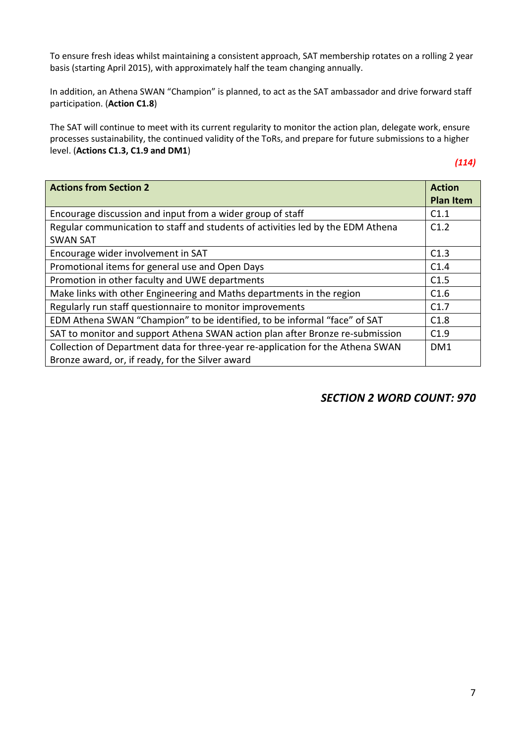To ensure fresh ideas whilst maintaining a consistent approach, SAT membership rotates on a rolling 2 year basis (starting April 2015), with approximately half the team changing annually.

In addition, an Athena SWAN "Champion" is planned, to act as the SAT ambassador and drive forward staff participation. (**Action C1.8**)

The SAT will continue to meet with its current regularity to monitor the action plan, delegate work, ensure processes sustainability, the continued validity of the ToRs, and prepare for future submissions to a higher level. (**Actions C1.3, C1.9 and DM1**)

***(114)***

| **Actions from Section 2** | **Action Plan Item** |
|---|---|
| Encourage discussion and input from a wider group of staff | C1.1 |
| Regular communication to staff and students of activities led by the EDM Athena SWAN SAT | C1.2 |
| Encourage wider involvement in SAT | C1.3 |
| Promotional items for general use and Open Days | C1.4 |
| Promotion in other faculty and UWE departments | C1.5 |
| Make links with other Engineering and Maths departments in the region | C1.6 |
| Regularly run staff questionnaire to monitor improvements | C1.7 |
| EDM Athena SWAN "Champion" to be identified, to be informal "face" of SAT | C1.8 |
| SAT to monitor and support Athena SWAN action plan after Bronze re-submission | C1.9 |
| Collection of Department data for three-year re-application for the Athena SWAN Bronze award, or, if ready, for the Silver award | DM1 |

***SECTION 2 WORD COUNT: 970***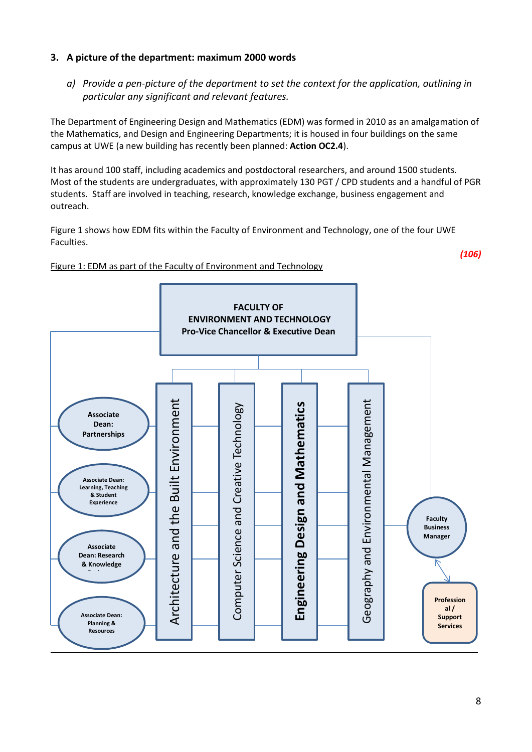## 3. A picture of the department: maximum 2000 words

*a) Provide a pen-picture of the department to set the context for the application, outlining in particular any significant and relevant features.*

The Department of Engineering Design and Mathematics (EDM) was formed in 2010 as an amalgamation of the Mathematics, and Design and Engineering Departments; it is housed in four buildings on the same campus at UWE (a new building has recently been planned: **Action OC2.4**).

It has around 100 staff, including academics and postdoctoral researchers, and around 1500 students. Most of the students are undergraduates, with approximately 130 PGT / CPD students and a handful of PGR students. Staff are involved in teaching, research, knowledge exchange, business engagement and outreach.

Figure 1 shows how EDM fits within the Faculty of Environment and Technology, one of the four UWE Faculties.

***(106)***

Figure 1: EDM as part of the Faculty of Environment and Technology

FACULTY OF ENVIRONMENT AND TECHNOLOGY
Pro-Vice Chancellor & Executive Dean

Associate Dean: Partnerships
Associate Dean: Learning, Teaching & Student Experience
Associate Dean: Research & Knowledge ...
Associate Dean: Planning & Resources

Architecture and the Built Environment
Computer Science and Creative Technology
Engineering Design and Mathematics
Geography and Environmental Management

Faculty Business Manager
Professional / Support Services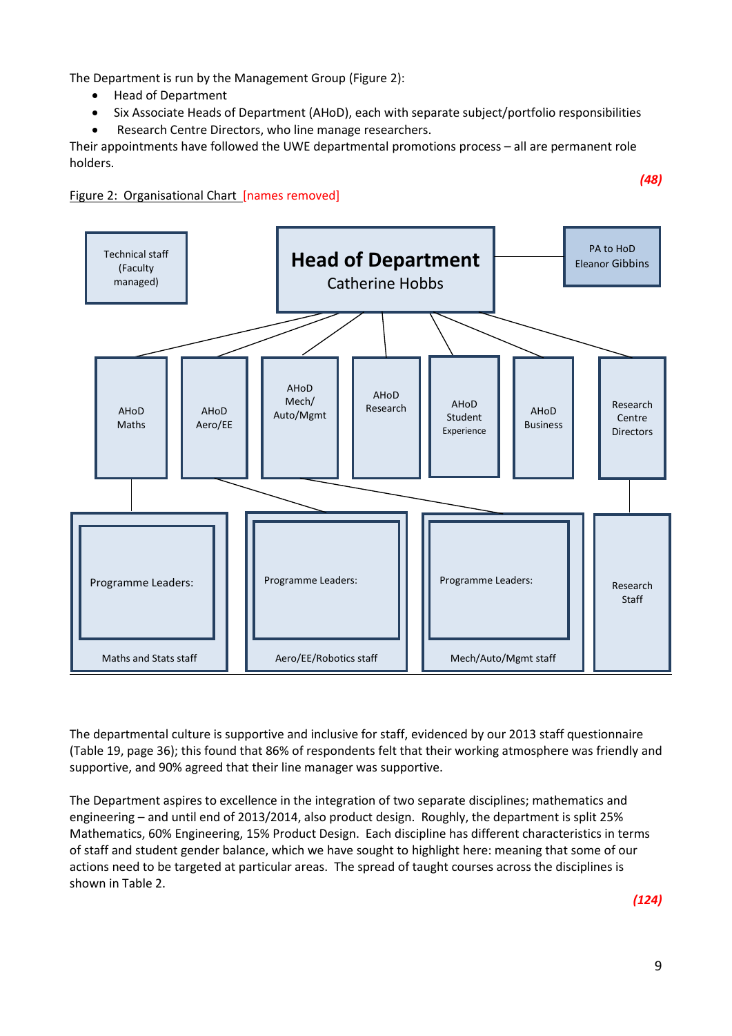The Department is run by the Management Group (Figure 2):

- Head of Department
- Six Associate Heads of Department (AHoD), each with separate subject/portfolio responsibilities
- Research Centre Directors, who line manage researchers.

Their appointments have followed the UWE departmental promotions process – all are permanent role holders.

*(48)*

Figure 2: Organisational Chart [names removed]

Technical staff (Faculty managed)

**Head of Department**
Catherine Hobbs

PA to HoD
Eleanor Gibbins

AHoD Maths

AHoD Aero/EE

AHoD Mech/ Auto/Mgmt

AHoD Research

AHoD Student Experience

AHoD Business

Research Centre Directors

Programme Leaders:

Maths and Stats staff

Programme Leaders:

Aero/EE/Robotics staff

Programme Leaders:

Mech/Auto/Mgmt staff

Research Staff

The departmental culture is supportive and inclusive for staff, evidenced by our 2013 staff questionnaire (Table 19, page 36); this found that 86% of respondents felt that their working atmosphere was friendly and supportive, and 90% agreed that their line manager was supportive.

The Department aspires to excellence in the integration of two separate disciplines; mathematics and engineering – and until end of 2013/2014, also product design. Roughly, the department is split 25% Mathematics, 60% Engineering, 15% Product Design. Each discipline has different characteristics in terms of staff and student gender balance, which we have sought to highlight here: meaning that some of our actions need to be targeted at particular areas. The spread of taught courses across the disciplines is shown in Table 2.

*(124)*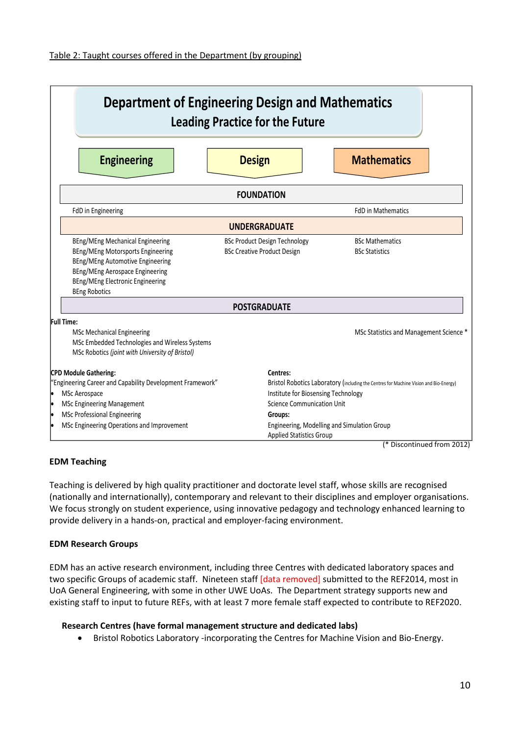Table 2: Taught courses offered in the Department (by grouping)

## Department of Engineering Design and Mathematics
### Leading Practice for the Future

| Engineering | Design | Mathematics |
|---|---|---|
| **FOUNDATION** | | |
| FdD in Engineering | | FdD in Mathematics |
| **UNDERGRADUATE** | | |
| BEng/MEng Mechanical Engineering<br>BEng/MEng Motorsports Engineering<br>BEng/MEng Automotive Engineering<br>BEng/MEng Aerospace Engineering<br>BEng/MEng Electronic Engineering<br>BEng Robotics | BSc Product Design Technology<br>BSc Creative Product Design | BSc Mathematics<br>BSc Statistics |
| **POSTGRADUATE** | | |
| **Full Time:**<br>MSc Mechanical Engineering<br>MSc Embedded Technologies and Wireless Systems<br>MSc Robotics *(joint with University of Bristol)* | | MSc Statistics and Management Science * |
| **CPD Module Gathering:**<br>"Engineering Career and Capability Development Framework"<br>• MSc Aerospace<br>• MSc Engineering Management<br>• MSc Professional Engineering<br>• MSc Engineering Operations and Improvement | **Centres:**<br>Bristol Robotics Laboratory (including the Centres for Machine Vision and Bio-Energy)<br>Institute for Biosensing Technology<br>Science Communication Unit<br>**Groups:**<br>Engineering, Modelling and Simulation Group<br>Applied Statistics Group | |

(* Discontinued from 2012)

**EDM Teaching**

Teaching is delivered by high quality practitioner and doctorate level staff, whose skills are recognised (nationally and internationally), contemporary and relevant to their disciplines and employer organisations. We focus strongly on student experience, using innovative pedagogy and technology enhanced learning to provide delivery in a hands-on, practical and employer-facing environment.

**EDM Research Groups**

EDM has an active research environment, including three Centres with dedicated laboratory spaces and two specific Groups of academic staff. Nineteen staff [data removed] submitted to the REF2014, most in UoA General Engineering, with some in other UWE UoAs. The Department strategy supports new and existing staff to input to future REFs, with at least 7 more female staff expected to contribute to REF2020.

**Research Centres (have formal management structure and dedicated labs)**

- Bristol Robotics Laboratory -incorporating the Centres for Machine Vision and Bio-Energy.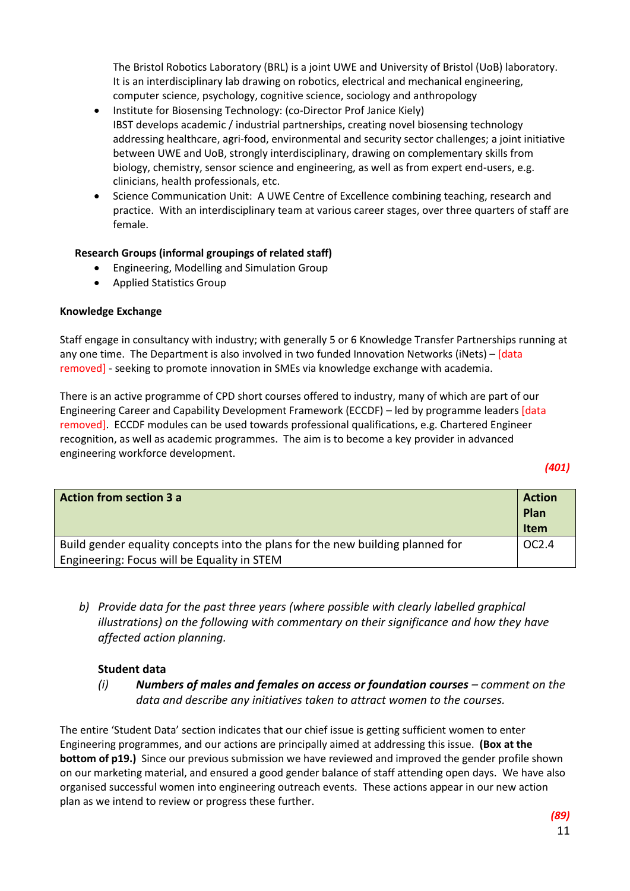The Bristol Robotics Laboratory (BRL) is a joint UWE and University of Bristol (UoB) laboratory. It is an interdisciplinary lab drawing on robotics, electrical and mechanical engineering, computer science, psychology, cognitive science, sociology and anthropology

- Institute for Biosensing Technology: (co-Director Prof Janice Kiely)
  IBST develops academic / industrial partnerships, creating novel biosensing technology addressing healthcare, agri-food, environmental and security sector challenges; a joint initiative between UWE and UoB, strongly interdisciplinary, drawing on complementary skills from biology, chemistry, sensor science and engineering, as well as from expert end-users, e.g. clinicians, health professionals, etc.
- Science Communication Unit: A UWE Centre of Excellence combining teaching, research and practice. With an interdisciplinary team at various career stages, over three quarters of staff are female.

**Research Groups (informal groupings of related staff)**

- Engineering, Modelling and Simulation Group
- Applied Statistics Group

**Knowledge Exchange**

Staff engage in consultancy with industry; with generally 5 or 6 Knowledge Transfer Partnerships running at any one time. The Department is also involved in two funded Innovation Networks (iNets) – [data removed] - seeking to promote innovation in SMEs via knowledge exchange with academia.

There is an active programme of CPD short courses offered to industry, many of which are part of our Engineering Career and Capability Development Framework (ECCDF) – led by programme leaders [data removed]. ECCDF modules can be used towards professional qualifications, e.g. Chartered Engineer recognition, as well as academic programmes. The aim is to become a key provider in advanced engineering workforce development.

***(401)***

| Action from section 3 a | Action Plan Item |
|---|---|
| Build gender equality concepts into the plans for the new building planned for Engineering: Focus will be Equality in STEM | OC2.4 |

b) *Provide data for the past three years (where possible with clearly labelled graphical illustrations) on the following with commentary on their significance and how they have affected action planning.*

**Student data**

(i) ***Numbers of males and females on access or foundation courses*** *– comment on the data and describe any initiatives taken to attract women to the courses.*

The entire 'Student Data' section indicates that our chief issue is getting sufficient women to enter Engineering programmes, and our actions are principally aimed at addressing this issue. **(Box at the bottom of p19.)** Since our previous submission we have reviewed and improved the gender profile shown on our marketing material, and ensured a good gender balance of staff attending open days. We have also organised successful women into engineering outreach events. These actions appear in our new action plan as we intend to review or progress these further.

***(89)***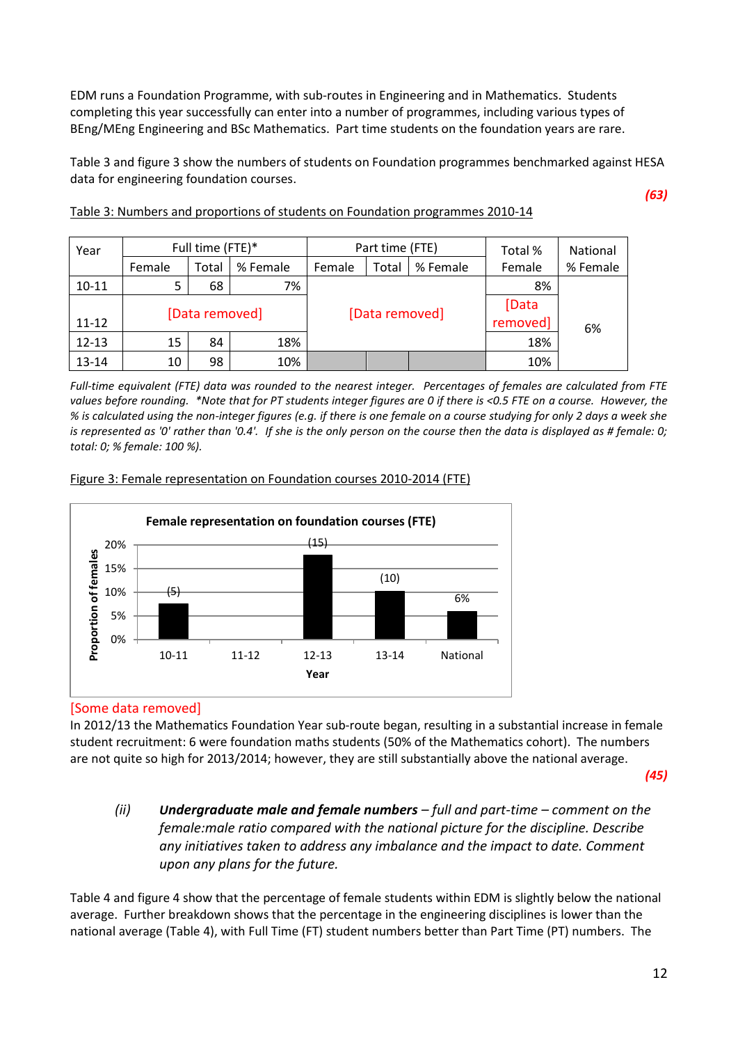EDM runs a Foundation Programme, with sub-routes in Engineering and in Mathematics. Students completing this year successfully can enter into a number of programmes, including various types of BEng/MEng Engineering and BSc Mathematics. Part time students on the foundation years are rare.

Table 3 and figure 3 show the numbers of students on Foundation programmes benchmarked against HESA data for engineering foundation courses.

***(63)***

Table 3: Numbers and proportions of students on Foundation programmes 2010-14

| Year | Full time (FTE)* | | | Part time (FTE) | | | Total % Female | National % Female |
|---|---|---|---|---|---|---|---|---|
| | Female | Total | % Female | Female | Total | % Female | | |
| 10-11 | 5 | 68 | 7% | [Data removed] | | | 8% | 6% |
| 11-12 | [Data removed] | | | | | | [Data removed] | |
| 12-13 | 15 | 84 | 18% | | | | 18% | |
| 13-14 | 10 | 98 | 10% | | | | 10% | |

*Full-time equivalent (FTE) data was rounded to the nearest integer. Percentages of females are calculated from FTE values before rounding. \*Note that for PT students integer figures are 0 if there is <0.5 FTE on a course. However, the % is calculated using the non-integer figures (e.g. if there is one female on a course studying for only 2 days a week she is represented as '0' rather than '0.4'. If she is the only person on the course then the data is displayed as # female: 0; total: 0; % female: 100 %).*

Figure 3: Female representation on Foundation courses 2010-2014 (FTE)

[Some data removed]

In 2012/13 the Mathematics Foundation Year sub-route began, resulting in a substantial increase in female student recruitment: 6 were foundation maths students (50% of the Mathematics cohort). The numbers are not quite so high for 2013/2014; however, they are still substantially above the national average.

***(45)***

*(ii)* ***Undergraduate male and female numbers*** *– full and part-time – comment on the female:male ratio compared with the national picture for the discipline. Describe any initiatives taken to address any imbalance and the impact to date. Comment upon any plans for the future.*

Table 4 and figure 4 show that the percentage of female students within EDM is slightly below the national average. Further breakdown shows that the percentage in the engineering disciplines is lower than the national average (Table 4), with Full Time (FT) student numbers better than Part Time (PT) numbers. The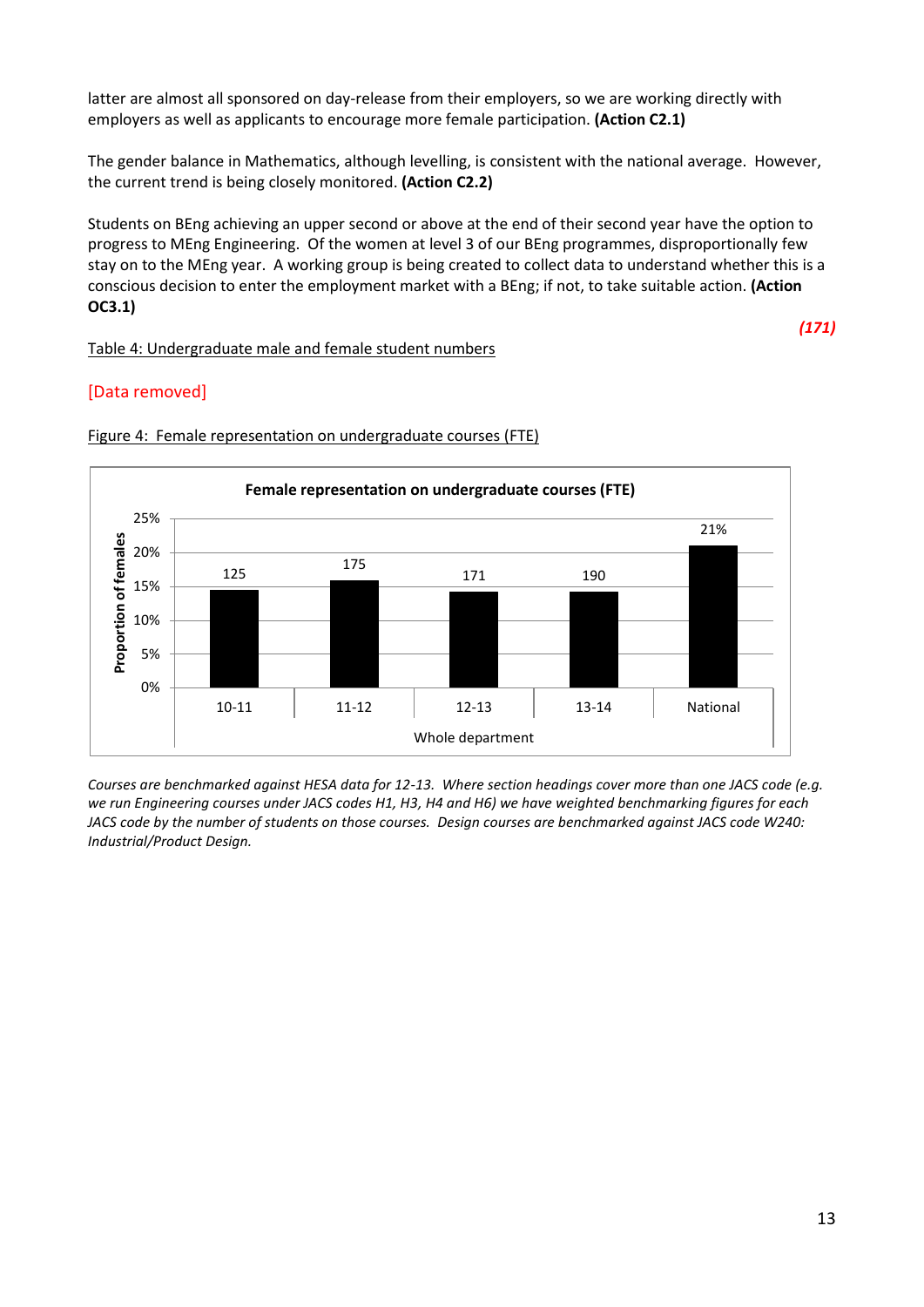latter are almost all sponsored on day-release from their employers, so we are working directly with employers as well as applicants to encourage more female participation. **(Action C2.1)**

The gender balance in Mathematics, although levelling, is consistent with the national average. However, the current trend is being closely monitored. **(Action C2.2)**

Students on BEng achieving an upper second or above at the end of their second year have the option to progress to MEng Engineering. Of the women at level 3 of our BEng programmes, disproportionally few stay on to the MEng year. A working group is being created to collect data to understand whether this is a conscious decision to enter the employment market with a BEng; if not, to take suitable action. **(Action OC3.1)**

***(171)***

Table 4: Undergraduate male and female student numbers

[Data removed]

Figure 4: Female representation on undergraduate courses (FTE)

Female representation on undergraduate courses (FTE)

Proportion of females

25%
20%
15%
10%
5%
0%

125
175
171
190
21%

10-11
11-12
12-13
13-14
National

Whole department

*Courses are benchmarked against HESA data for 12-13. Where section headings cover more than one JACS code (e.g. we run Engineering courses under JACS codes H1, H3, H4 and H6) we have weighted benchmarking figures for each JACS code by the number of students on those courses. Design courses are benchmarked against JACS code W240: Industrial/Product Design.*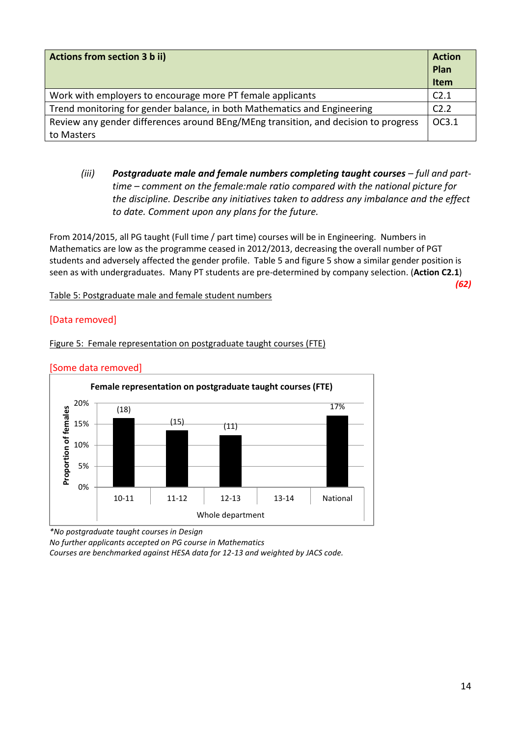| Actions from section 3 b ii) | Action Plan Item |
|---|---|
| Work with employers to encourage more PT female applicants | C2.1 |
| Trend monitoring for gender balance, in both Mathematics and Engineering | C2.2 |
| Review any gender differences around BEng/MEng transition, and decision to progress to Masters | OC3.1 |

*(iii)* ***Postgraduate male and female numbers completing taught courses*** *– full and part-time – comment on the female:male ratio compared with the national picture for the discipline. Describe any initiatives taken to address any imbalance and the effect to date. Comment upon any plans for the future.*

From 2014/2015, all PG taught (Full time / part time) courses will be in Engineering. Numbers in Mathematics are low as the programme ceased in 2012/2013, decreasing the overall number of PGT students and adversely affected the gender profile. Table 5 and figure 5 show a similar gender position is seen as with undergraduates. Many PT students are pre-determined by company selection. (**Action C2.1**)

***(62)***

Table 5: Postgraduate male and female student numbers

[Data removed]

Figure 5: Female representation on postgraduate taught courses (FTE)

[Some data removed]

**Female representation on postgraduate taught courses (FTE)**

| Whole department | Proportion of females |
|---|---|
| 10-11 | (18) |
| 11-12 | (15) |
| 12-13 | (11) |
| 13-14 | |
| National | 17% |

*\*No postgraduate taught courses in Design*
*No further applicants accepted on PG course in Mathematics*
*Courses are benchmarked against HESA data for 12-13 and weighted by JACS code.*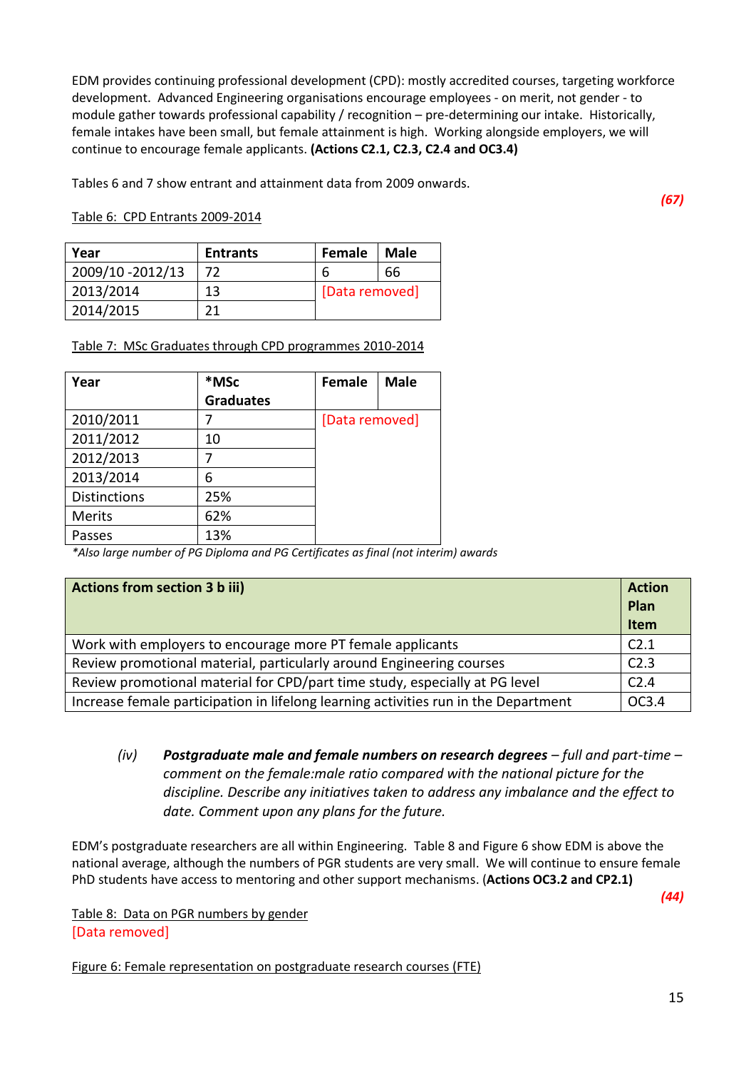EDM provides continuing professional development (CPD): mostly accredited courses, targeting workforce development. Advanced Engineering organisations encourage employees - on merit, not gender - to module gather towards professional capability / recognition – pre-determining our intake. Historically, female intakes have been small, but female attainment is high. Working alongside employers, we will continue to encourage female applicants. **(Actions C2.1, C2.3, C2.4 and OC3.4)**

Tables 6 and 7 show entrant and attainment data from 2009 onwards.

***(67)***

Table 6: CPD Entrants 2009-2014

| Year | Entrants | Female | Male |
|---|---|---|---|
| 2009/10 -2012/13 | 72 | 6 | 66 |
| 2013/2014 | 13 | [Data removed] | |
| 2014/2015 | 21 | | |

Table 7: MSc Graduates through CPD programmes 2010-2014

| Year | *MSc Graduates | Female | Male |
|---|---|---|---|
| 2010/2011 | 7 | [Data removed] | |
| 2011/2012 | 10 | | |
| 2012/2013 | 7 | | |
| 2013/2014 | 6 | | |
| Distinctions | 25% | | |
| Merits | 62% | | |
| Passes | 13% | | |

*Also large number of PG Diploma and PG Certificates as final (not interim) awards*

| Actions from section 3 b iii) | Action Plan Item |
|---|---|
| Work with employers to encourage more PT female applicants | C2.1 |
| Review promotional material, particularly around Engineering courses | C2.3 |
| Review promotional material for CPD/part time study, especially at PG level | C2.4 |
| Increase female participation in lifelong learning activities run in the Department | OC3.4 |

*(iv)* ***Postgraduate male and female numbers on research degrees*** *– full and part-time – comment on the female:male ratio compared with the national picture for the discipline. Describe any initiatives taken to address any imbalance and the effect to date. Comment upon any plans for the future.*

EDM's postgraduate researchers are all within Engineering. Table 8 and Figure 6 show EDM is above the national average, although the numbers of PGR students are very small. We will continue to ensure female PhD students have access to mentoring and other support mechanisms. (**Actions OC3.2 and CP2.1)**

***(44)***

Table 8: Data on PGR numbers by gender

[Data removed]

Figure 6: Female representation on postgraduate research courses (FTE)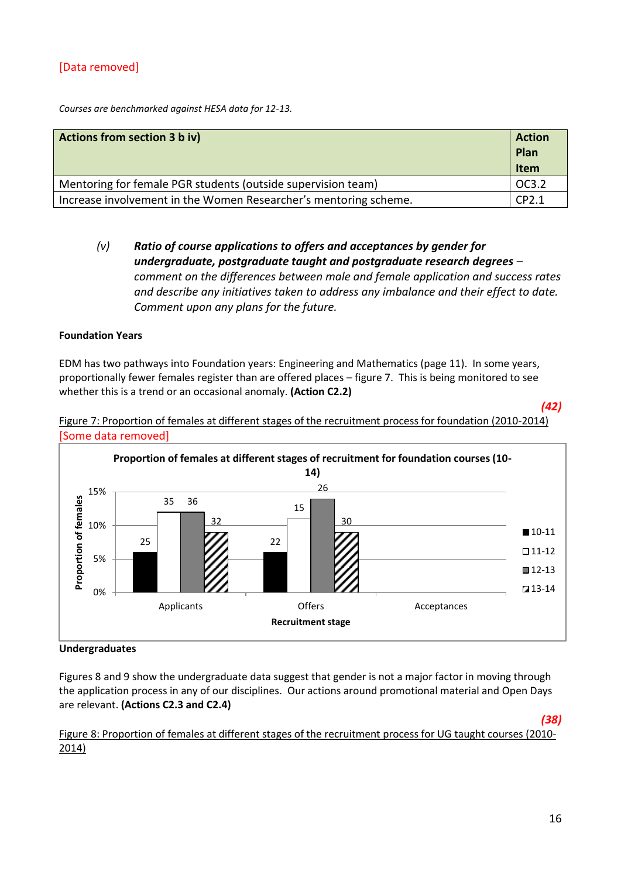[Data removed]

*Courses are benchmarked against HESA data for 12-13.*

| Actions from section 3 b iv) | Action Plan Item |
|---|---|
| Mentoring for female PGR students (outside supervision team) | OC3.2 |
| Increase involvement in the Women Researcher's mentoring scheme. | CP2.1 |

*(v)* ***Ratio of course applications to offers and acceptances by gender for undergraduate, postgraduate taught and postgraduate research degrees*** *– comment on the differences between male and female application and success rates and describe any initiatives taken to address any imbalance and their effect to date. Comment upon any plans for the future.*

**Foundation Years**

EDM has two pathways into Foundation years: Engineering and Mathematics (page 11). In some years, proportionally fewer females register than are offered places – figure 7. This is being monitored to see whether this is a trend or an occasional anomaly. **(Action C2.2)**

***(42)***

Figure 7: Proportion of females at different stages of the recruitment process for foundation (2010-2014)

[Some data removed]

**Proportion of females at different stages of recruitment for foundation courses (10-14)**

Proportion of females

15%
10%
5%
0%

Applicants: 25, 35, 36, 32
Offers: 22, 15, 26, 30
Acceptances

**Recruitment stage**

10-11
11-12
12-13
13-14

**Undergraduates**

Figures 8 and 9 show the undergraduate data suggest that gender is not a major factor in moving through the application process in any of our disciplines. Our actions around promotional material and Open Days are relevant. **(Actions C2.3 and C2.4)**

***(38)***

Figure 8: Proportion of females at different stages of the recruitment process for UG taught courses (2010-2014)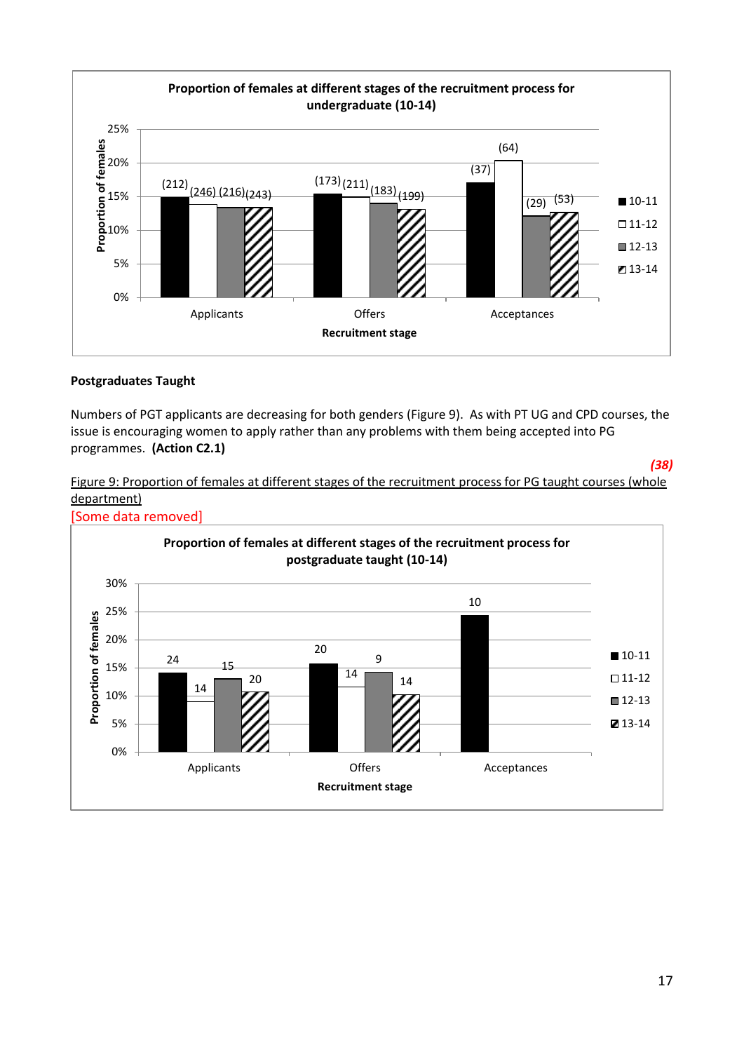Proportion of females at different stages of the recruitment process for undergraduate (10-14)

25%
20%
15%
10%
5%
0%

Proportion of females

(212) (246) (216) (243)
(173) (211) (183) (199)
(37) (64) (29) (53)

Applicants
Offers
Acceptances

Recruitment stage

10-11
11-12
12-13
13-14

**Postgraduates Taught**

Numbers of PGT applicants are decreasing for both genders (Figure 9). As with PT UG and CPD courses, the issue is encouraging women to apply rather than any problems with them being accepted into PG programmes. **(Action C2.1)**

***(38)***

Figure 9: Proportion of females at different stages of the recruitment process for PG taught courses (whole department)

[Some data removed]

Proportion of females at different stages of the recruitment process for postgraduate taught (10-14)

30%
25%
20%
15%
10%
5%
0%

Proportion of females

24 14 15 20
20 14 9 14
10

Applicants
Offers
Acceptances

Recruitment stage

10-11
11-12
12-13
13-14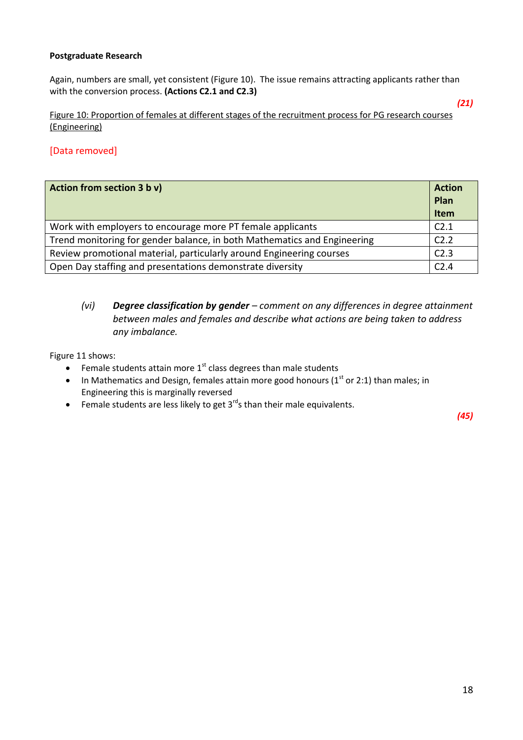**Postgraduate Research**

Again, numbers are small, yet consistent (Figure 10). The issue remains attracting applicants rather than with the conversion process. **(Actions C2.1 and C2.3)**

***(21)***

Figure 10: Proportion of females at different stages of the recruitment process for PG research courses (Engineering)

[Data removed]

| Action from section 3 b v) | Action Plan Item |
|---|---|
| Work with employers to encourage more PT female applicants | C2.1 |
| Trend monitoring for gender balance, in both Mathematics and Engineering | C2.2 |
| Review promotional material, particularly around Engineering courses | C2.3 |
| Open Day staffing and presentations demonstrate diversity | C2.4 |

*(vi)* ***Degree classification by gender** – comment on any differences in degree attainment between males and females and describe what actions are being taken to address any imbalance.*

Figure 11 shows:

- Female students attain more 1st class degrees than male students
- In Mathematics and Design, females attain more good honours (1st or 2:1) than males; in Engineering this is marginally reversed
- Female students are less likely to get 3rds than their male equivalents.

***(45)***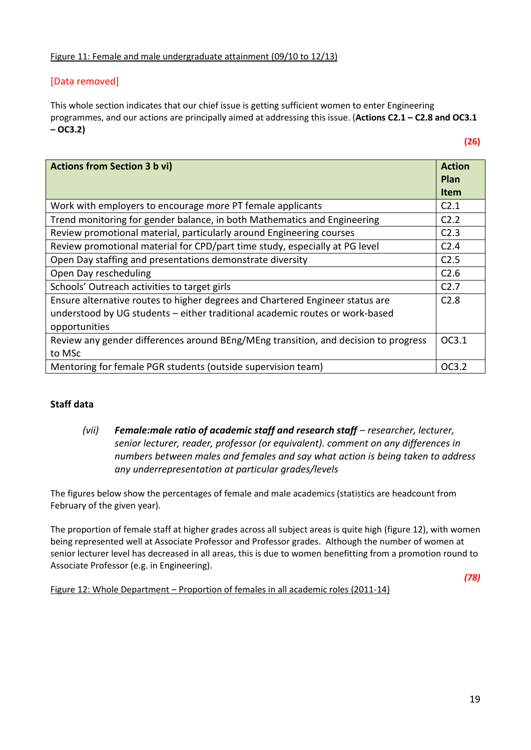Figure 11: Female and male undergraduate attainment (09/10 to 12/13)

[Data removed]

This whole section indicates that our chief issue is getting sufficient women to enter Engineering programmes, and our actions are principally aimed at addressing this issue. (**Actions C2.1 – C2.8 and OC3.1 – OC3.2**)

**(26)**

| **Actions from Section 3 b vi)** | **Action Plan Item** |
|---|---|
| Work with employers to encourage more PT female applicants | C2.1 |
| Trend monitoring for gender balance, in both Mathematics and Engineering | C2.2 |
| Review promotional material, particularly around Engineering courses | C2.3 |
| Review promotional material for CPD/part time study, especially at PG level | C2.4 |
| Open Day staffing and presentations demonstrate diversity | C2.5 |
| Open Day rescheduling | C2.6 |
| Schools' Outreach activities to target girls | C2.7 |
| Ensure alternative routes to higher degrees and Chartered Engineer status are understood by UG students – either traditional academic routes or work-based opportunities | C2.8 |
| Review any gender differences around BEng/MEng transition, and decision to progress to MSc | OC3.1 |
| Mentoring for female PGR students (outside supervision team) | OC3.2 |

**Staff data**

*(vii)* ***Female:male ratio of academic staff and research staff** – researcher, lecturer, senior lecturer, reader, professor (or equivalent). comment on any differences in numbers between males and females and say what action is being taken to address any underrepresentation at particular grades/levels*

The figures below show the percentages of female and male academics (statistics are headcount from February of the given year).

The proportion of female staff at higher grades across all subject areas is quite high (figure 12), with women being represented well at Associate Professor and Professor grades. Although the number of women at senior lecturer level has decreased in all areas, this is due to women benefitting from a promotion round to Associate Professor (e.g. in Engineering).

***(78)***

Figure 12: Whole Department – Proportion of females in all academic roles (2011-14)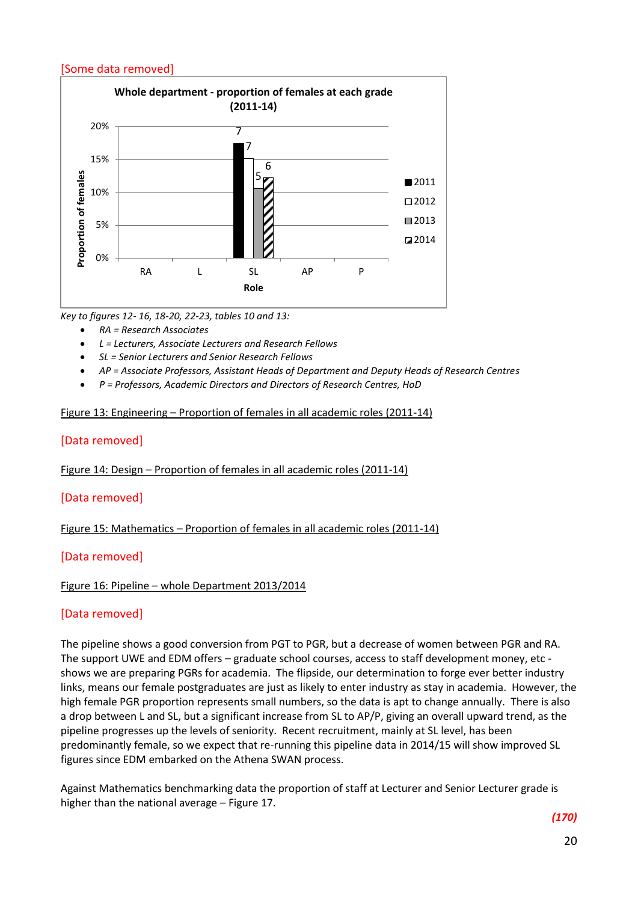[Some data removed]

**Whole department - proportion of females at each grade (2011-14)**

20%
15%
10%
5%
0%

Proportion of females

7
7
5
6

RA
L
SL
AP
P

Role

2011
2012
2013
2014

*Key to figures 12- 16, 18-20, 22-23, tables 10 and 13:*

- *RA = Research Associates*
- *L = Lecturers, Associate Lecturers and Research Fellows*
- *SL = Senior Lecturers and Senior Research Fellows*
- *AP = Associate Professors, Assistant Heads of Department and Deputy Heads of Research Centres*
- *P = Professors, Academic Directors and Directors of Research Centres, HoD*

Figure 13: Engineering – Proportion of females in all academic roles (2011-14)

[Data removed]

Figure 14: Design – Proportion of females in all academic roles (2011-14)

[Data removed]

Figure 15: Mathematics – Proportion of females in all academic roles (2011-14)

[Data removed]

Figure 16: Pipeline – whole Department 2013/2014

[Data removed]

The pipeline shows a good conversion from PGT to PGR, but a decrease of women between PGR and RA. The support UWE and EDM offers – graduate school courses, access to staff development money, etc - shows we are preparing PGRs for academia. The flipside, our determination to forge ever better industry links, means our female postgraduates are just as likely to enter industry as stay in academia. However, the high female PGR proportion represents small numbers, so the data is apt to change annually. There is also a drop between L and SL, but a significant increase from SL to AP/P, giving an overall upward trend, as the pipeline progresses up the levels of seniority. Recent recruitment, mainly at SL level, has been predominantly female, so we expect that re-running this pipeline data in 2014/15 will show improved SL figures since EDM embarked on the Athena SWAN process.

Against Mathematics benchmarking data the proportion of staff at Lecturer and Senior Lecturer grade is higher than the national average – Figure 17.

*(170)*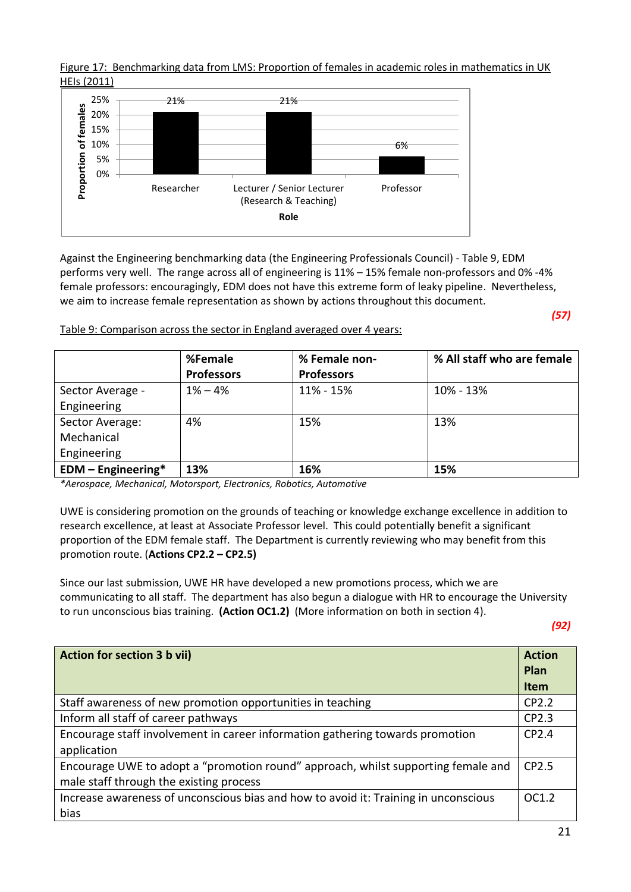Figure 17: Benchmarking data from LMS: Proportion of females in academic roles in mathematics in UK HEIs (2011)

Proportion of females

25%
20%
15%
10%
5%
0%

21%
21%
6%

Researcher
Lecturer / Senior Lecturer (Research & Teaching)
Professor

Role

Against the Engineering benchmarking data (the Engineering Professionals Council) - Table 9, EDM performs very well. The range across all of engineering is 11% – 15% female non-professors and 0% -4% female professors: encouragingly, EDM does not have this extreme form of leaky pipeline. Nevertheless, we aim to increase female representation as shown by actions throughout this document.

***(57)***

Table 9: Comparison across the sector in England averaged over 4 years:

| | **%Female Professors** | **% Female non-Professors** | **% All staff who are female** |
|---|---|---|---|
| Sector Average - Engineering | 1% – 4% | 11% - 15% | 10% - 13% |
| Sector Average: Mechanical Engineering | 4% | 15% | 13% |
| **EDM – Engineering*** | **13%** | **16%** | **15%** |

*\*Aerospace, Mechanical, Motorsport, Electronics, Robotics, Automotive*

UWE is considering promotion on the grounds of teaching or knowledge exchange excellence in addition to research excellence, at least at Associate Professor level. This could potentially benefit a significant proportion of the EDM female staff. The Department is currently reviewing who may benefit from this promotion route. (**Actions CP2.2 – CP2.5)**

Since our last submission, UWE HR have developed a new promotions process, which we are communicating to all staff. The department has also begun a dialogue with HR to encourage the University to run unconscious bias training. **(Action OC1.2)** (More information on both in section 4).

***(92)***

| **Action for section 3 b vii)** | **Action Plan Item** |
|---|---|
| Staff awareness of new promotion opportunities in teaching | CP2.2 |
| Inform all staff of career pathways | CP2.3 |
| Encourage staff involvement in career information gathering towards promotion application | CP2.4 |
| Encourage UWE to adopt a "promotion round" approach, whilst supporting female and male staff through the existing process | CP2.5 |
| Increase awareness of unconscious bias and how to avoid it: Training in unconscious bias | OC1.2 |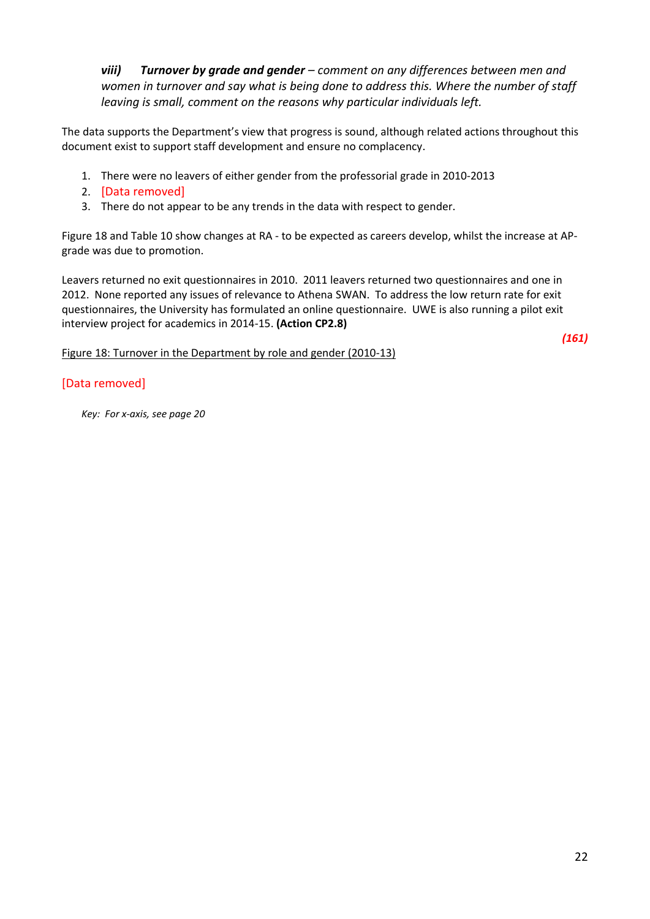***viii) Turnover by grade and gender*** *– comment on any differences between men and women in turnover and say what is being done to address this. Where the number of staff leaving is small, comment on the reasons why particular individuals left.*

The data supports the Department's view that progress is sound, although related actions throughout this document exist to support staff development and ensure no complacency.

1. There were no leavers of either gender from the professorial grade in 2010-2013
2. [Data removed]
3. There do not appear to be any trends in the data with respect to gender.

Figure 18 and Table 10 show changes at RA - to be expected as careers develop, whilst the increase at AP-grade was due to promotion.

Leavers returned no exit questionnaires in 2010. 2011 leavers returned two questionnaires and one in 2012. None reported any issues of relevance to Athena SWAN. To address the low return rate for exit questionnaires, the University has formulated an online questionnaire. UWE is also running a pilot exit interview project for academics in 2014-15. **(Action CP2.8)**

***(161)***

Figure 18: Turnover in the Department by role and gender (2010-13)

[Data removed]

*Key: For x-axis, see page 20*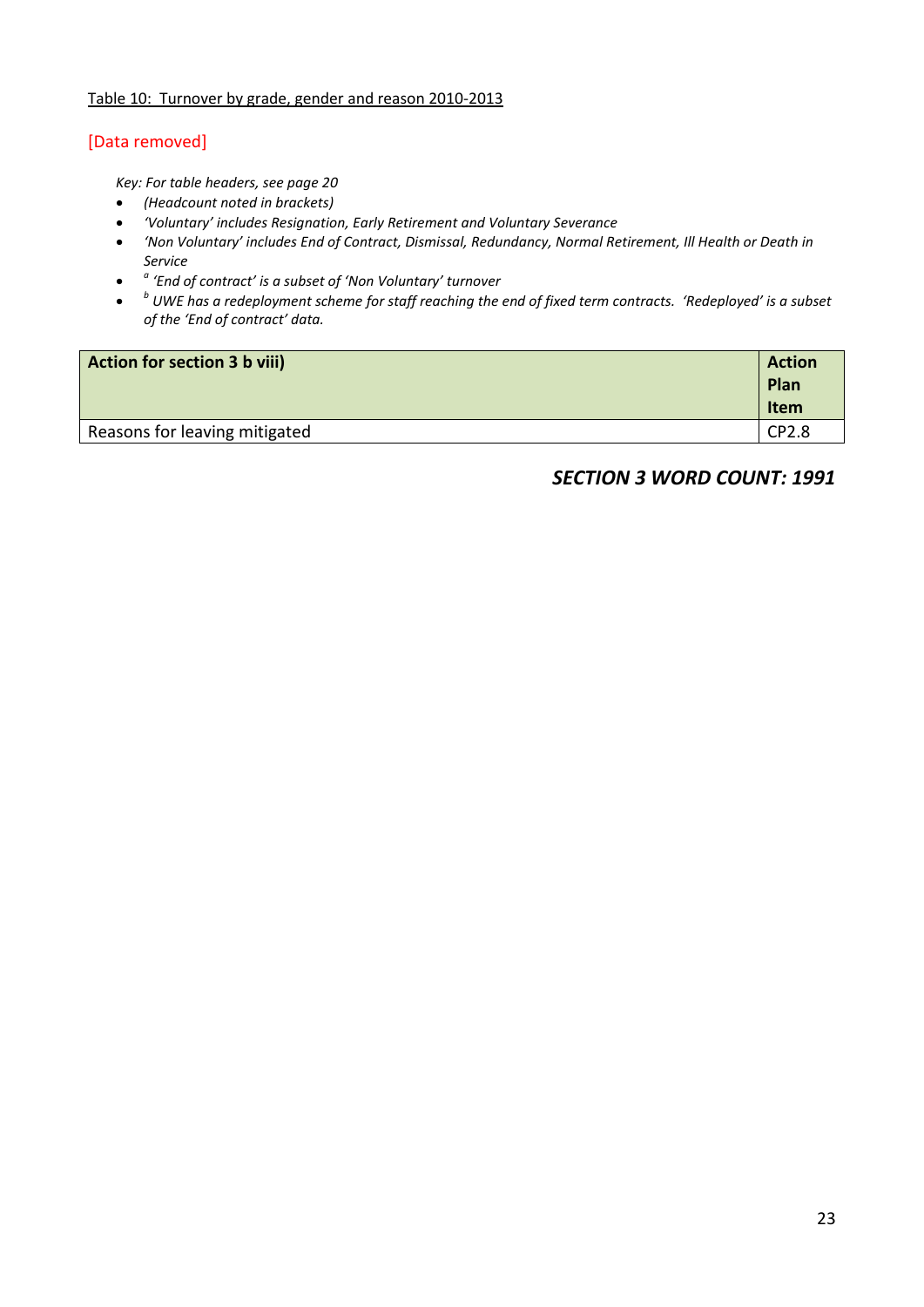Table 10: Turnover by grade, gender and reason 2010-2013

[Data removed]

*Key: For table headers, see page 20*

- *(Headcount noted in brackets)*
- *'Voluntary' includes Resignation, Early Retirement and Voluntary Severance*
- *'Non Voluntary' includes End of Contract, Dismissal, Redundancy, Normal Retirement, Ill Health or Death in Service*
- *[a] 'End of contract' is a subset of 'Non Voluntary' turnover*
- *[b] UWE has a redeployment scheme for staff reaching the end of fixed term contracts. 'Redeployed' is a subset of the 'End of contract' data.*

| **Action for section 3 b viii)** | **Action Plan Item** |
|---|---|
| Reasons for leaving mitigated | CP2.8 |

***SECTION 3 WORD COUNT: 1991***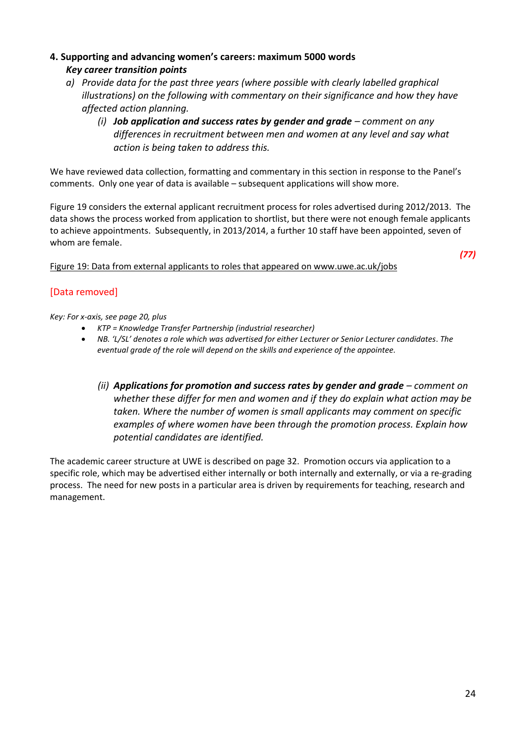**4. Supporting and advancing women's careers: maximum 5000 words**

***Key career transition points***

a) *Provide data for the past three years (where possible with clearly labelled graphical illustrations) on the following with commentary on their significance and how they have affected action planning.*

   (i) ***Job application and success rates by gender and grade*** *– comment on any differences in recruitment between men and women at any level and say what action is being taken to address this.*

We have reviewed data collection, formatting and commentary in this section in response to the Panel's comments. Only one year of data is available – subsequent applications will show more.

Figure 19 considers the external applicant recruitment process for roles advertised during 2012/2013. The data shows the process worked from application to shortlist, but there were not enough female applicants to achieve appointments. Subsequently, in 2013/2014, a further 10 staff have been appointed, seven of whom are female.

***(77)***

Figure 19: Data from external applicants to roles that appeared on www.uwe.ac.uk/jobs

[Data removed]

*Key: For x-axis, see page 20, plus*

- *KTP = Knowledge Transfer Partnership (industrial researcher)*
- *NB. 'L/SL' denotes a role which was advertised for either Lecturer or Senior Lecturer candidates. The eventual grade of the role will depend on the skills and experience of the appointee.*

   (ii) ***Applications for promotion and success rates by gender and grade*** *– comment on whether these differ for men and women and if they do explain what action may be taken. Where the number of women is small applicants may comment on specific examples of where women have been through the promotion process. Explain how potential candidates are identified.*

The academic career structure at UWE is described on page 32. Promotion occurs via application to a specific role, which may be advertised either internally or both internally and externally, or via a re-grading process. The need for new posts in a particular area is driven by requirements for teaching, research and management.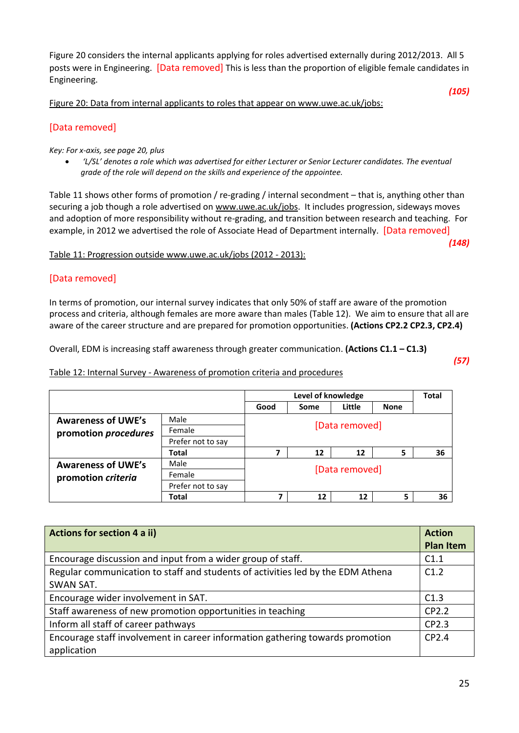Figure 20 considers the internal applicants applying for roles advertised externally during 2012/2013. All 5 posts were in Engineering. [Data removed] This is less than the proportion of eligible female candidates in Engineering.

*(105)*

Figure 20: Data from internal applicants to roles that appear on www.uwe.ac.uk/jobs:

[Data removed]

*Key: For x-axis, see page 20, plus*

- *'L/SL' denotes a role which was advertised for either Lecturer or Senior Lecturer candidates. The eventual grade of the role will depend on the skills and experience of the appointee.*

Table 11 shows other forms of promotion / re-grading / internal secondment – that is, anything other than securing a job though a role advertised on www.uwe.ac.uk/jobs. It includes progression, sideways moves and adoption of more responsibility without re-grading, and transition between research and teaching. For example, in 2012 we advertised the role of Associate Head of Department internally. [Data removed]

*(148)*

Table 11: Progression outside www.uwe.ac.uk/jobs (2012 - 2013):

[Data removed]

In terms of promotion, our internal survey indicates that only 50% of staff are aware of the promotion process and criteria, although females are more aware than males (Table 12). We aim to ensure that all are aware of the career structure and are prepared for promotion opportunities. **(Actions CP2.2 CP2.3, CP2.4)**

Overall, EDM is increasing staff awareness through greater communication. **(Actions C1.1 – C1.3)**

*(57)*

Table 12: Internal Survey - Awareness of promotion criteria and procedures

| | | Level of knowledge | | | | Total |
|---|---|---|---|---|---|---|
| | | Good | Some | Little | None | |
| **Awareness of UWE's promotion *procedures*** | Male | [Data removed] | | | | |
| | Female | | | | | |
| | Prefer not to say | | | | | |
| | **Total** | **7** | **12** | **12** | **5** | **36** |
| **Awareness of UWE's promotion *criteria*** | Male | [Data removed] | | | | |
| | Female | | | | | |
| | Prefer not to say | | | | | |
| | **Total** | **7** | **12** | **12** | **5** | **36** |

| **Actions for section 4 a ii)** | **Action Plan Item** |
|---|---|
| Encourage discussion and input from a wider group of staff. | C1.1 |
| Regular communication to staff and students of activities led by the EDM Athena SWAN SAT. | C1.2 |
| Encourage wider involvement in SAT. | C1.3 |
| Staff awareness of new promotion opportunities in teaching | CP2.2 |
| Inform all staff of career pathways | CP2.3 |
| Encourage staff involvement in career information gathering towards promotion application | CP2.4 |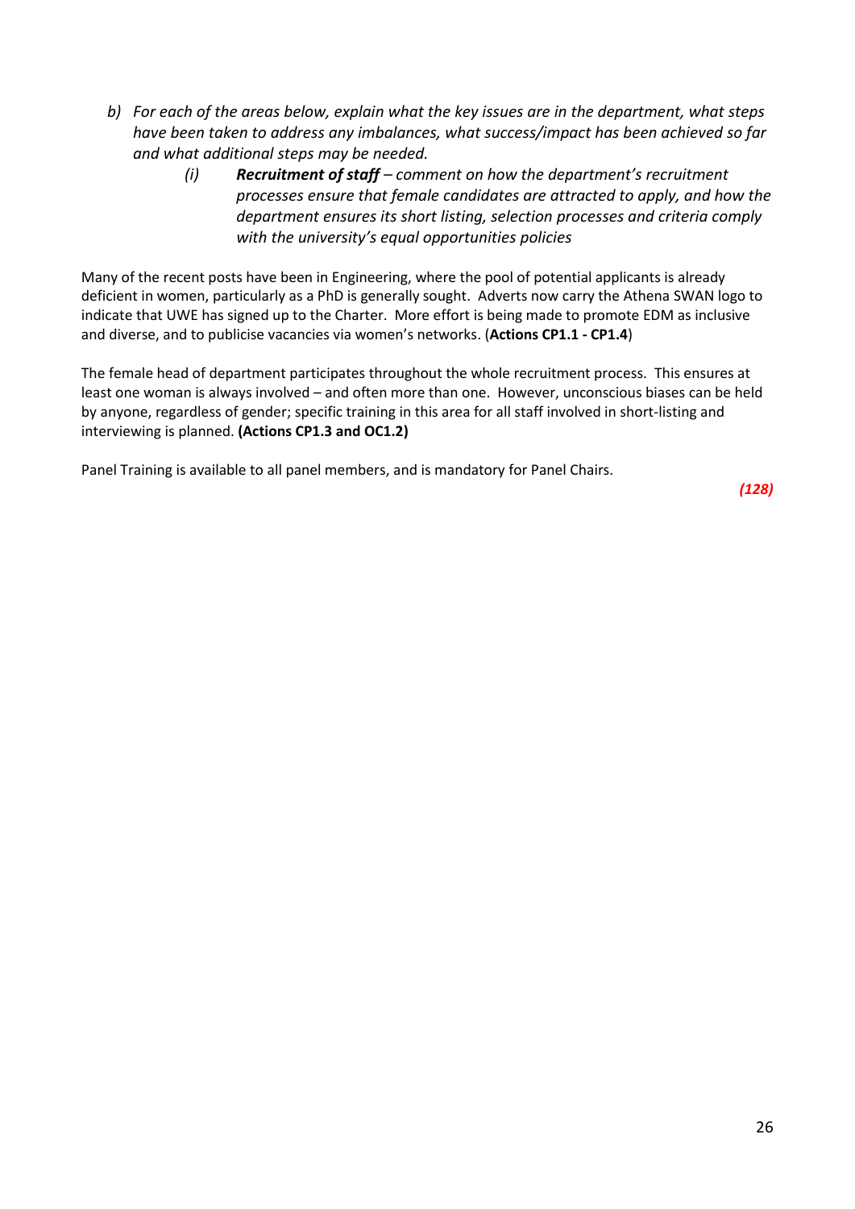b) *For each of the areas below, explain what the key issues are in the department, what steps have been taken to address any imbalances, what success/impact has been achieved so far and what additional steps may be needed.*

   *(i)* ***Recruitment of staff*** *– comment on how the department's recruitment processes ensure that female candidates are attracted to apply, and how the department ensures its short listing, selection processes and criteria comply with the university's equal opportunities policies*

Many of the recent posts have been in Engineering, where the pool of potential applicants is already deficient in women, particularly as a PhD is generally sought. Adverts now carry the Athena SWAN logo to indicate that UWE has signed up to the Charter. More effort is being made to promote EDM as inclusive and diverse, and to publicise vacancies via women's networks. (**Actions CP1.1 - CP1.4**)

The female head of department participates throughout the whole recruitment process. This ensures at least one woman is always involved – and often more than one. However, unconscious biases can be held by anyone, regardless of gender; specific training in this area for all staff involved in short-listing and interviewing is planned. **(Actions CP1.3 and OC1.2)**

Panel Training is available to all panel members, and is mandatory for Panel Chairs.

***(128)***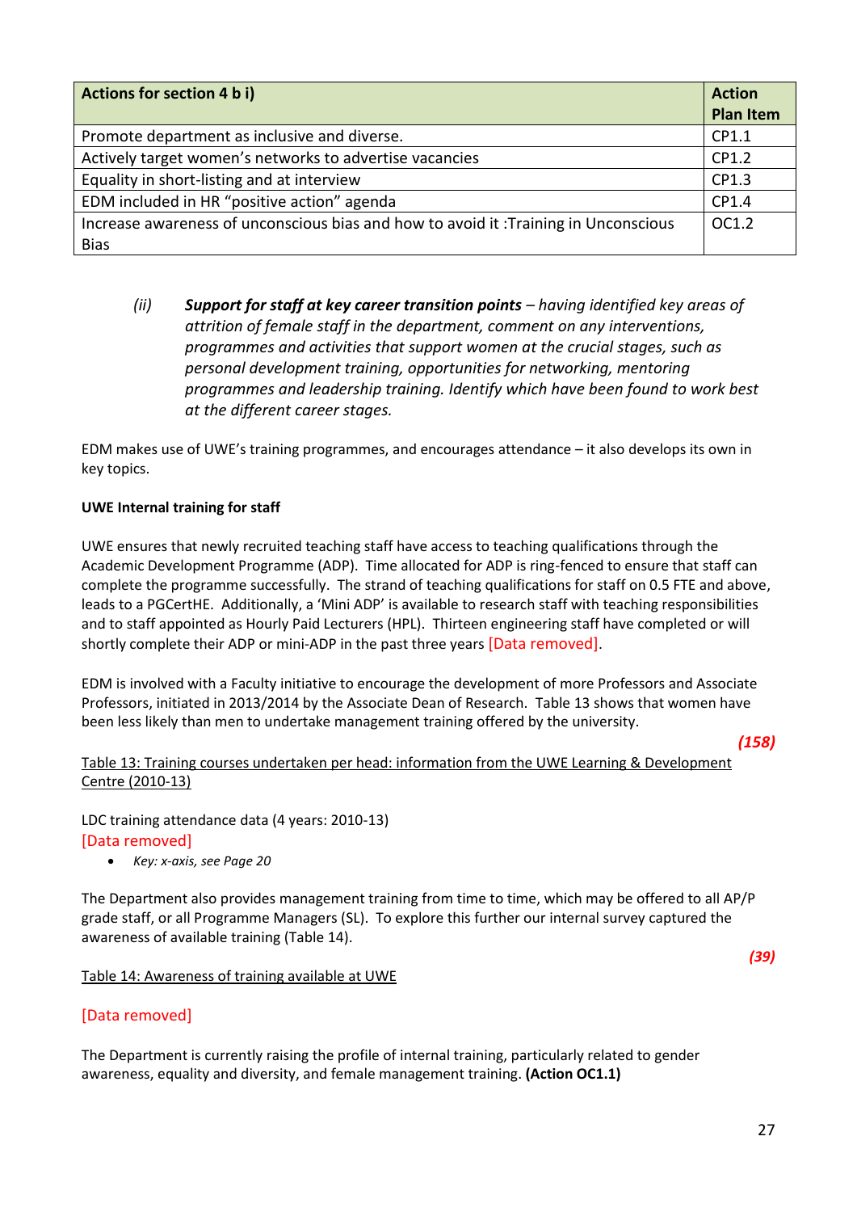| Actions for section 4 b i) | Action Plan Item |
|---|---|
| Promote department as inclusive and diverse. | CP1.1 |
| Actively target women's networks to advertise vacancies | CP1.2 |
| Equality in short-listing and at interview | CP1.3 |
| EDM included in HR "positive action" agenda | CP1.4 |
| Increase awareness of unconscious bias and how to avoid it :Training in Unconscious Bias | OC1.2 |

(ii) ***Support for staff at key career transition points*** *– having identified key areas of attrition of female staff in the department, comment on any interventions, programmes and activities that support women at the crucial stages, such as personal development training, opportunities for networking, mentoring programmes and leadership training. Identify which have been found to work best at the different career stages.*

EDM makes use of UWE's training programmes, and encourages attendance – it also develops its own in key topics.

**UWE Internal training for staff**

UWE ensures that newly recruited teaching staff have access to teaching qualifications through the Academic Development Programme (ADP). Time allocated for ADP is ring-fenced to ensure that staff can complete the programme successfully. The strand of teaching qualifications for staff on 0.5 FTE and above, leads to a PGCertHE. Additionally, a 'Mini ADP' is available to research staff with teaching responsibilities and to staff appointed as Hourly Paid Lecturers (HPL). Thirteen engineering staff have completed or will shortly complete their ADP or mini-ADP in the past three years [Data removed].

EDM is involved with a Faculty initiative to encourage the development of more Professors and Associate Professors, initiated in 2013/2014 by the Associate Dean of Research. Table 13 shows that women have been less likely than men to undertake management training offered by the university.

***(158)***

Table 13: Training courses undertaken per head: information from the UWE Learning & Development Centre (2010-13)

LDC training attendance data (4 years: 2010-13)

[Data removed]

- *Key: x-axis, see Page 20*

The Department also provides management training from time to time, which may be offered to all AP/P grade staff, or all Programme Managers (SL). To explore this further our internal survey captured the awareness of available training (Table 14).

***(39)***

Table 14: Awareness of training available at UWE

[Data removed]

The Department is currently raising the profile of internal training, particularly related to gender awareness, equality and diversity, and female management training. **(Action OC1.1)**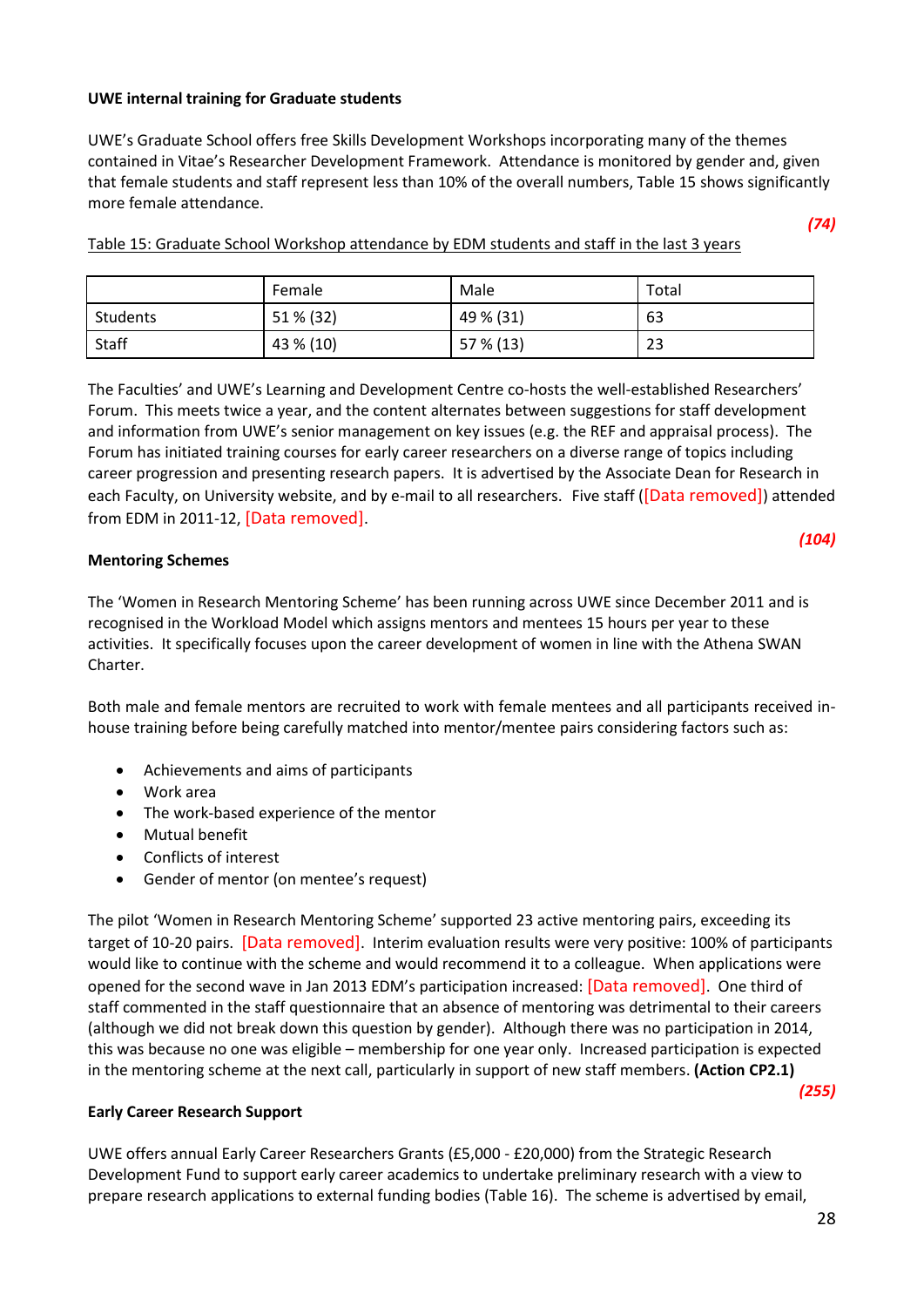**UWE internal training for Graduate students**

UWE's Graduate School offers free Skills Development Workshops incorporating many of the themes contained in Vitae's Researcher Development Framework. Attendance is monitored by gender and, given that female students and staff represent less than 10% of the overall numbers, Table 15 shows significantly more female attendance.

*(74)*

Table 15: Graduate School Workshop attendance by EDM students and staff in the last 3 years

| | Female | Male | Total |
|---|---|---|---|
| Students | 51 % (32) | 49 % (31) | 63 |
| Staff | 43 % (10) | 57 % (13) | 23 |

The Faculties' and UWE's Learning and Development Centre co-hosts the well-established Researchers' Forum. This meets twice a year, and the content alternates between suggestions for staff development and information from UWE's senior management on key issues (e.g. the REF and appraisal process). The Forum has initiated training courses for early career researchers on a diverse range of topics including career progression and presenting research papers. It is advertised by the Associate Dean for Research in each Faculty, on University website, and by e-mail to all researchers. Five staff ([Data removed]) attended from EDM in 2011-12, [Data removed].

*(104)*

**Mentoring Schemes**

The 'Women in Research Mentoring Scheme' has been running across UWE since December 2011 and is recognised in the Workload Model which assigns mentors and mentees 15 hours per year to these activities. It specifically focuses upon the career development of women in line with the Athena SWAN Charter.

Both male and female mentors are recruited to work with female mentees and all participants received in-house training before being carefully matched into mentor/mentee pairs considering factors such as:

- Achievements and aims of participants
- Work area
- The work-based experience of the mentor
- Mutual benefit
- Conflicts of interest
- Gender of mentor (on mentee's request)

The pilot 'Women in Research Mentoring Scheme' supported 23 active mentoring pairs, exceeding its target of 10-20 pairs. [Data removed]. Interim evaluation results were very positive: 100% of participants would like to continue with the scheme and would recommend it to a colleague. When applications were opened for the second wave in Jan 2013 EDM's participation increased: [Data removed]. One third of staff commented in the staff questionnaire that an absence of mentoring was detrimental to their careers (although we did not break down this question by gender). Although there was no participation in 2014, this was because no one was eligible – membership for one year only. Increased participation is expected in the mentoring scheme at the next call, particularly in support of new staff members. **(Action CP2.1)**

*(255)*

**Early Career Research Support**

UWE offers annual Early Career Researchers Grants (£5,000 - £20,000) from the Strategic Research Development Fund to support early career academics to undertake preliminary research with a view to prepare research applications to external funding bodies (Table 16). The scheme is advertised by email,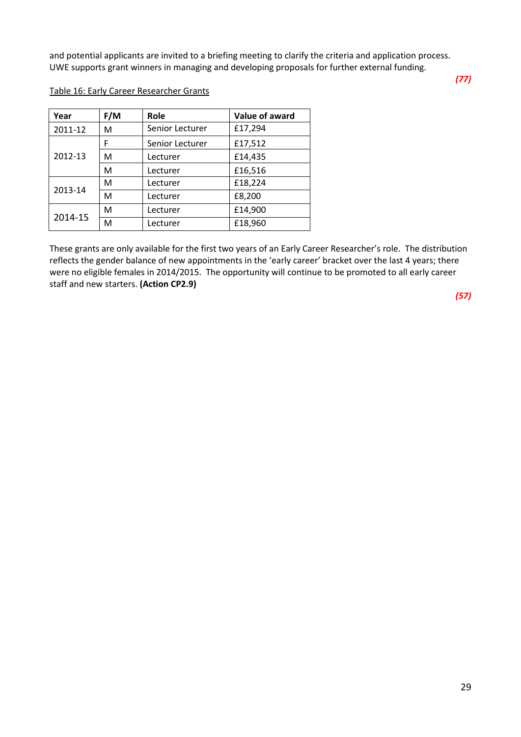and potential applicants are invited to a briefing meeting to clarify the criteria and application process. UWE supports grant winners in managing and developing proposals for further external funding.

***(77)***

Table 16: Early Career Researcher Grants

| Year | F/M | Role | Value of award |
|---|---|---|---|
| 2011-12 | M | Senior Lecturer | £17,294 |
| 2012-13 | F | Senior Lecturer | £17,512 |
| | M | Lecturer | £14,435 |
| | M | Lecturer | £16,516 |
| 2013-14 | M | Lecturer | £18,224 |
| | M | Lecturer | £8,200 |
| 2014-15 | M | Lecturer | £14,900 |
| | M | Lecturer | £18,960 |

These grants are only available for the first two years of an Early Career Researcher's role. The distribution reflects the gender balance of new appointments in the 'early career' bracket over the last 4 years; there were no eligible females in 2014/2015. The opportunity will continue to be promoted to all early career staff and new starters. **(Action CP2.9)**

***(57)***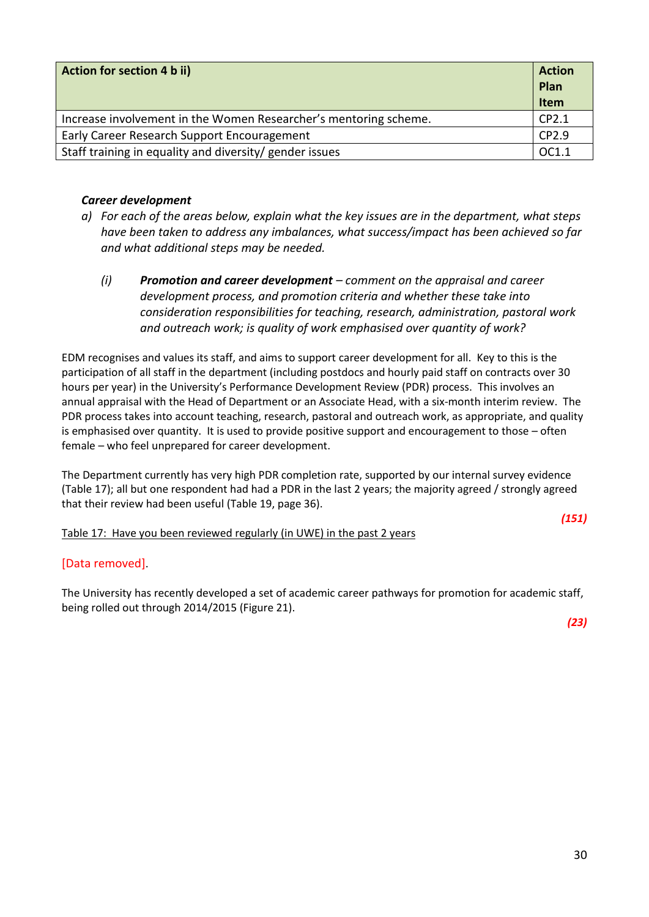| Action for section 4 b ii) | Action Plan Item |
|---|---|
| Increase involvement in the Women Researcher's mentoring scheme. | CP2.1 |
| Early Career Research Support Encouragement | CP2.9 |
| Staff training in equality and diversity/ gender issues | OC1.1 |

***Career development***

*a) For each of the areas below, explain what the key issues are in the department, what steps have been taken to address any imbalances, what success/impact has been achieved so far and what additional steps may be needed.*

*(i)* ***Promotion and career development*** *– comment on the appraisal and career development process, and promotion criteria and whether these take into consideration responsibilities for teaching, research, administration, pastoral work and outreach work; is quality of work emphasised over quantity of work?*

EDM recognises and values its staff, and aims to support career development for all. Key to this is the participation of all staff in the department (including postdocs and hourly paid staff on contracts over 30 hours per year) in the University's Performance Development Review (PDR) process. This involves an annual appraisal with the Head of Department or an Associate Head, with a six-month interim review. The PDR process takes into account teaching, research, pastoral and outreach work, as appropriate, and quality is emphasised over quantity. It is used to provide positive support and encouragement to those – often female – who feel unprepared for career development.

The Department currently has very high PDR completion rate, supported by our internal survey evidence (Table 17); all but one respondent had had a PDR in the last 2 years; the majority agreed / strongly agreed that their review had been useful (Table 19, page 36).

***(151)***

Table 17: Have you been reviewed regularly (in UWE) in the past 2 years

[Data removed].

The University has recently developed a set of academic career pathways for promotion for academic staff, being rolled out through 2014/2015 (Figure 21).

***(23)***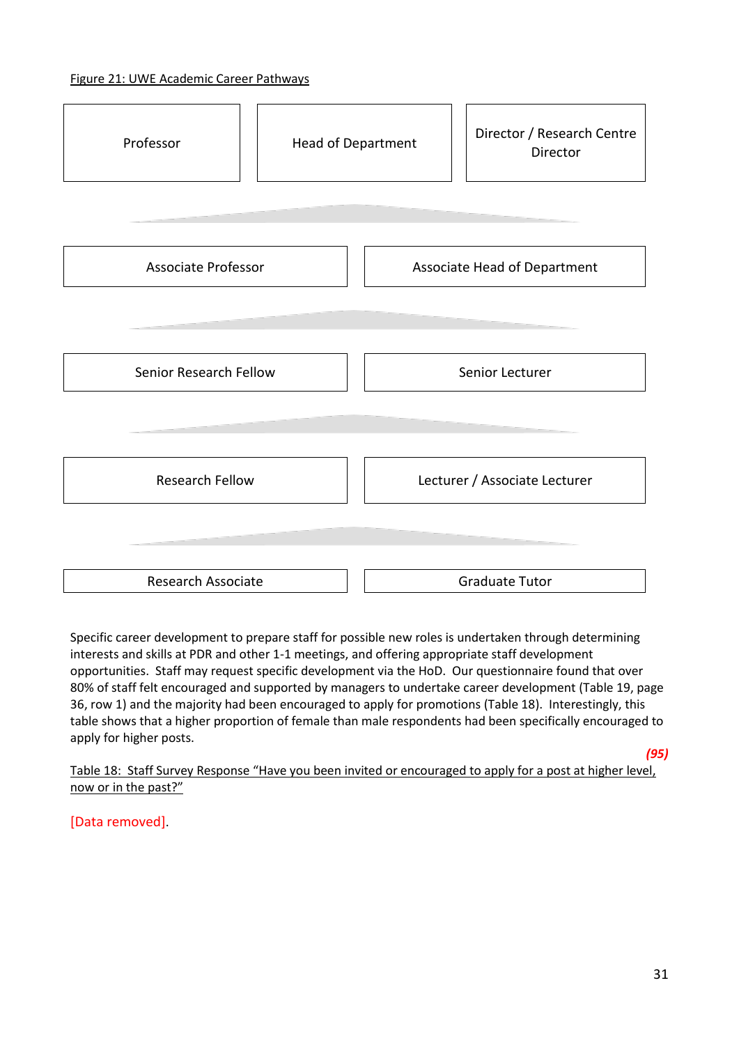Figure 21: UWE Academic Career Pathways

Professor

Head of Department

Director / Research Centre Director

Associate Professor

Associate Head of Department

Senior Research Fellow

Senior Lecturer

Research Fellow

Lecturer / Associate Lecturer

Research Associate

Graduate Tutor

Specific career development to prepare staff for possible new roles is undertaken through determining interests and skills at PDR and other 1-1 meetings, and offering appropriate staff development opportunities. Staff may request specific development via the HoD. Our questionnaire found that over 80% of staff felt encouraged and supported by managers to undertake career development (Table 19, page 36, row 1) and the majority had been encouraged to apply for promotions (Table 18). Interestingly, this table shows that a higher proportion of female than male respondents had been specifically encouraged to apply for higher posts.

*(95)*

Table 18: Staff Survey Response "Have you been invited or encouraged to apply for a post at higher level, now or in the past?"

[Data removed].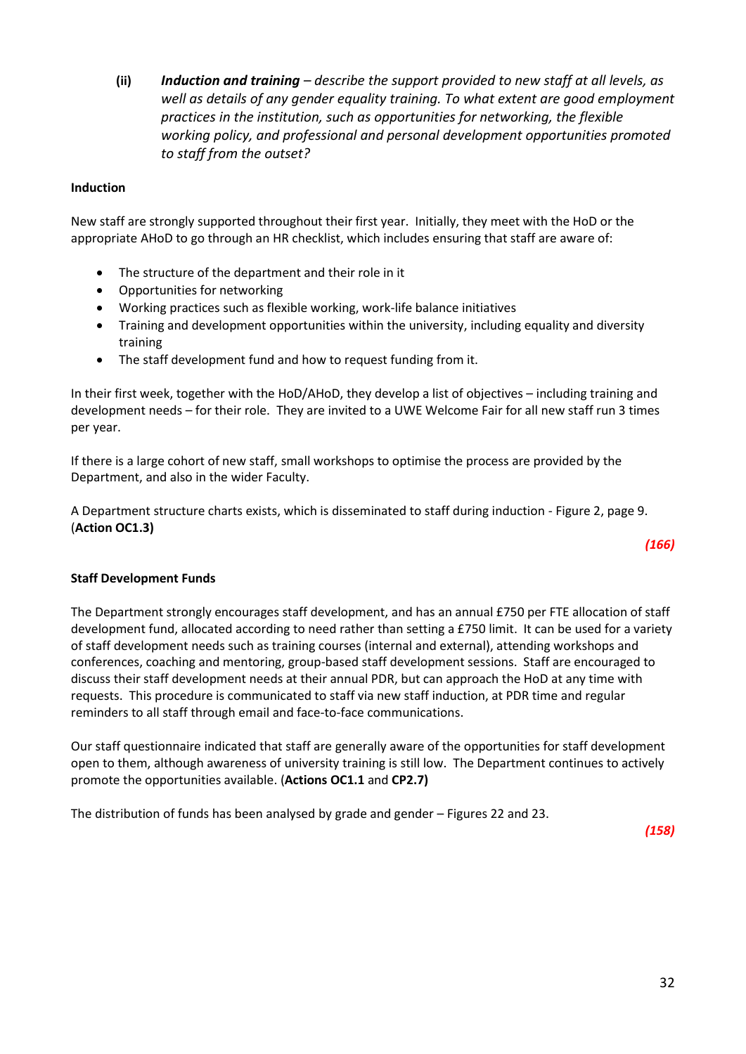**(ii)** ***Induction and training** – describe the support provided to new staff at all levels, as well as details of any gender equality training. To what extent are good employment practices in the institution, such as opportunities for networking, the flexible working policy, and professional and personal development opportunities promoted to staff from the outset?*

**Induction**

New staff are strongly supported throughout their first year. Initially, they meet with the HoD or the appropriate AHoD to go through an HR checklist, which includes ensuring that staff are aware of:

- The structure of the department and their role in it
- Opportunities for networking
- Working practices such as flexible working, work-life balance initiatives
- Training and development opportunities within the university, including equality and diversity training
- The staff development fund and how to request funding from it.

In their first week, together with the HoD/AHoD, they develop a list of objectives – including training and development needs – for their role. They are invited to a UWE Welcome Fair for all new staff run 3 times per year.

If there is a large cohort of new staff, small workshops to optimise the process are provided by the Department, and also in the wider Faculty.

A Department structure charts exists, which is disseminated to staff during induction - Figure 2, page 9. (**Action OC1.3)**

***(166)***

**Staff Development Funds**

The Department strongly encourages staff development, and has an annual £750 per FTE allocation of staff development fund, allocated according to need rather than setting a £750 limit. It can be used for a variety of staff development needs such as training courses (internal and external), attending workshops and conferences, coaching and mentoring, group-based staff development sessions. Staff are encouraged to discuss their staff development needs at their annual PDR, but can approach the HoD at any time with requests. This procedure is communicated to staff via new staff induction, at PDR time and regular reminders to all staff through email and face-to-face communications.

Our staff questionnaire indicated that staff are generally aware of the opportunities for staff development open to them, although awareness of university training is still low. The Department continues to actively promote the opportunities available. (**Actions OC1.1** and **CP2.7)**

The distribution of funds has been analysed by grade and gender – Figures 22 and 23.

***(158)***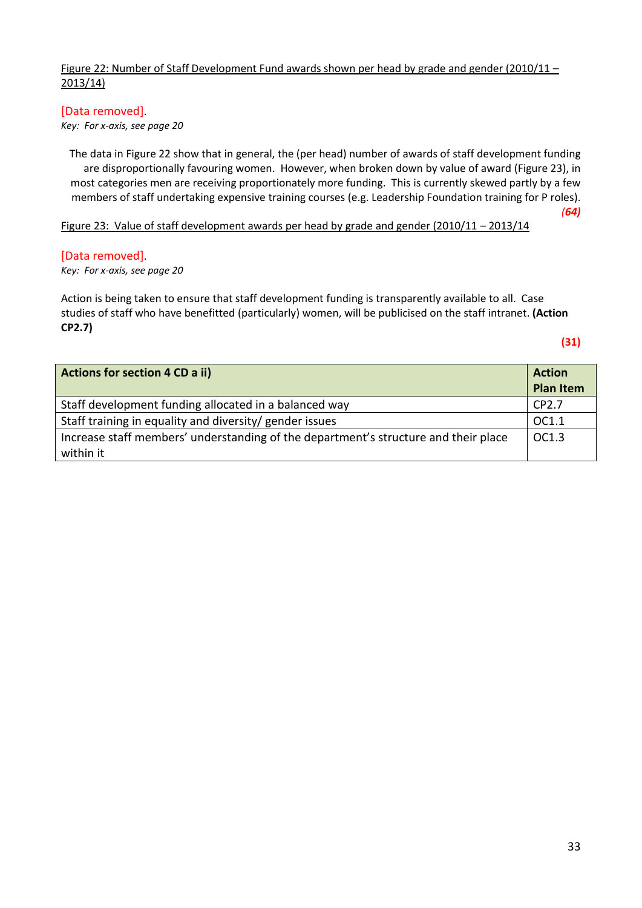Figure 22: Number of Staff Development Fund awards shown per head by grade and gender (2010/11 – 2013/14)

[Data removed].

*Key: For x-axis, see page 20*

The data in Figure 22 show that in general, the (per head) number of awards of staff development funding are disproportionally favouring women. However, when broken down by value of award (Figure 23), in most categories men are receiving proportionately more funding. This is currently skewed partly by a few members of staff undertaking expensive training courses (e.g. Leadership Foundation training for P roles).

***(64)***

Figure 23: Value of staff development awards per head by grade and gender (2010/11 – 2013/14

[Data removed].

*Key: For x-axis, see page 20*

Action is being taken to ensure that staff development funding is transparently available to all. Case studies of staff who have benefitted (particularly) women, will be publicised on the staff intranet. **(Action CP2.7)**

**(31)**

| **Actions for section 4 CD a ii)** | **Action Plan Item** |
|---|---|
| Staff development funding allocated in a balanced way | CP2.7 |
| Staff training in equality and diversity/ gender issues | OC1.1 |
| Increase staff members' understanding of the department's structure and their place within it | OC1.3 |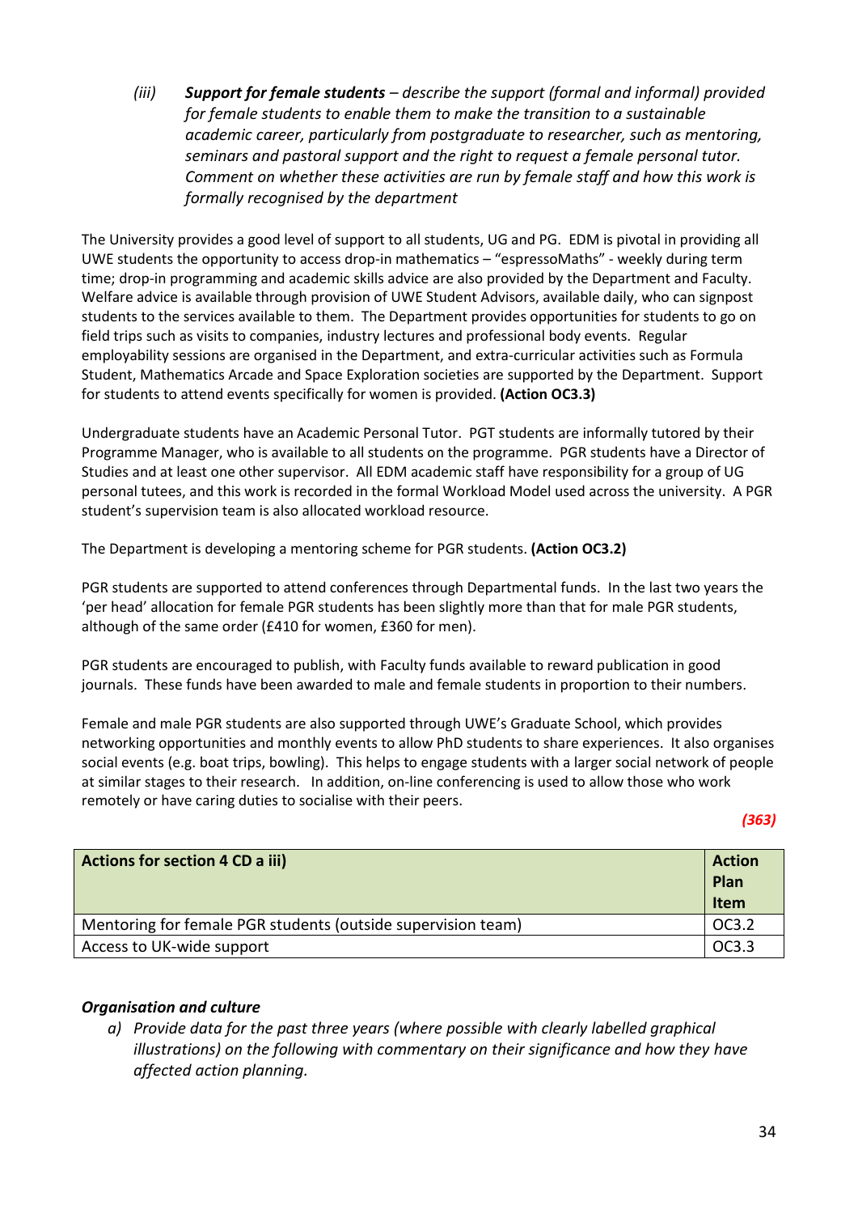*(iii)* ***Support for female students** – describe the support (formal and informal) provided for female students to enable them to make the transition to a sustainable academic career, particularly from postgraduate to researcher, such as mentoring, seminars and pastoral support and the right to request a female personal tutor. Comment on whether these activities are run by female staff and how this work is formally recognised by the department*

The University provides a good level of support to all students, UG and PG. EDM is pivotal in providing all UWE students the opportunity to access drop-in mathematics – "espressoMaths" - weekly during term time; drop-in programming and academic skills advice are also provided by the Department and Faculty. Welfare advice is available through provision of UWE Student Advisors, available daily, who can signpost students to the services available to them. The Department provides opportunities for students to go on field trips such as visits to companies, industry lectures and professional body events. Regular employability sessions are organised in the Department, and extra-curricular activities such as Formula Student, Mathematics Arcade and Space Exploration societies are supported by the Department. Support for students to attend events specifically for women is provided. **(Action OC3.3)**

Undergraduate students have an Academic Personal Tutor. PGT students are informally tutored by their Programme Manager, who is available to all students on the programme. PGR students have a Director of Studies and at least one other supervisor. All EDM academic staff have responsibility for a group of UG personal tutees, and this work is recorded in the formal Workload Model used across the university. A PGR student's supervision team is also allocated workload resource.

The Department is developing a mentoring scheme for PGR students. **(Action OC3.2)**

PGR students are supported to attend conferences through Departmental funds. In the last two years the 'per head' allocation for female PGR students has been slightly more than that for male PGR students, although of the same order (£410 for women, £360 for men).

PGR students are encouraged to publish, with Faculty funds available to reward publication in good journals. These funds have been awarded to male and female students in proportion to their numbers.

Female and male PGR students are also supported through UWE's Graduate School, which provides networking opportunities and monthly events to allow PhD students to share experiences. It also organises social events (e.g. boat trips, bowling). This helps to engage students with a larger social network of people at similar stages to their research. In addition, on-line conferencing is used to allow those who work remotely or have caring duties to socialise with their peers.

***(363)***

| **Actions for section 4 CD a iii)** | **Action Plan Item** |
|---|---|
| Mentoring for female PGR students (outside supervision team) | OC3.2 |
| Access to UK-wide support | OC3.3 |

***Organisation and culture***

a) *Provide data for the past three years (where possible with clearly labelled graphical illustrations) on the following with commentary on their significance and how they have affected action planning.*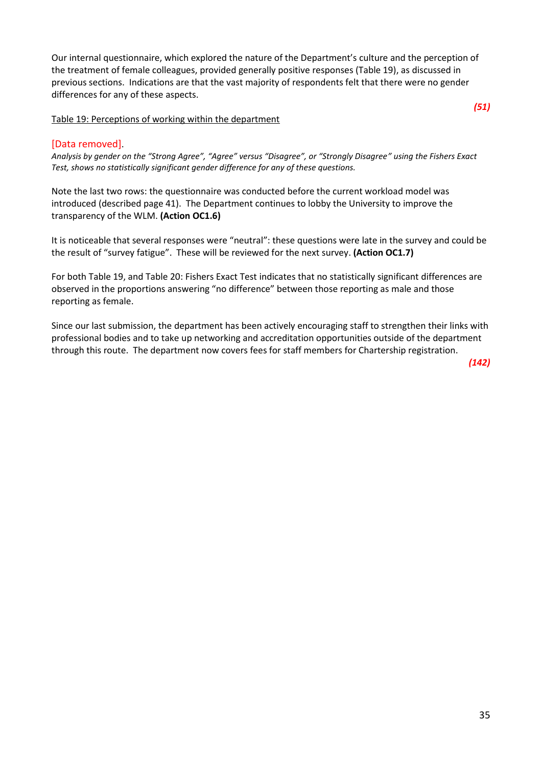Our internal questionnaire, which explored the nature of the Department's culture and the perception of the treatment of female colleagues, provided generally positive responses (Table 19), as discussed in previous sections. Indications are that the vast majority of respondents felt that there were no gender differences for any of these aspects.

***(51)***

Table 19: Perceptions of working within the department

[Data removed].

*Analysis by gender on the "Strong Agree", "Agree" versus "Disagree", or "Strongly Disagree" using the Fishers Exact Test, shows no statistically significant gender difference for any of these questions.*

Note the last two rows: the questionnaire was conducted before the current workload model was introduced (described page 41). The Department continues to lobby the University to improve the transparency of the WLM. **(Action OC1.6)**

It is noticeable that several responses were "neutral": these questions were late in the survey and could be the result of "survey fatigue". These will be reviewed for the next survey. **(Action OC1.7)**

For both Table 19, and Table 20: Fishers Exact Test indicates that no statistically significant differences are observed in the proportions answering "no difference" between those reporting as male and those reporting as female.

Since our last submission, the department has been actively encouraging staff to strengthen their links with professional bodies and to take up networking and accreditation opportunities outside of the department through this route. The department now covers fees for staff members for Chartership registration.

***(142)***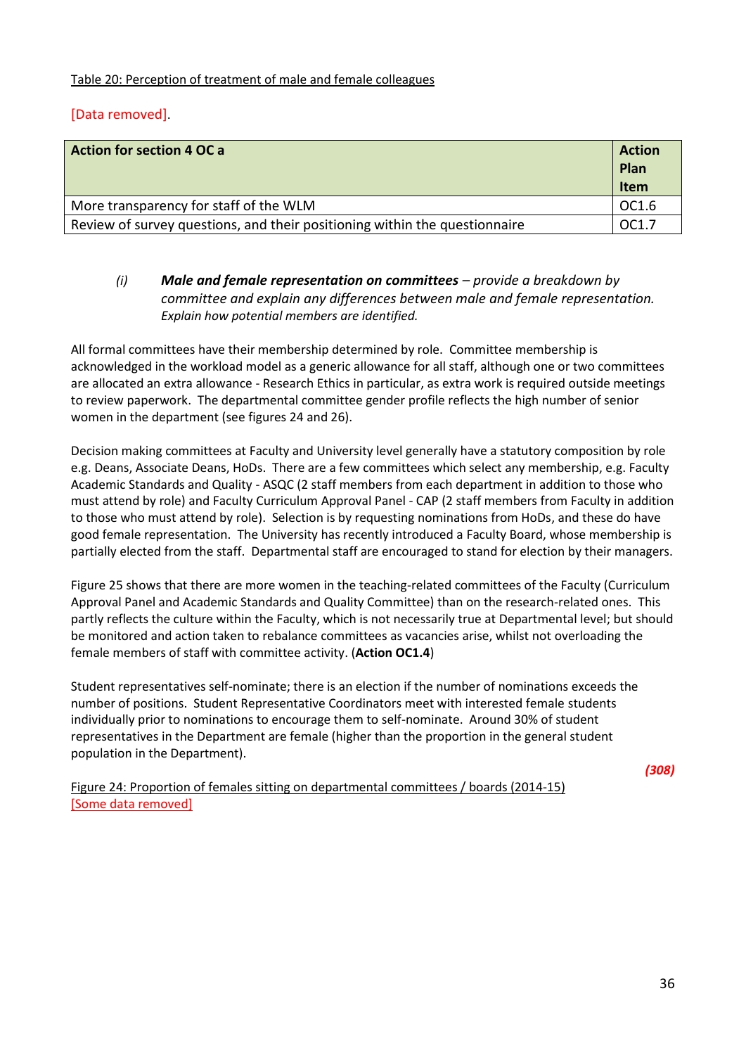Table 20: Perception of treatment of male and female colleagues

[Data removed].

| Action for section 4 OC a | Action Plan Item |
|---|---|
| More transparency for staff of the WLM | OC1.6 |
| Review of survey questions, and their positioning within the questionnaire | OC1.7 |

*(i)* ***Male and female representation on committees*** *– provide a breakdown by committee and explain any differences between male and female representation. Explain how potential members are identified.*

All formal committees have their membership determined by role. Committee membership is acknowledged in the workload model as a generic allowance for all staff, although one or two committees are allocated an extra allowance - Research Ethics in particular, as extra work is required outside meetings to review paperwork. The departmental committee gender profile reflects the high number of senior women in the department (see figures 24 and 26).

Decision making committees at Faculty and University level generally have a statutory composition by role e.g. Deans, Associate Deans, HoDs. There are a few committees which select any membership, e.g. Faculty Academic Standards and Quality - ASQC (2 staff members from each department in addition to those who must attend by role) and Faculty Curriculum Approval Panel - CAP (2 staff members from Faculty in addition to those who must attend by role). Selection is by requesting nominations from HoDs, and these do have good female representation. The University has recently introduced a Faculty Board, whose membership is partially elected from the staff. Departmental staff are encouraged to stand for election by their managers.

Figure 25 shows that there are more women in the teaching-related committees of the Faculty (Curriculum Approval Panel and Academic Standards and Quality Committee) than on the research-related ones. This partly reflects the culture within the Faculty, which is not necessarily true at Departmental level; but should be monitored and action taken to rebalance committees as vacancies arise, whilst not overloading the female members of staff with committee activity. (**Action OC1.4**)

Student representatives self-nominate; there is an election if the number of nominations exceeds the number of positions. Student Representative Coordinators meet with interested female students individually prior to nominations to encourage them to self-nominate. Around 30% of student representatives in the Department are female (higher than the proportion in the general student population in the Department).

***(308)***

Figure 24: Proportion of females sitting on departmental committees / boards (2014-15)
[Some data removed]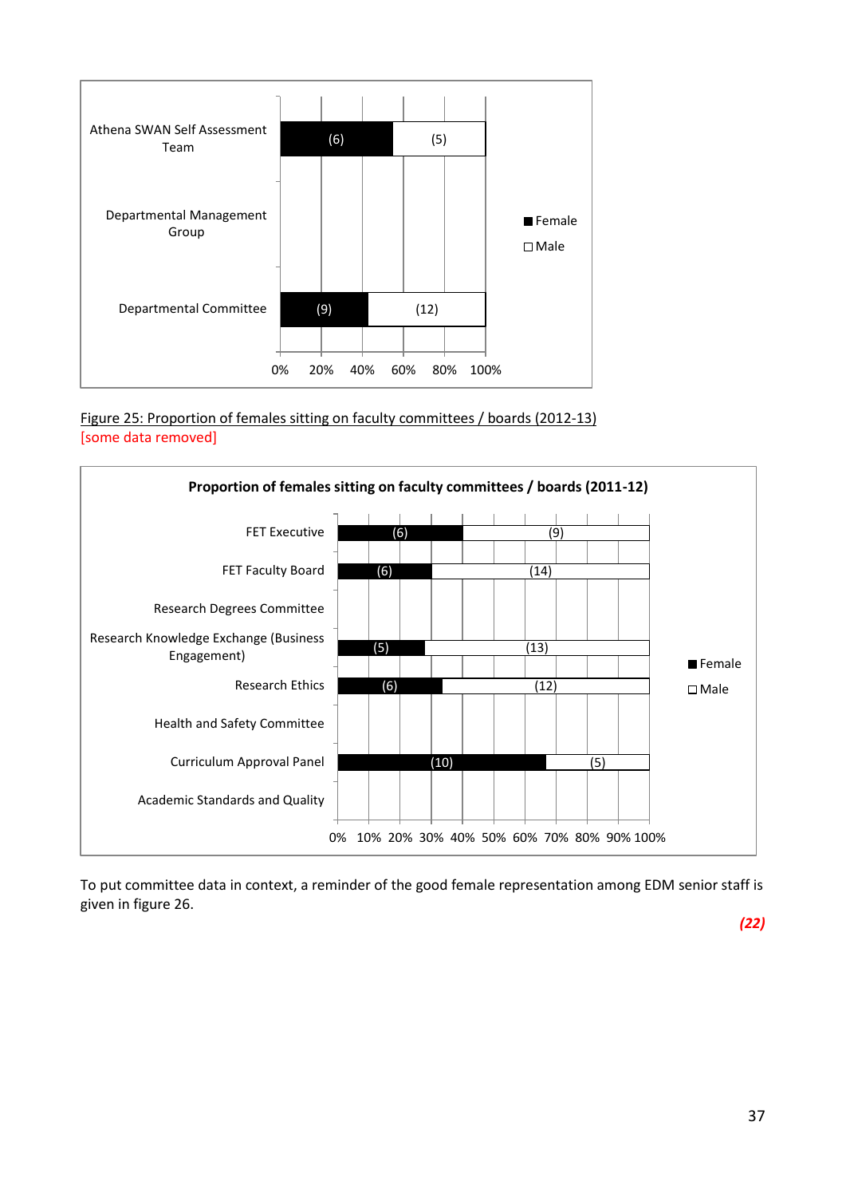Athena SWAN Self Assessment Team
(6)
(5)

Departmental Management Group

Departmental Committee
(9)
(12)

0% 20% 40% 60% 80% 100%

■ Female
□ Male

Figure 25: Proportion of females sitting on faculty committees / boards (2012-13)
[some data removed]

**Proportion of females sitting on faculty committees / boards (2011-12)**

FET Executive
(6)
(9)

FET Faculty Board
(6)
(14)

Research Degrees Committee

Research Knowledge Exchange (Business Engagement)
(5)
(13)

Research Ethics
(6)
(12)

Health and Safety Committee

Curriculum Approval Panel
(10)
(5)

Academic Standards and Quality

0% 10% 20% 30% 40% 50% 60% 70% 80% 90% 100%

■ Female
□ Male

To put committee data in context, a reminder of the good female representation among EDM senior staff is given in figure 26.

***(22)***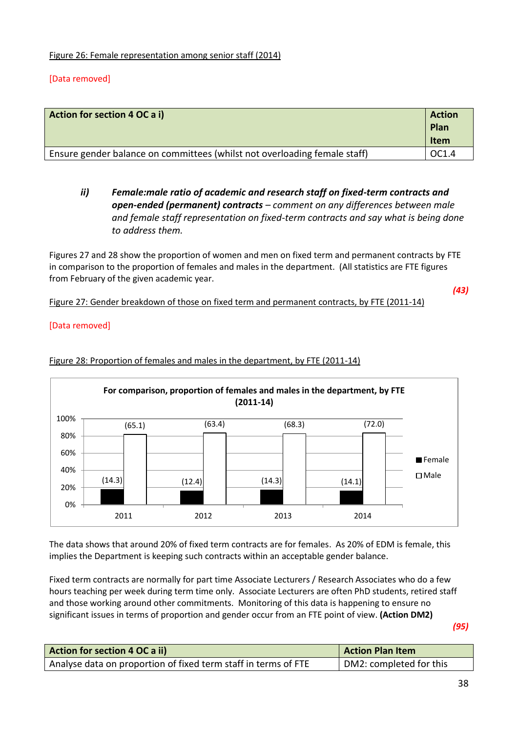Figure 26: Female representation among senior staff (2014)

[Data removed]

| Action for section 4 OC a i) | Action Plan Item |
|---|---|
| Ensure gender balance on committees (whilst not overloading female staff) | OC1.4 |

***ii) Female:male ratio of academic and research staff on fixed-term contracts and open-ended (permanent) contracts** – comment on any differences between male and female staff representation on fixed-term contracts and say what is being done to address them.*

Figures 27 and 28 show the proportion of women and men on fixed term and permanent contracts by FTE in comparison to the proportion of females and males in the department. (All statistics are FTE figures from February of the given academic year.

***(43)***

Figure 27: Gender breakdown of those on fixed term and permanent contracts, by FTE (2011-14)

[Data removed]

Figure 28: Proportion of females and males in the department, by FTE (2011-14)

**For comparison, proportion of females and males in the department, by FTE (2011-14)**

100%
80%
60%
40%
20%
0%

2011: (14.3) (65.1)
2012: (12.4) (63.4)
2013: (14.3) (68.3)
2014: (14.1) (72.0)

Female
Male

The data shows that around 20% of fixed term contracts are for females. As 20% of EDM is female, this implies the Department is keeping such contracts within an acceptable gender balance.

Fixed term contracts are normally for part time Associate Lecturers / Research Associates who do a few hours teaching per week during term time only. Associate Lecturers are often PhD students, retired staff and those working around other commitments. Monitoring of this data is happening to ensure no significant issues in terms of proportion and gender occur from an FTE point of view. **(Action DM2)**

***(95)***

| Action for section 4 OC a ii) | Action Plan Item |
|---|---|
| Analyse data on proportion of fixed term staff in terms of FTE | DM2: completed for this |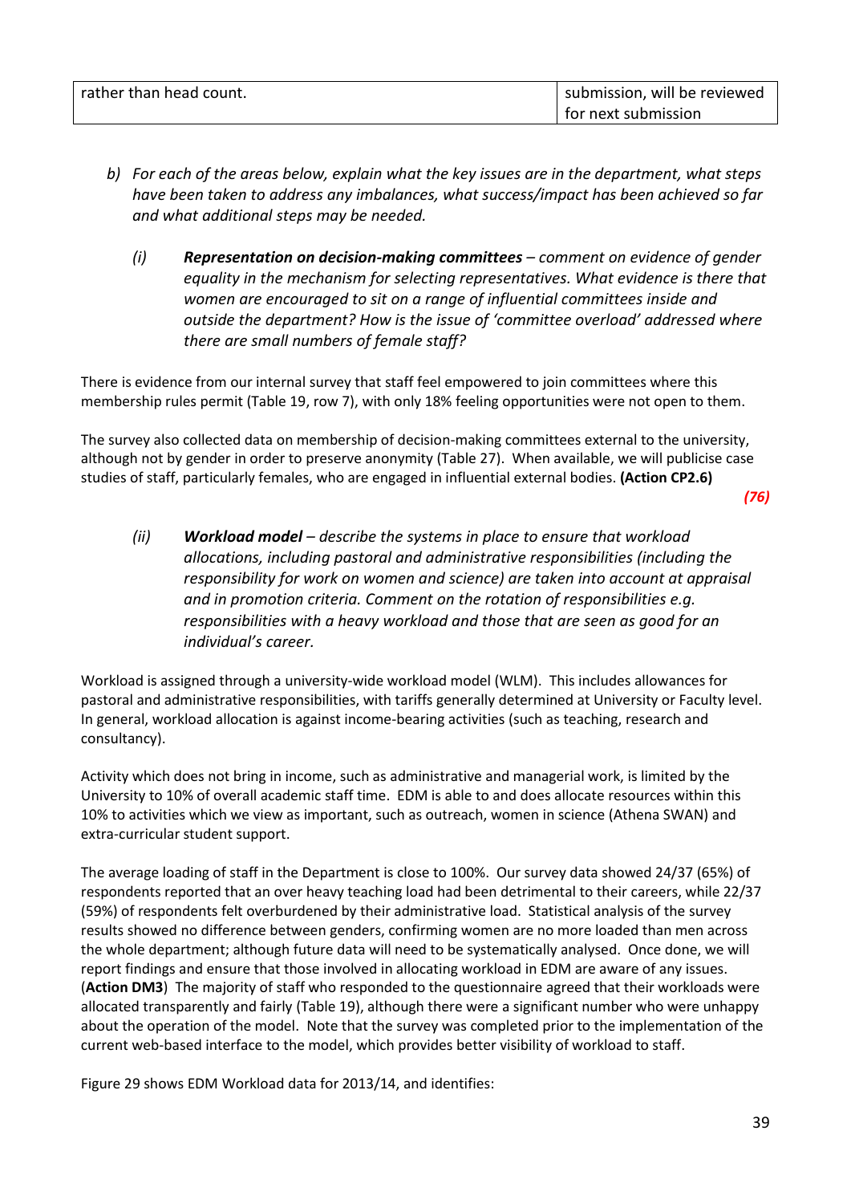| | |
|---|---|
| rather than head count. | submission, will be reviewed for next submission |

b) *For each of the areas below, explain what the key issues are in the department, what steps have been taken to address any imbalances, what success/impact has been achieved so far and what additional steps may be needed.*

   (i) ***Representation on decision-making committees*** *– comment on evidence of gender equality in the mechanism for selecting representatives. What evidence is there that women are encouraged to sit on a range of influential committees inside and outside the department? How is the issue of 'committee overload' addressed where there are small numbers of female staff?*

There is evidence from our internal survey that staff feel empowered to join committees where this membership rules permit (Table 19, row 7), with only 18% feeling opportunities were not open to them.

The survey also collected data on membership of decision-making committees external to the university, although not by gender in order to preserve anonymity (Table 27). When available, we will publicise case studies of staff, particularly females, who are engaged in influential external bodies. **(Action CP2.6)**

***(76)***

   (ii) ***Workload model*** *– describe the systems in place to ensure that workload allocations, including pastoral and administrative responsibilities (including the responsibility for work on women and science) are taken into account at appraisal and in promotion criteria. Comment on the rotation of responsibilities e.g. responsibilities with a heavy workload and those that are seen as good for an individual's career.*

Workload is assigned through a university-wide workload model (WLM). This includes allowances for pastoral and administrative responsibilities, with tariffs generally determined at University or Faculty level. In general, workload allocation is against income-bearing activities (such as teaching, research and consultancy).

Activity which does not bring in income, such as administrative and managerial work, is limited by the University to 10% of overall academic staff time. EDM is able to and does allocate resources within this 10% to activities which we view as important, such as outreach, women in science (Athena SWAN) and extra-curricular student support.

The average loading of staff in the Department is close to 100%. Our survey data showed 24/37 (65%) of respondents reported that an over heavy teaching load had been detrimental to their careers, while 22/37 (59%) of respondents felt overburdened by their administrative load. Statistical analysis of the survey results showed no difference between genders, confirming women are no more loaded than men across the whole department; although future data will need to be systematically analysed. Once done, we will report findings and ensure that those involved in allocating workload in EDM are aware of any issues. (**Action DM3**) The majority of staff who responded to the questionnaire agreed that their workloads were allocated transparently and fairly (Table 19), although there were a significant number who were unhappy about the operation of the model. Note that the survey was completed prior to the implementation of the current web-based interface to the model, which provides better visibility of workload to staff.

Figure 29 shows EDM Workload data for 2013/14, and identifies: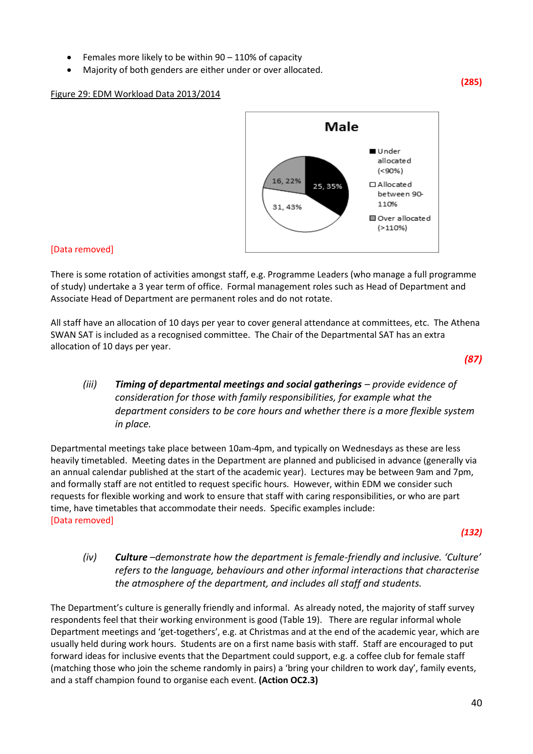- Females more likely to be within 90 – 110% of capacity
- Majority of both genders are either under or over allocated.

**(285)**

Figure 29: EDM Workload Data 2013/2014

Male

16, 22%
25, 35%
31, 43%

Under allocated (<90%)
Allocated between 90-110%
Over allocated (>110%)

[Data removed]

There is some rotation of activities amongst staff, e.g. Programme Leaders (who manage a full programme of study) undertake a 3 year term of office. Formal management roles such as Head of Department and Associate Head of Department are permanent roles and do not rotate.

All staff have an allocation of 10 days per year to cover general attendance at committees, etc. The Athena SWAN SAT is included as a recognised committee. The Chair of the Departmental SAT has an extra allocation of 10 days per year.

***(87)***

*(iii)* ***Timing of departmental meetings and social gatherings*** *– provide evidence of consideration for those with family responsibilities, for example what the department considers to be core hours and whether there is a more flexible system in place.*

Departmental meetings take place between 10am-4pm, and typically on Wednesdays as these are less heavily timetabled. Meeting dates in the Department are planned and publicised in advance (generally via an annual calendar published at the start of the academic year). Lectures may be between 9am and 7pm, and formally staff are not entitled to request specific hours. However, within EDM we consider such requests for flexible working and work to ensure that staff with caring responsibilities, or who are part time, have timetables that accommodate their needs. Specific examples include:
[Data removed]

***(132)***

*(iv)* ***Culture*** *–demonstrate how the department is female-friendly and inclusive. 'Culture' refers to the language, behaviours and other informal interactions that characterise the atmosphere of the department, and includes all staff and students.*

The Department's culture is generally friendly and informal. As already noted, the majority of staff survey respondents feel that their working environment is good (Table 19). There are regular informal whole Department meetings and 'get-togethers', e.g. at Christmas and at the end of the academic year, which are usually held during work hours. Students are on a first name basis with staff. Staff are encouraged to put forward ideas for inclusive events that the Department could support, e.g. a coffee club for female staff (matching those who join the scheme randomly in pairs) a 'bring your children to work day', family events, and a staff champion found to organise each event. **(Action OC2.3)**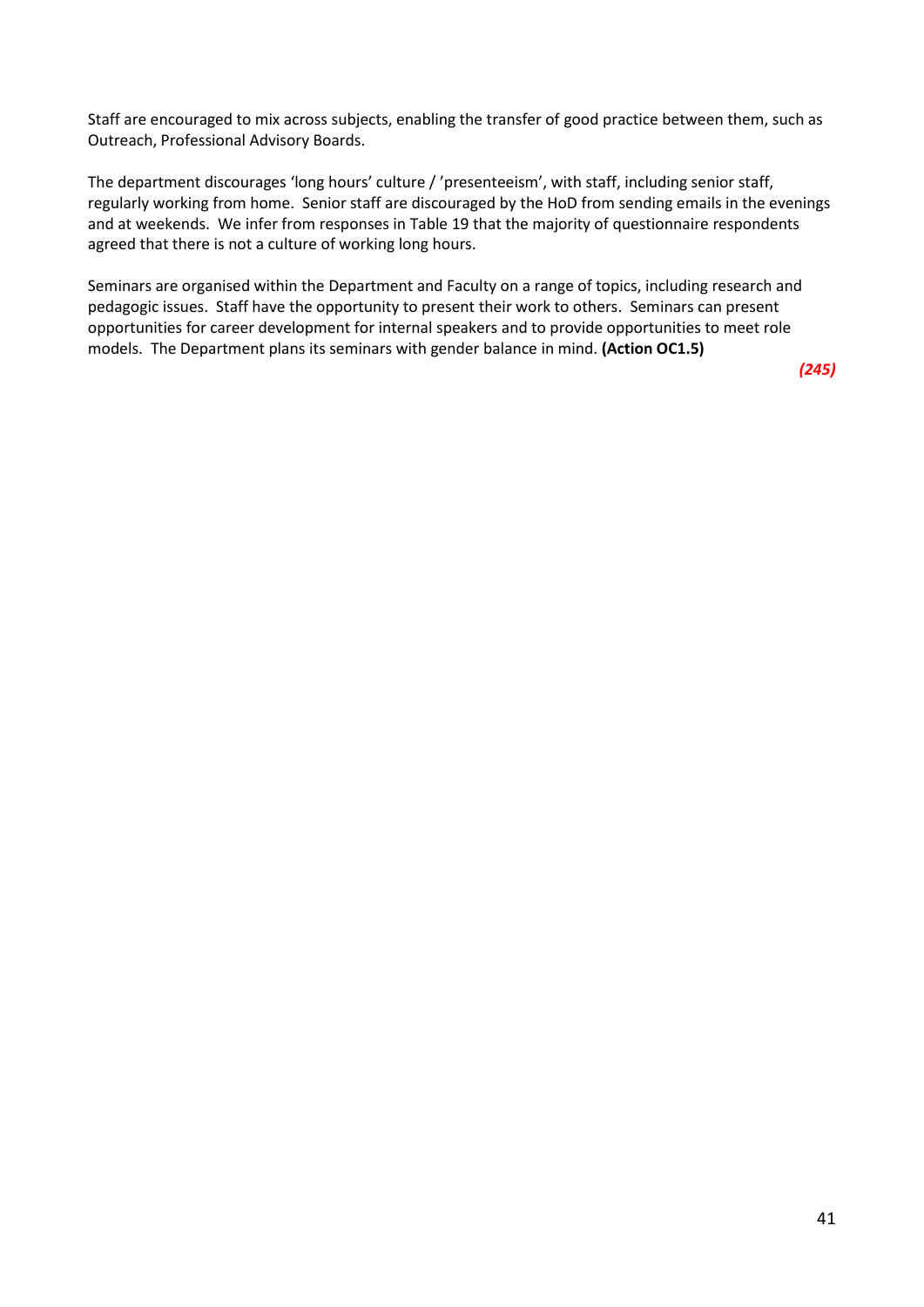Staff are encouraged to mix across subjects, enabling the transfer of good practice between them, such as Outreach, Professional Advisory Boards.

The department discourages 'long hours' culture / 'presenteeism', with staff, including senior staff, regularly working from home. Senior staff are discouraged by the HoD from sending emails in the evenings and at weekends. We infer from responses in Table 19 that the majority of questionnaire respondents agreed that there is not a culture of working long hours.

Seminars are organised within the Department and Faculty on a range of topics, including research and pedagogic issues. Staff have the opportunity to present their work to others. Seminars can present opportunities for career development for internal speakers and to provide opportunities to meet role models. The Department plans its seminars with gender balance in mind. **(Action OC1.5)**

*(245)*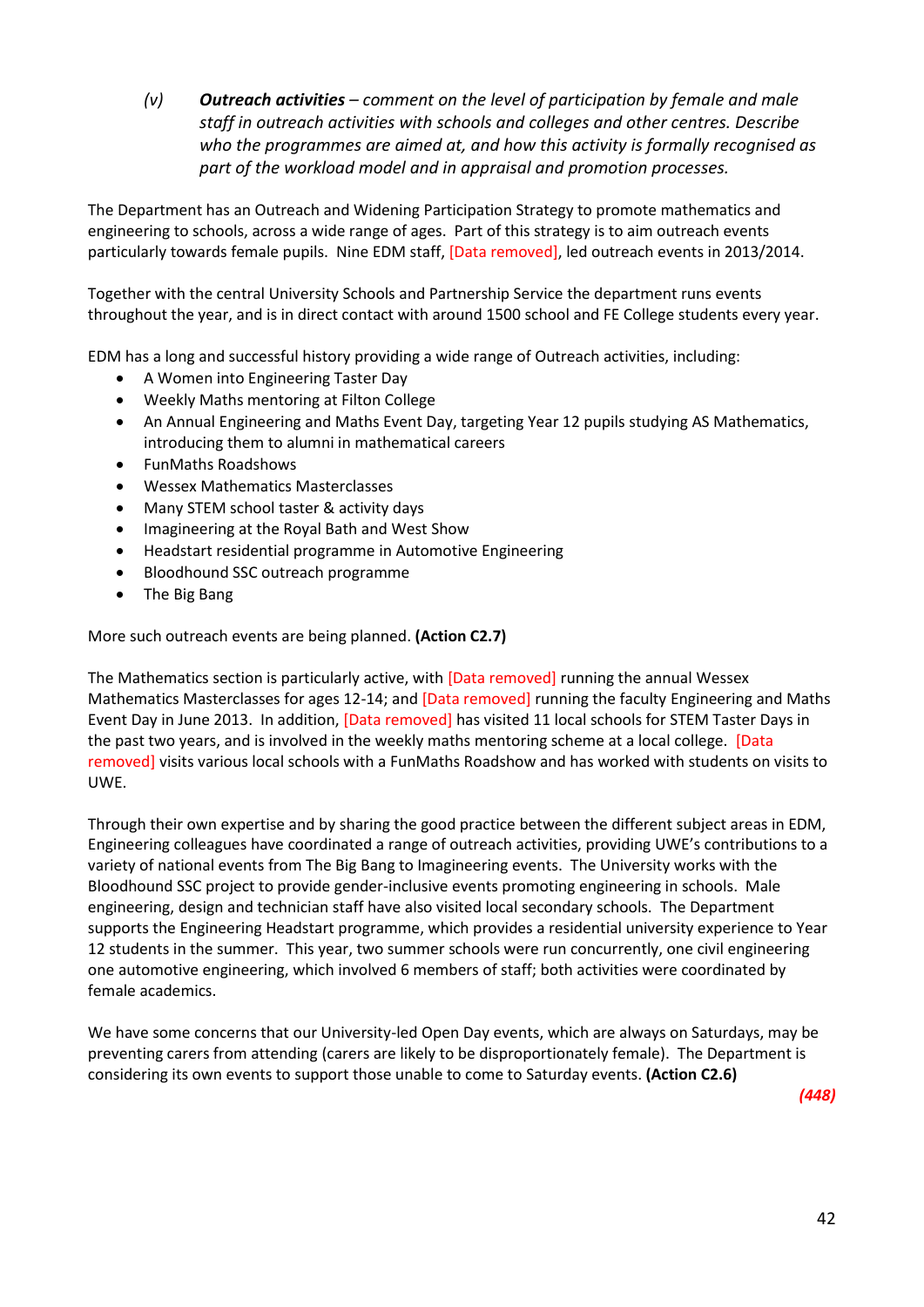(v) ***Outreach activities*** *– comment on the level of participation by female and male staff in outreach activities with schools and colleges and other centres. Describe who the programmes are aimed at, and how this activity is formally recognised as part of the workload model and in appraisal and promotion processes.*

The Department has an Outreach and Widening Participation Strategy to promote mathematics and engineering to schools, across a wide range of ages. Part of this strategy is to aim outreach events particularly towards female pupils. Nine EDM staff, [Data removed], led outreach events in 2013/2014.

Together with the central University Schools and Partnership Service the department runs events throughout the year, and is in direct contact with around 1500 school and FE College students every year.

EDM has a long and successful history providing a wide range of Outreach activities, including:

- A Women into Engineering Taster Day
- Weekly Maths mentoring at Filton College
- An Annual Engineering and Maths Event Day, targeting Year 12 pupils studying AS Mathematics, introducing them to alumni in mathematical careers
- FunMaths Roadshows
- Wessex Mathematics Masterclasses
- Many STEM school taster & activity days
- Imagineering at the Royal Bath and West Show
- Headstart residential programme in Automotive Engineering
- Bloodhound SSC outreach programme
- The Big Bang

More such outreach events are being planned. **(Action C2.7)**

The Mathematics section is particularly active, with [Data removed] running the annual Wessex Mathematics Masterclasses for ages 12-14; and [Data removed] running the faculty Engineering and Maths Event Day in June 2013. In addition, [Data removed] has visited 11 local schools for STEM Taster Days in the past two years, and is involved in the weekly maths mentoring scheme at a local college. [Data removed] visits various local schools with a FunMaths Roadshow and has worked with students on visits to UWE.

Through their own expertise and by sharing the good practice between the different subject areas in EDM, Engineering colleagues have coordinated a range of outreach activities, providing UWE's contributions to a variety of national events from The Big Bang to Imagineering events. The University works with the Bloodhound SSC project to provide gender-inclusive events promoting engineering in schools. Male engineering, design and technician staff have also visited local secondary schools. The Department supports the Engineering Headstart programme, which provides a residential university experience to Year 12 students in the summer. This year, two summer schools were run concurrently, one civil engineering one automotive engineering, which involved 6 members of staff; both activities were coordinated by female academics.

We have some concerns that our University-led Open Day events, which are always on Saturdays, may be preventing carers from attending (carers are likely to be disproportionately female). The Department is considering its own events to support those unable to come to Saturday events. **(Action C2.6)**

***(448)***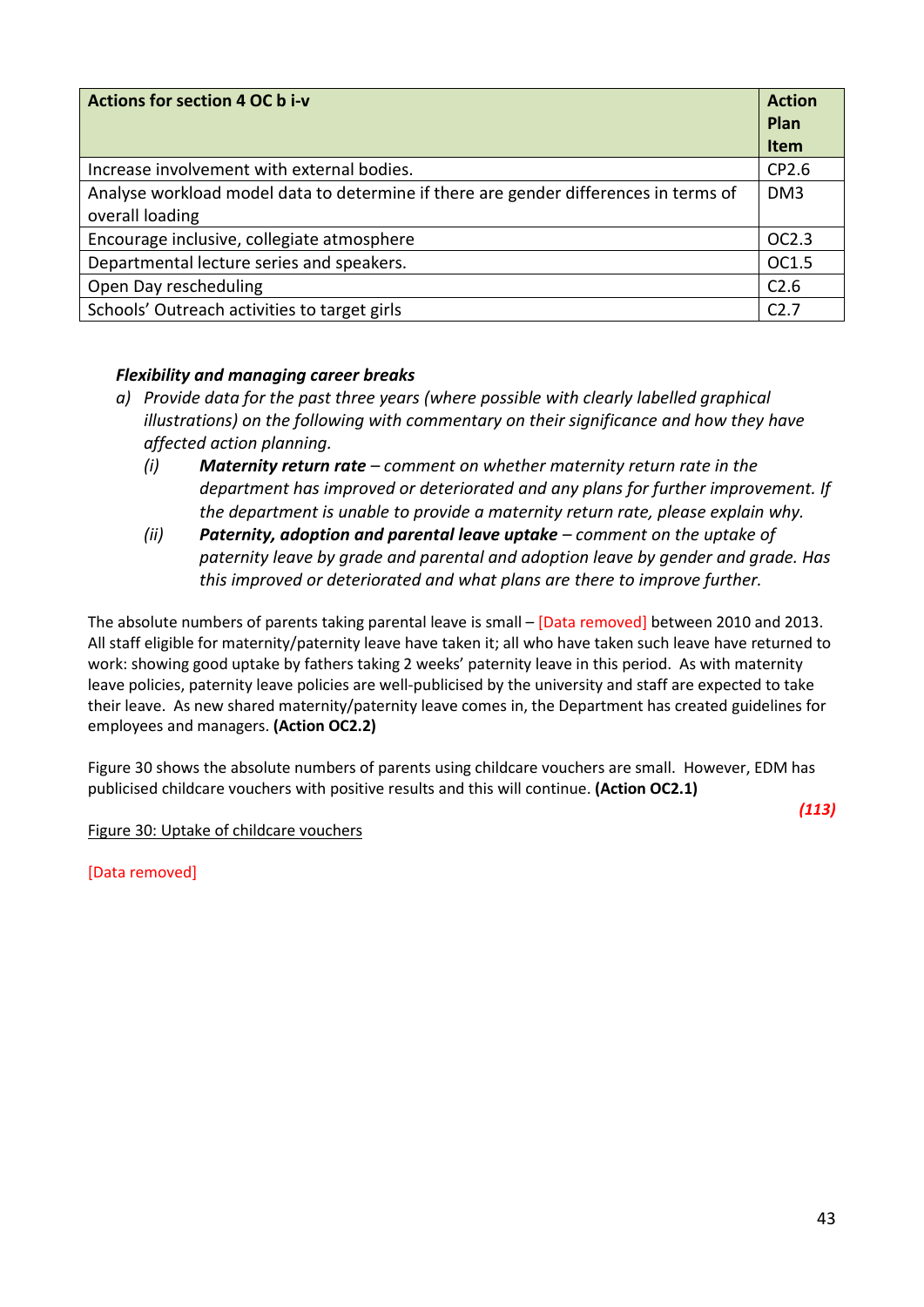| Actions for section 4 OC b i-v | Action Plan Item |
|---|---|
| Increase involvement with external bodies. | CP2.6 |
| Analyse workload model data to determine if there are gender differences in terms of overall loading | DM3 |
| Encourage inclusive, collegiate atmosphere | OC2.3 |
| Departmental lecture series and speakers. | OC1.5 |
| Open Day rescheduling | C2.6 |
| Schools' Outreach activities to target girls | C2.7 |

***Flexibility and managing career breaks***

*a) Provide data for the past three years (where possible with clearly labelled graphical illustrations) on the following with commentary on their significance and how they have affected action planning.*

*(i)* ***Maternity return rate*** *– comment on whether maternity return rate in the department has improved or deteriorated and any plans for further improvement. If the department is unable to provide a maternity return rate, please explain why.*

*(ii)* ***Paternity, adoption and parental leave uptake*** *– comment on the uptake of paternity leave by grade and parental and adoption leave by gender and grade. Has this improved or deteriorated and what plans are there to improve further.*

The absolute numbers of parents taking parental leave is small – [Data removed] between 2010 and 2013. All staff eligible for maternity/paternity leave have taken it; all who have taken such leave have returned to work: showing good uptake by fathers taking 2 weeks' paternity leave in this period. As with maternity leave policies, paternity leave policies are well-publicised by the university and staff are expected to take their leave. As new shared maternity/paternity leave comes in, the Department has created guidelines for employees and managers. **(Action OC2.2)**

Figure 30 shows the absolute numbers of parents using childcare vouchers are small. However, EDM has publicised childcare vouchers with positive results and this will continue. **(Action OC2.1)**

***(113)***

Figure 30: Uptake of childcare vouchers

[Data removed]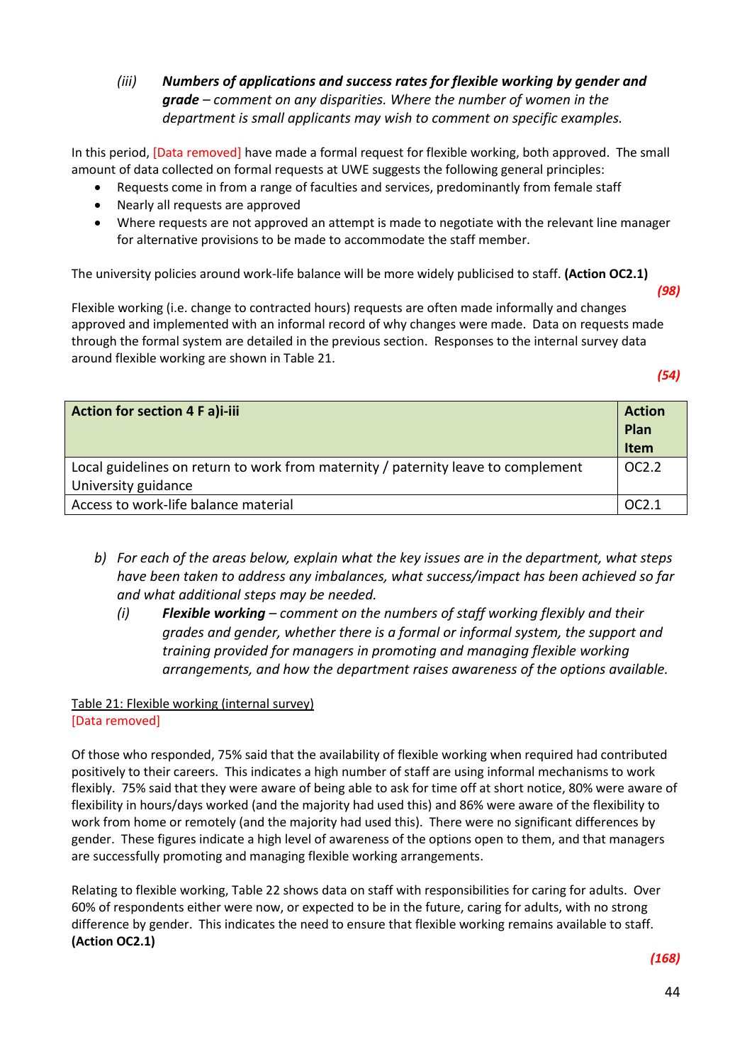(iii) ***Numbers of applications and success rates for flexible working by gender and grade*** *– comment on any disparities. Where the number of women in the department is small applicants may wish to comment on specific examples.*

In this period, [Data removed] have made a formal request for flexible working, both approved. The small amount of data collected on formal requests at UWE suggests the following general principles:

- Requests come in from a range of faculties and services, predominantly from female staff
- Nearly all requests are approved
- Where requests are not approved an attempt is made to negotiate with the relevant line manager for alternative provisions to be made to accommodate the staff member.

The university policies around work-life balance will be more widely publicised to staff. **(Action OC2.1)**

***(98)***

Flexible working (i.e. change to contracted hours) requests are often made informally and changes approved and implemented with an informal record of why changes were made. Data on requests made through the formal system are detailed in the previous section. Responses to the internal survey data around flexible working are shown in Table 21.

***(54)***

| Action for section 4 F a)i-iii | Action Plan Item |
|---|---|
| Local guidelines on return to work from maternity / paternity leave to complement University guidance | OC2.2 |
| Access to work-life balance material | OC2.1 |

b) *For each of the areas below, explain what the key issues are in the department, what steps have been taken to address any imbalances, what success/impact has been achieved so far and what additional steps may be needed.*

(i) ***Flexible working*** *– comment on the numbers of staff working flexibly and their grades and gender, whether there is a formal or informal system, the support and training provided for managers in promoting and managing flexible working arrangements, and how the department raises awareness of the options available.*

Table 21: Flexible working (internal survey)
[Data removed]

Of those who responded, 75% said that the availability of flexible working when required had contributed positively to their careers. This indicates a high number of staff are using informal mechanisms to work flexibly. 75% said that they were aware of being able to ask for time off at short notice, 80% were aware of flexibility in hours/days worked (and the majority had used this) and 86% were aware of the flexibility to work from home or remotely (and the majority had used this). There were no significant differences by gender. These figures indicate a high level of awareness of the options open to them, and that managers are successfully promoting and managing flexible working arrangements.

Relating to flexible working, Table 22 shows data on staff with responsibilities for caring for adults. Over 60% of respondents either were now, or expected to be in the future, caring for adults, with no strong difference by gender. This indicates the need to ensure that flexible working remains available to staff. **(Action OC2.1)**

***(168)***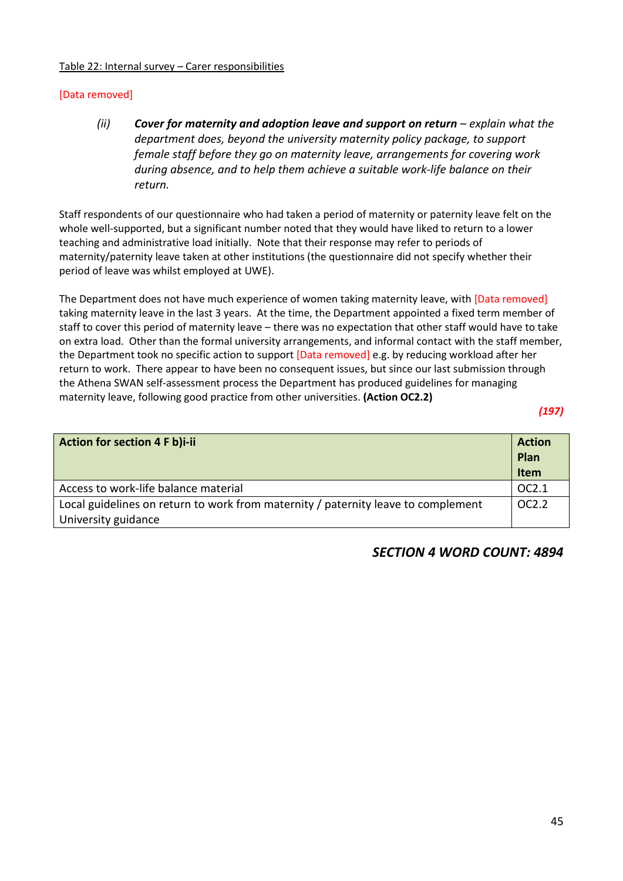Table 22: Internal survey – Carer responsibilities

[Data removed]

*(ii)* ***Cover for maternity and adoption leave and support on return*** *– explain what the department does, beyond the university maternity policy package, to support female staff before they go on maternity leave, arrangements for covering work during absence, and to help them achieve a suitable work-life balance on their return.*

Staff respondents of our questionnaire who had taken a period of maternity or paternity leave felt on the whole well-supported, but a significant number noted that they would have liked to return to a lower teaching and administrative load initially. Note that their response may refer to periods of maternity/paternity leave taken at other institutions (the questionnaire did not specify whether their period of leave was whilst employed at UWE).

The Department does not have much experience of women taking maternity leave, with [Data removed] taking maternity leave in the last 3 years. At the time, the Department appointed a fixed term member of staff to cover this period of maternity leave – there was no expectation that other staff would have to take on extra load. Other than the formal university arrangements, and informal contact with the staff member, the Department took no specific action to support [Data removed] e.g. by reducing workload after her return to work. There appear to have been no consequent issues, but since our last submission through the Athena SWAN self-assessment process the Department has produced guidelines for managing maternity leave, following good practice from other universities. **(Action OC2.2)**

***(197)***

| **Action for section 4 F b)i-ii** | **Action Plan Item** |
|---|---|
| Access to work-life balance material | OC2.1 |
| Local guidelines on return to work from maternity / paternity leave to complement University guidance | OC2.2 |

***SECTION 4 WORD COUNT: 4894***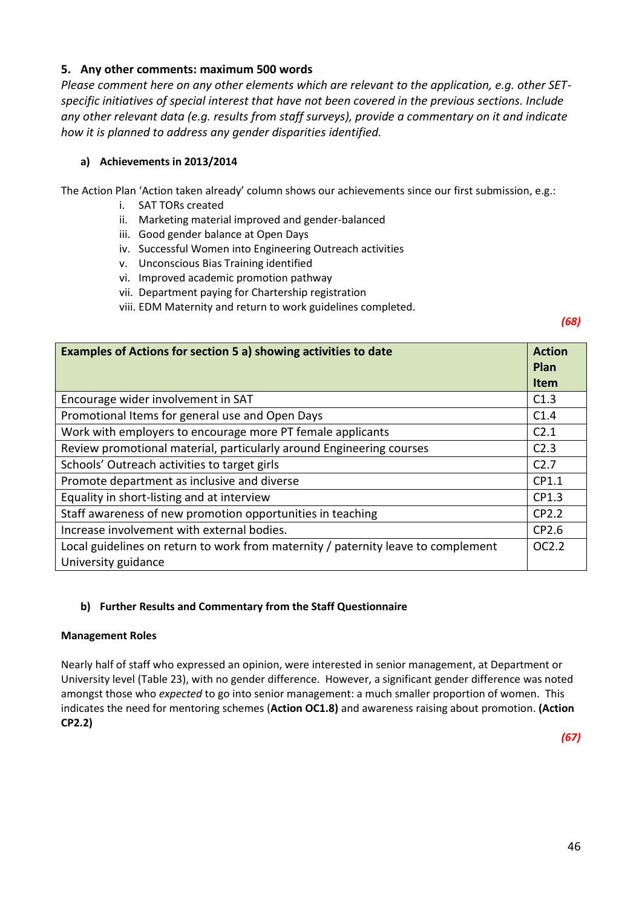## 5. Any other comments: maximum 500 words

*Please comment here on any other elements which are relevant to the application, e.g. other SET-specific initiatives of special interest that have not been covered in the previous sections. Include any other relevant data (e.g. results from staff surveys), provide a commentary on it and indicate how it is planned to address any gender disparities identified.*

### a) Achievements in 2013/2014

The Action Plan 'Action taken already' column shows our achievements since our first submission, e.g.:

i. SAT TORs created
ii. Marketing material improved and gender-balanced
iii. Good gender balance at Open Days
iv. Successful Women into Engineering Outreach activities
v. Unconscious Bias Training identified
vi. Improved academic promotion pathway
vii. Department paying for Chartership registration
viii. EDM Maternity and return to work guidelines completed.

***(68)***

| Examples of Actions for section 5 a) showing activities to date | Action Plan Item |
|---|---|
| Encourage wider involvement in SAT | C1.3 |
| Promotional Items for general use and Open Days | C1.4 |
| Work with employers to encourage more PT female applicants | C2.1 |
| Review promotional material, particularly around Engineering courses | C2.3 |
| Schools' Outreach activities to target girls | C2.7 |
| Promote department as inclusive and diverse | CP1.1 |
| Equality in short-listing and at interview | CP1.3 |
| Staff awareness of new promotion opportunities in teaching | CP2.2 |
| Increase involvement with external bodies. | CP2.6 |
| Local guidelines on return to work from maternity / paternity leave to complement University guidance | OC2.2 |

### b) Further Results and Commentary from the Staff Questionnaire

**Management Roles**

Nearly half of staff who expressed an opinion, were interested in senior management, at Department or University level (Table 23), with no gender difference. However, a significant gender difference was noted amongst those who *expected* to go into senior management: a much smaller proportion of women. This indicates the need for mentoring schemes (**Action OC1.8)** and awareness raising about promotion. **(Action CP2.2)**

***(67)***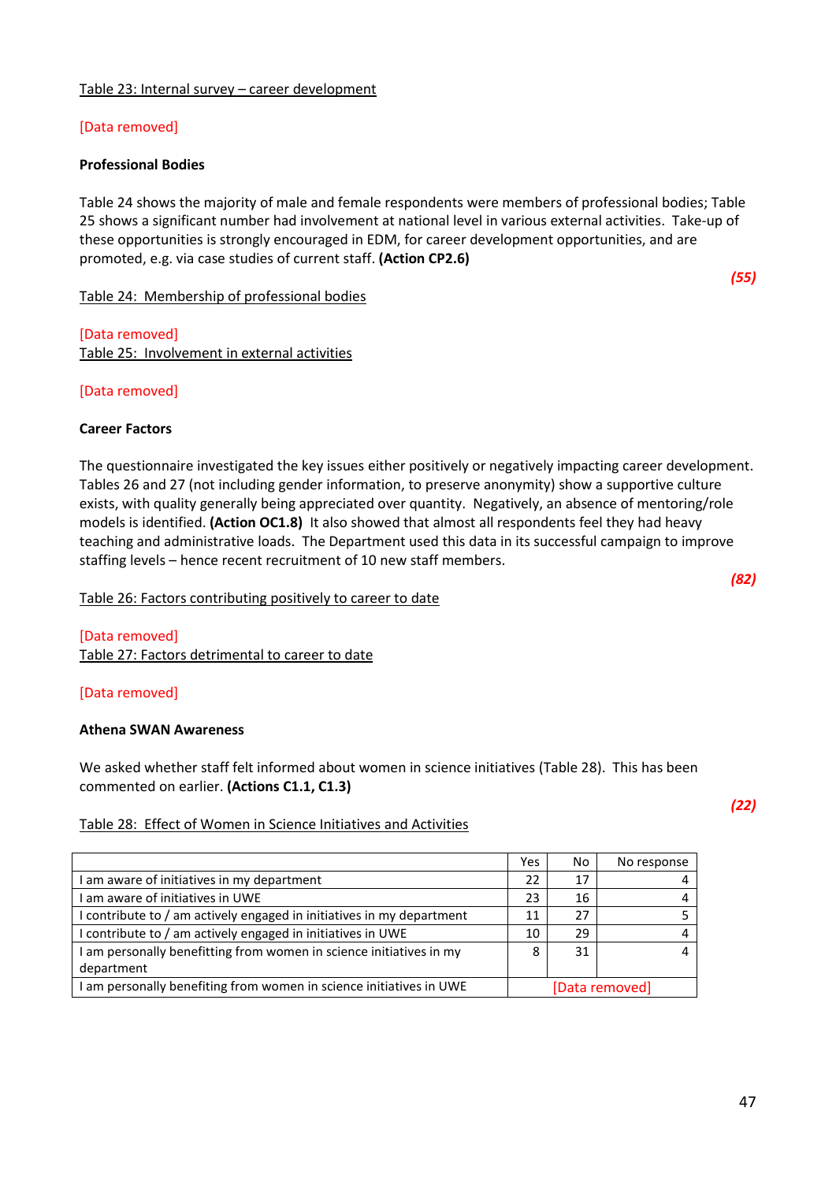Table 23: Internal survey – career development

[Data removed]

**Professional Bodies**

Table 24 shows the majority of male and female respondents were members of professional bodies; Table 25 shows a significant number had involvement at national level in various external activities. Take-up of these opportunities is strongly encouraged in EDM, for career development opportunities, and are promoted, e.g. via case studies of current staff. **(Action CP2.6)**

***(55)***

Table 24: Membership of professional bodies

[Data removed]

Table 25: Involvement in external activities

[Data removed]

**Career Factors**

The questionnaire investigated the key issues either positively or negatively impacting career development. Tables 26 and 27 (not including gender information, to preserve anonymity) show a supportive culture exists, with quality generally being appreciated over quantity. Negatively, an absence of mentoring/role models is identified. **(Action OC1.8)** It also showed that almost all respondents feel they had heavy teaching and administrative loads. The Department used this data in its successful campaign to improve staffing levels – hence recent recruitment of 10 new staff members.

***(82)***

Table 26: Factors contributing positively to career to date

[Data removed]

Table 27: Factors detrimental to career to date

[Data removed]

**Athena SWAN Awareness**

We asked whether staff felt informed about women in science initiatives (Table 28). This has been commented on earlier. **(Actions C1.1, C1.3)**

***(22)***

Table 28: Effect of Women in Science Initiatives and Activities

| | Yes | No | No response |
|---|---|---|---|
| I am aware of initiatives in my department | 22 | 17 | 4 |
| I am aware of initiatives in UWE | 23 | 16 | 4 |
| I contribute to / am actively engaged in initiatives in my department | 11 | 27 | 5 |
| I contribute to / am actively engaged in initiatives in UWE | 10 | 29 | 4 |
| I am personally benefitting from women in science initiatives in my department | 8 | 31 | 4 |
| I am personally benefiting from women in science initiatives in UWE | [Data removed] | | |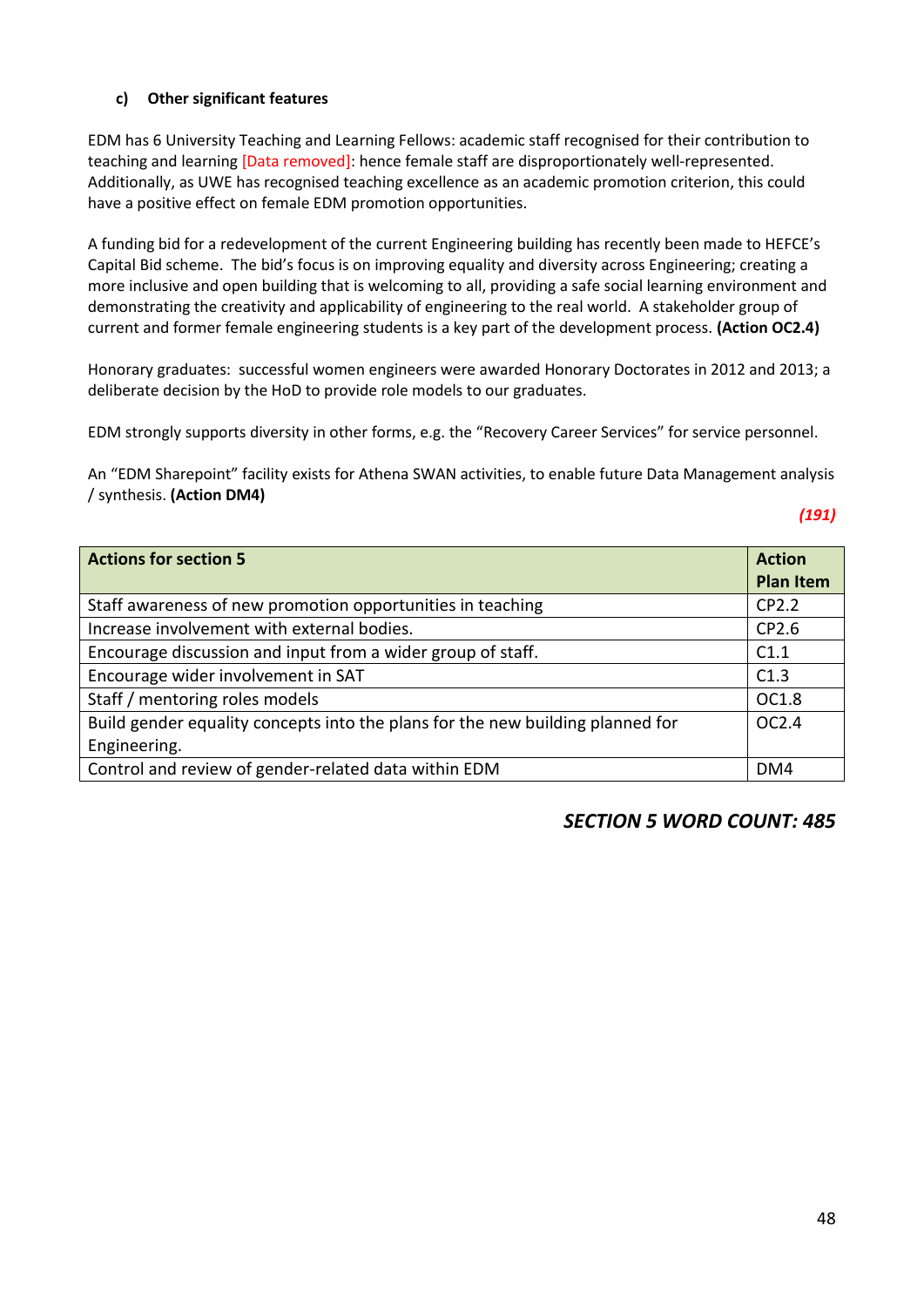### c) Other significant features

EDM has 6 University Teaching and Learning Fellows: academic staff recognised for their contribution to teaching and learning [Data removed]: hence female staff are disproportionately well-represented. Additionally, as UWE has recognised teaching excellence as an academic promotion criterion, this could have a positive effect on female EDM promotion opportunities.

A funding bid for a redevelopment of the current Engineering building has recently been made to HEFCE's Capital Bid scheme. The bid's focus is on improving equality and diversity across Engineering; creating a more inclusive and open building that is welcoming to all, providing a safe social learning environment and demonstrating the creativity and applicability of engineering to the real world. A stakeholder group of current and former female engineering students is a key part of the development process. **(Action OC2.4)**

Honorary graduates: successful women engineers were awarded Honorary Doctorates in 2012 and 2013; a deliberate decision by the HoD to provide role models to our graduates.

EDM strongly supports diversity in other forms, e.g. the "Recovery Career Services" for service personnel.

An "EDM Sharepoint" facility exists for Athena SWAN activities, to enable future Data Management analysis / synthesis. **(Action DM4)**

***(191)***

| Actions for section 5 | Action Plan Item |
|---|---|
| Staff awareness of new promotion opportunities in teaching | CP2.2 |
| Increase involvement with external bodies. | CP2.6 |
| Encourage discussion and input from a wider group of staff. | C1.1 |
| Encourage wider involvement in SAT | C1.3 |
| Staff / mentoring roles models | OC1.8 |
| Build gender equality concepts into the plans for the new building planned for Engineering. | OC2.4 |
| Control and review of gender-related data within EDM | DM4 |

***SECTION 5 WORD COUNT: 485***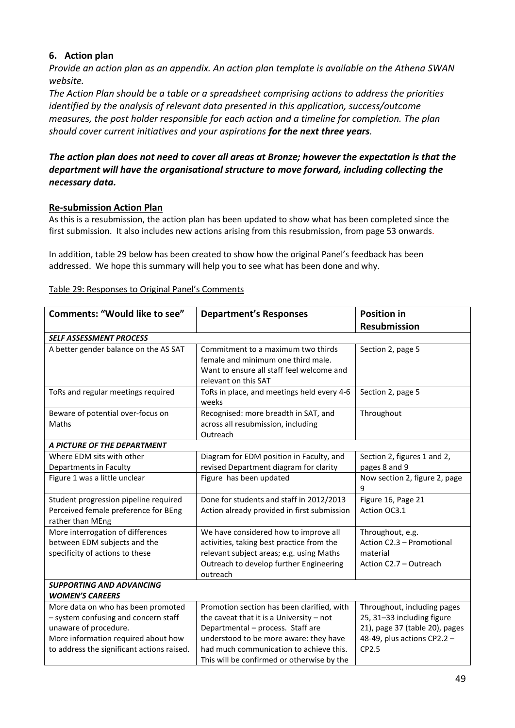## 6. Action plan

*Provide an action plan as an appendix. An action plan template is available on the Athena SWAN website.*

*The Action Plan should be a table or a spreadsheet comprising actions to address the priorities identified by the analysis of relevant data presented in this application, success/outcome measures, the post holder responsible for each action and a timeline for completion. The plan should cover current initiatives and your aspirations **for the next three years**.*

***The action plan does not need to cover all areas at Bronze; however the expectation is that the department will have the organisational structure to move forward, including collecting the necessary data.***

### Re-submission Action Plan

As this is a resubmission, the action plan has been updated to show what has been completed since the first submission. It also includes new actions arising from this resubmission, from page 53 onwards.

In addition, table 29 below has been created to show how the original Panel's feedback has been addressed. We hope this summary will help you to see what has been done and why.

Table 29: Responses to Original Panel's Comments

| Comments: "Would like to see" | Department's Responses | Position in Resubmission |
|---|---|---|
| ***SELF ASSESSMENT PROCESS*** | | |
| A better gender balance on the AS SAT | Commitment to a maximum two thirds female and minimum one third male. Want to ensure all staff feel welcome and relevant on this SAT | Section 2, page 5 |
| ToRs and regular meetings required | ToRs in place, and meetings held every 4-6 weeks | Section 2, page 5 |
| Beware of potential over-focus on Maths | Recognised: more breadth in SAT, and across all resubmission, including Outreach | Throughout |
| ***A PICTURE OF THE DEPARTMENT*** | | |
| Where EDM sits with other Departments in Faculty | Diagram for EDM position in Faculty, and revised Department diagram for clarity | Section 2, figures 1 and 2, pages 8 and 9 |
| Figure 1 was a little unclear | Figure has been updated | Now section 2, figure 2, page 9 |
| Student progression pipeline required | Done for students and staff in 2012/2013 | Figure 16, Page 21 |
| Perceived female preference for BEng rather than MEng | Action already provided in first submission | Action OC3.1 |
| More interrogation of differences between EDM subjects and the specificity of actions to these | We have considered how to improve all activities, taking best practice from the relevant subject areas; e.g. using Maths Outreach to develop further Engineering outreach | Throughout, e.g. Action C2.3 – Promotional material Action C2.7 – Outreach |
| ***SUPPORTING AND ADVANCING WOMEN'S CAREERS*** | | |
| More data on who has been promoted – system confusing and concern staff unaware of procedure. More information required about how to address the significant actions raised. | Promotion section has been clarified, with the caveat that it is a University – not Departmental – process. Staff are understood to be more aware: they have had much communication to achieve this. This will be confirmed or otherwise by the | Throughout, including pages 25, 31–33 including figure 21), page 37 (table 20), pages 48-49, plus actions CP2.2 – CP2.5 |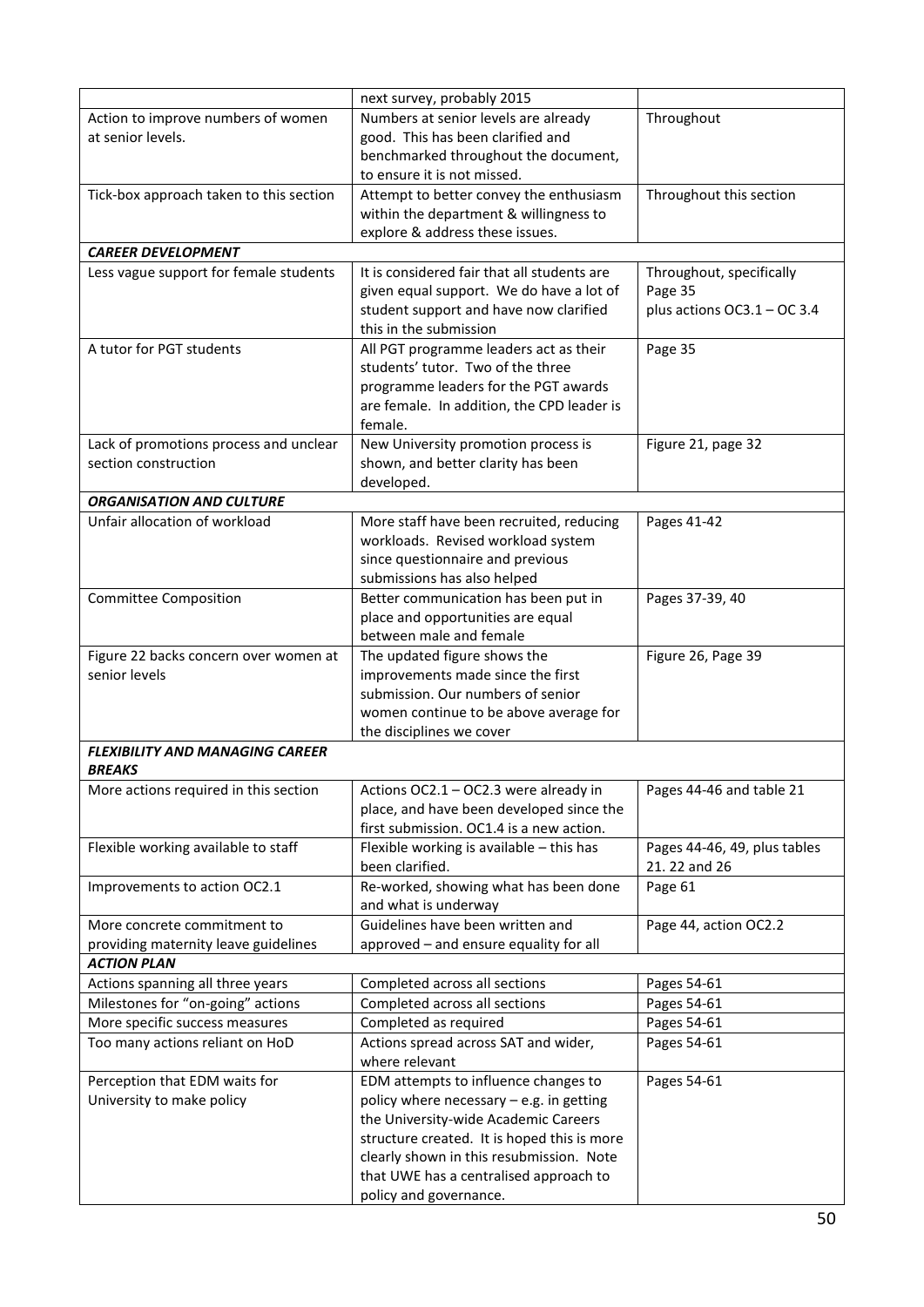| | | |
|---|---|---|
| | next survey, probably 2015 | |
| Action to improve numbers of women at senior levels. | Numbers at senior levels are already good. This has been clarified and benchmarked throughout the document, to ensure it is not missed. | Throughout |
| Tick-box approach taken to this section | Attempt to better convey the enthusiasm within the department & willingness to explore & address these issues. | Throughout this section |
| ***CAREER DEVELOPMENT*** | | |
| Less vague support for female students | It is considered fair that all students are given equal support. We do have a lot of student support and have now clarified this in the submission | Throughout, specifically Page 35 plus actions OC3.1 – OC 3.4 |
| A tutor for PGT students | All PGT programme leaders act as their students' tutor. Two of the three programme leaders for the PGT awards are female. In addition, the CPD leader is female. | Page 35 |
| Lack of promotions process and unclear section construction | New University promotion process is shown, and better clarity has been developed. | Figure 21, page 32 |
| ***ORGANISATION AND CULTURE*** | | |
| Unfair allocation of workload | More staff have been recruited, reducing workloads. Revised workload system since questionnaire and previous submissions has also helped | Pages 41-42 |
| Committee Composition | Better communication has been put in place and opportunities are equal between male and female | Pages 37-39, 40 |
| Figure 22 backs concern over women at senior levels | The updated figure shows the improvements made since the first submission. Our numbers of senior women continue to be above average for the disciplines we cover | Figure 26, Page 39 |
| ***FLEXIBILITY AND MANAGING CAREER BREAKS*** | | |
| More actions required in this section | Actions OC2.1 – OC2.3 were already in place, and have been developed since the first submission. OC1.4 is a new action. | Pages 44-46 and table 21 |
| Flexible working available to staff | Flexible working is available – this has been clarified. | Pages 44-46, 49, plus tables 21. 22 and 26 |
| Improvements to action OC2.1 | Re-worked, showing what has been done and what is underway | Page 61 |
| More concrete commitment to providing maternity leave guidelines | Guidelines have been written and approved – and ensure equality for all | Page 44, action OC2.2 |
| ***ACTION PLAN*** | | |
| Actions spanning all three years | Completed across all sections | Pages 54-61 |
| Milestones for "on-going" actions | Completed across all sections | Pages 54-61 |
| More specific success measures | Completed as required | Pages 54-61 |
| Too many actions reliant on HoD | Actions spread across SAT and wider, where relevant | Pages 54-61 |
| Perception that EDM waits for University to make policy | EDM attempts to influence changes to policy where necessary – e.g. in getting the University-wide Academic Careers structure created. It is hoped this is more clearly shown in this resubmission. Note that UWE has a centralised approach to policy and governance. | Pages 54-61 |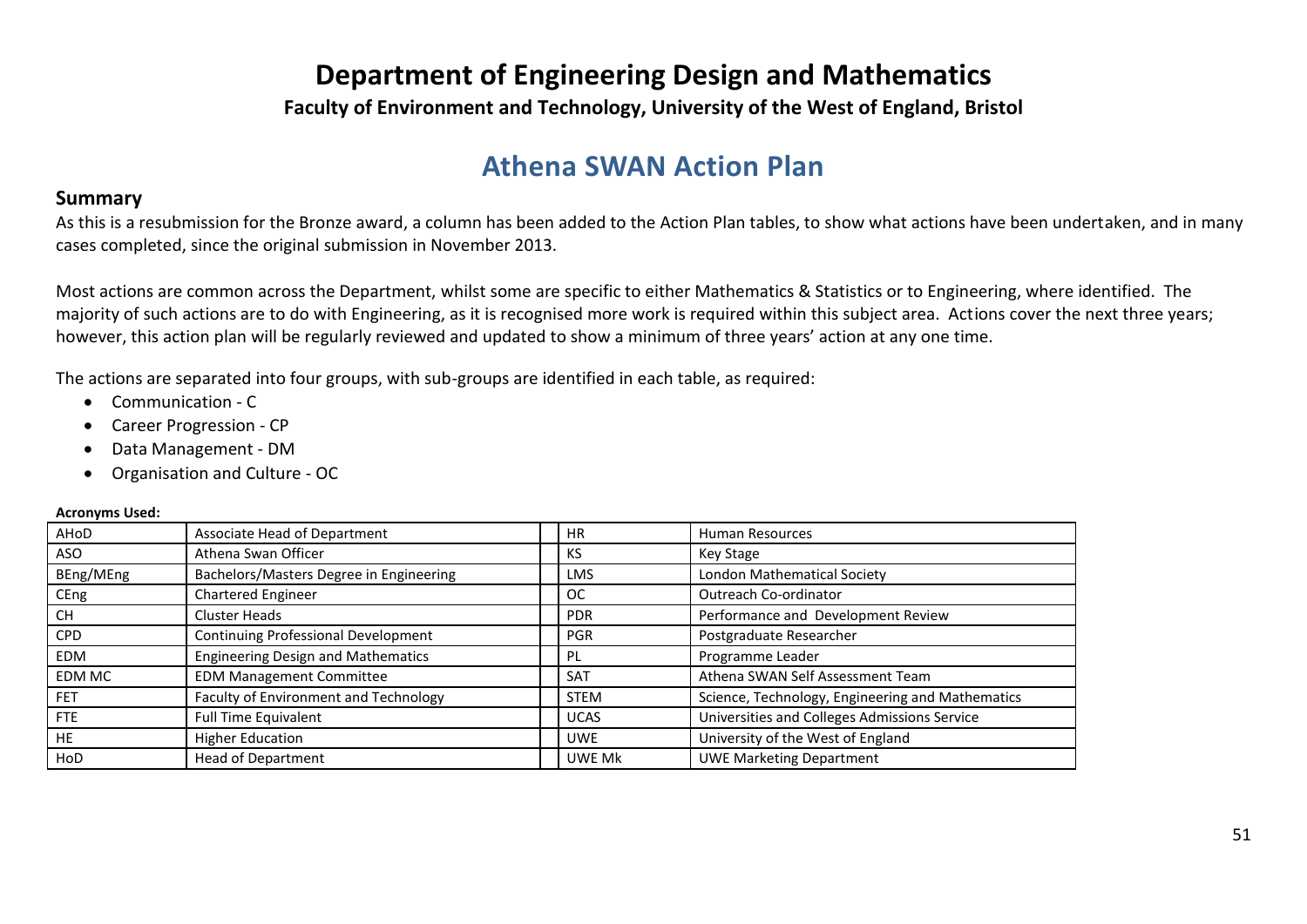# Department of Engineering Design and Mathematics

**Faculty of Environment and Technology, University of the West of England, Bristol**

## Athena SWAN Action Plan

### Summary

As this is a resubmission for the Bronze award, a column has been added to the Action Plan tables, to show what actions have been undertaken, and in many cases completed, since the original submission in November 2013.

Most actions are common across the Department, whilst some are specific to either Mathematics & Statistics or to Engineering, where identified. The majority of such actions are to do with Engineering, as it is recognised more work is required within this subject area. Actions cover the next three years; however, this action plan will be regularly reviewed and updated to show a minimum of three years' action at any one time.

The actions are separated into four groups, with sub-groups are identified in each table, as required:

- Communication - C
- Career Progression - CP
- Data Management - DM
- Organisation and Culture - OC

**Acronyms Used:**

| | | | | |
|---|---|---|---|---|
| AHoD | Associate Head of Department | | HR | Human Resources |
| ASO | Athena Swan Officer | | KS | Key Stage |
| BEng/MEng | Bachelors/Masters Degree in Engineering | | LMS | London Mathematical Society |
| CEng | Chartered Engineer | | OC | Outreach Co-ordinator |
| CH | Cluster Heads | | PDR | Performance and Development Review |
| CPD | Continuing Professional Development | | PGR | Postgraduate Researcher |
| EDM | Engineering Design and Mathematics | | PL | Programme Leader |
| EDM MC | EDM Management Committee | | SAT | Athena SWAN Self Assessment Team |
| FET | Faculty of Environment and Technology | | STEM | Science, Technology, Engineering and Mathematics |
| FTE | Full Time Equivalent | | UCAS | Universities and Colleges Admissions Service |
| HE | Higher Education | | UWE | University of the West of England |
| HoD | Head of Department | | UWE Mk | UWE Marketing Department |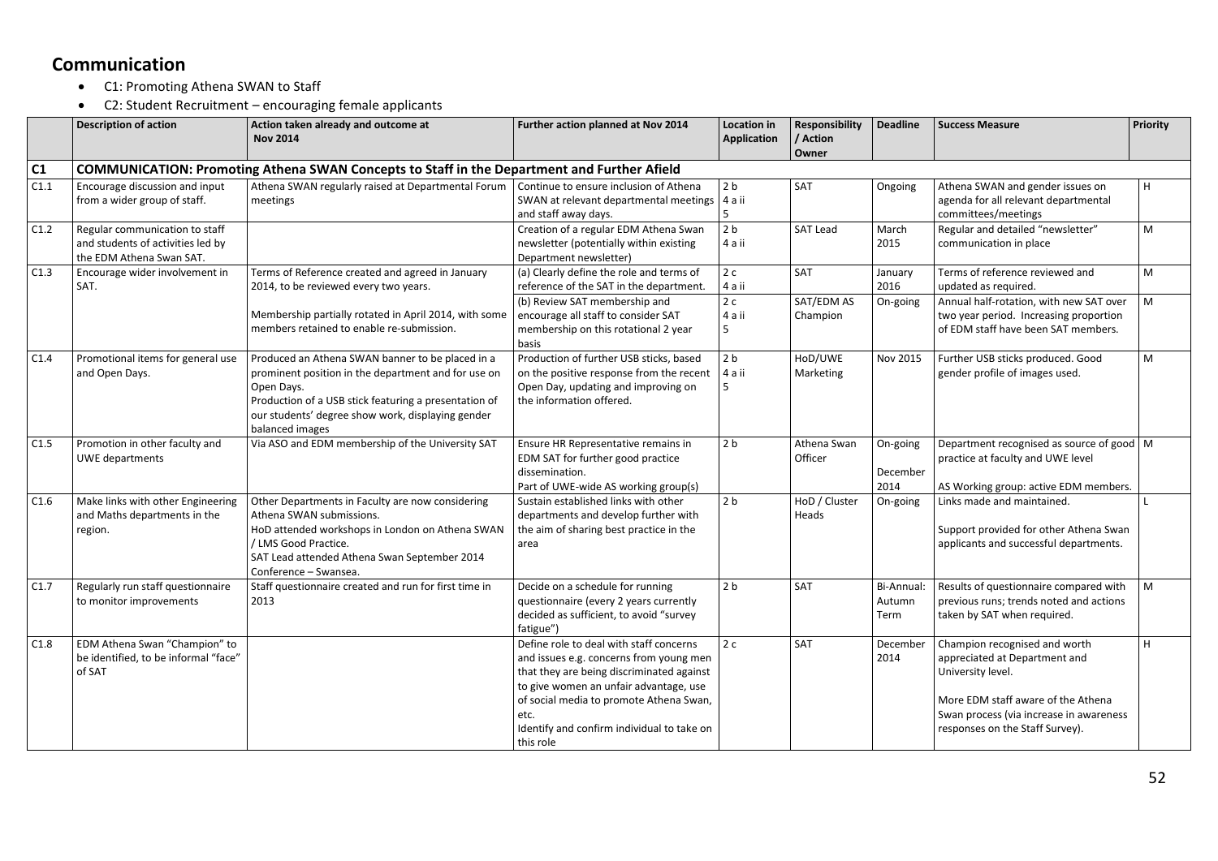## Communication

- C1: Promoting Athena SWAN to Staff
- C2: Student Recruitment – encouraging female applicants

| | Description of action | Action taken already and outcome at Nov 2014 | Further action planned at Nov 2014 | Location in Application | Responsibility / Action Owner | Deadline | Success Measure | Priority |
|---|---|---|---|---|---|---|---|---|
| **C1** | **COMMUNICATION: Promoting Athena SWAN Concepts to Staff in the Department and Further Afield** | | | | | | | |
| C1.1 | Encourage discussion and input from a wider group of staff. | Athena SWAN regularly raised at Departmental Forum meetings | Continue to ensure inclusion of Athena SWAN at relevant departmental meetings and staff away days. | 2 b<br>4 a ii<br>5 | SAT | Ongoing | Athena SWAN and gender issues on agenda for all relevant departmental committees/meetings | H |
| C1.2 | Regular communication to staff and students of activities led by the EDM Athena Swan SAT. | | Creation of a regular EDM Athena Swan newsletter (potentially within existing Department newsletter) | 2 b<br>4 a ii | SAT Lead | March 2015 | Regular and detailed "newsletter" communication in place | M |
| C1.3 | Encourage wider involvement in SAT. | Terms of Reference created and agreed in January 2014, to be reviewed every two years. | (a) Clearly define the role and terms of reference of the SAT in the department. | 2 c<br>4 a ii | SAT | January 2016 | Terms of reference reviewed and updated as required. | M |
| | | Membership partially rotated in April 2014, with some members retained to enable re-submission. | (b) Review SAT membership and encourage all staff to consider SAT membership on this rotational 2 year basis | 2 c<br>4 a ii<br>5 | SAT/EDM AS Champion | On-going | Annual half-rotation, with new SAT over two year period. Increasing proportion of EDM staff have been SAT members. | M |
| C1.4 | Promotional items for general use and Open Days. | Produced an Athena SWAN banner to be placed in a prominent position in the department and for use on Open Days.<br>Production of a USB stick featuring a presentation of our students' degree show work, displaying gender balanced images | Production of further USB sticks, based on the positive response from the recent Open Day, updating and improving on the information offered. | 2 b<br>4 a ii<br>5 | HoD/UWE Marketing | Nov 2015 | Further USB sticks produced. Good gender profile of images used. | M |
| C1.5 | Promotion in other faculty and UWE departments | Via ASO and EDM membership of the University SAT | Ensure HR Representative remains in EDM SAT for further good practice dissemination.<br>Part of UWE-wide AS working group(s) | 2 b | Athena Swan Officer | On-going<br><br>December 2014 | Department recognised as source of good practice at faculty and UWE level<br><br>AS Working group: active EDM members. | M |
| C1.6 | Make links with other Engineering and Maths departments in the region. | Other Departments in Faculty are now considering Athena SWAN submissions.<br>HoD attended workshops in London on Athena SWAN / LMS Good Practice.<br>SAT Lead attended Athena Swan September 2014 Conference – Swansea. | Sustain established links with other departments and develop further with the aim of sharing best practice in the area | 2 b | HoD / Cluster Heads | On-going | Links made and maintained.<br><br>Support provided for other Athena Swan applicants and successful departments. | L |
| C1.7 | Regularly run staff questionnaire to monitor improvements | Staff questionnaire created and run for first time in 2013 | Decide on a schedule for running questionnaire (every 2 years currently decided as sufficient, to avoid "survey fatigue") | 2 b | SAT | Bi-Annual: Autumn Term | Results of questionnaire compared with previous runs; trends noted and actions taken by SAT when required. | M |
| C1.8 | EDM Athena Swan "Champion" to be identified, to be informal "face" of SAT | | Define role to deal with staff concerns and issues e.g. concerns from young men that they are being discriminated against to give women an unfair advantage, use of social media to promote Athena Swan, etc.<br>Identify and confirm individual to take on this role | 2 c | SAT | December 2014 | Champion recognised and worth appreciated at Department and University level.<br><br>More EDM staff aware of the Athena Swan process (via increase in awareness responses on the Staff Survey). | H |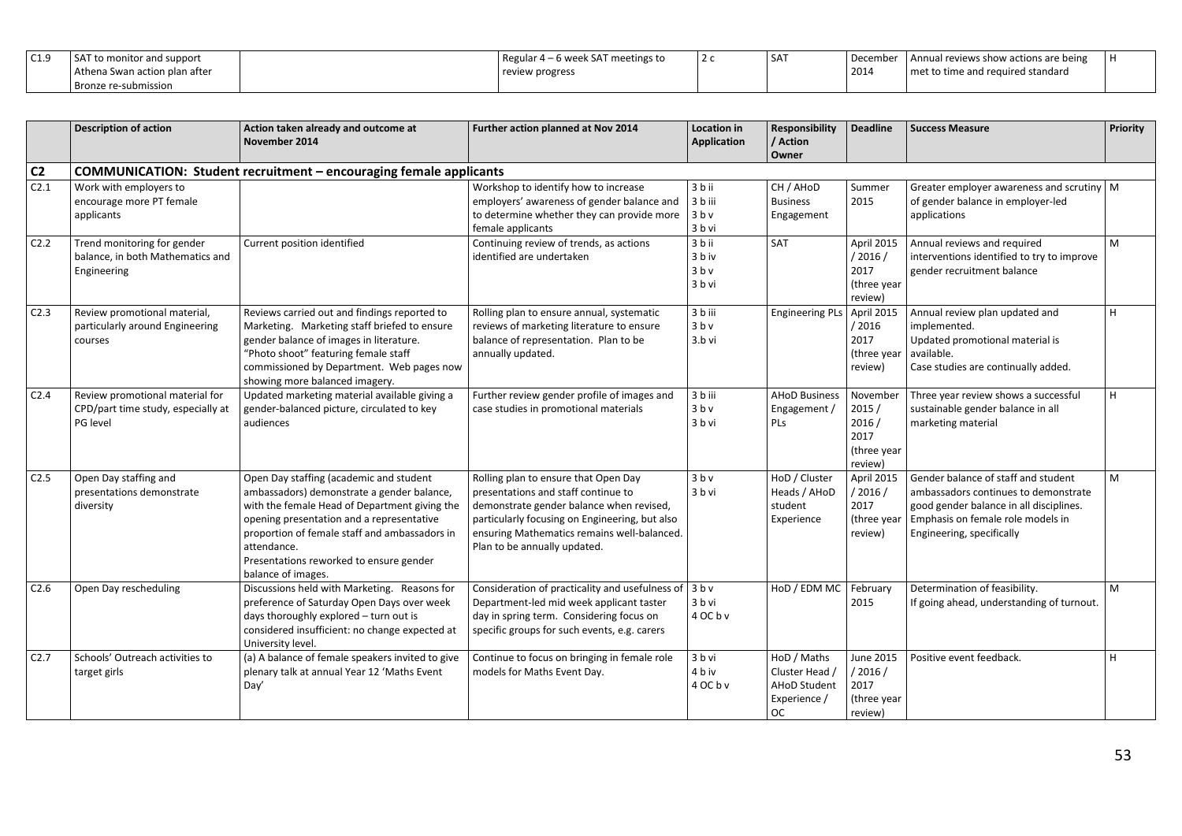| | | | | | | | | |
|---|---|---|---|---|---|---|---|---|
| C1.9 | SAT to monitor and support Athena Swan action plan after Bronze re-submission | | Regular 4 – 6 week SAT meetings to review progress | 2 c | SAT | December 2014 | Annual reviews show actions are being met to time and required standard | H |

| | Description of action | Action taken already and outcome at November 2014 | Further action planned at Nov 2014 | Location in Application | Responsibility / Action Owner | Deadline | Success Measure | Priority |
|---|---|---|---|---|---|---|---|---|
| **C2** | **COMMUNICATION: Student recruitment – encouraging female applicants** | | | | | | | |
| C2.1 | Work with employers to encourage more PT female applicants | | Workshop to identify how to increase employers' awareness of gender balance and to determine whether they can provide more female applicants | 3 b ii<br>3 b iii<br>3 b v<br>3 b vi | CH / AHoD Business Engagement | Summer 2015 | Greater employer awareness and scrutiny of gender balance in employer-led applications | M |
| C2.2 | Trend monitoring for gender balance, in both Mathematics and Engineering | Current position identified | Continuing review of trends, as actions identified are undertaken | 3 b ii<br>3 b iv<br>3 b v<br>3 b vi | SAT | April 2015 / 2016 / 2017 (three year review) | Annual reviews and required interventions identified to try to improve gender recruitment balance | M |
| C2.3 | Review promotional material, particularly around Engineering courses | Reviews carried out and findings reported to Marketing. Marketing staff briefed to ensure gender balance of images in literature. "Photo shoot" featuring female staff commissioned by Department. Web pages now showing more balanced imagery. | Rolling plan to ensure annual, systematic reviews of marketing literature to ensure balance of representation. Plan to be annually updated. | 3 b iii<br>3 b v<br>3.b vi | Engineering PLs | April 2015 / 2016 2017 (three year review) | Annual review plan updated and implemented.<br>Updated promotional material is available.<br>Case studies are continually added. | H |
| C2.4 | Review promotional material for CPD/part time study, especially at PG level | Updated marketing material available giving a gender-balanced picture, circulated to key audiences | Further review gender profile of images and case studies in promotional materials | 3 b iii<br>3 b v<br>3 b vi | AHoD Business Engagement / PLs | November 2015 / 2016 / 2017 (three year review) | Three year review shows a successful sustainable gender balance in all marketing material | H |
| C2.5 | Open Day staffing and presentations demonstrate diversity | Open Day staffing (academic and student ambassadors) demonstrate a gender balance, with the female Head of Department giving the opening presentation and a representative proportion of female staff and ambassadors in attendance.<br>Presentations reworked to ensure gender balance of images. | Rolling plan to ensure that Open Day presentations and staff continue to demonstrate gender balance when revised, particularly focusing on Engineering, but also ensuring Mathematics remains well-balanced. Plan to be annually updated. | 3 b v<br>3 b vi | HoD / Cluster Heads / AHoD student Experience | April 2015 / 2016 / 2017 (three year review) | Gender balance of staff and student ambassadors continues to demonstrate good gender balance in all disciplines. Emphasis on female role models in Engineering, specifically | M |
| C2.6 | Open Day rescheduling | Discussions held with Marketing. Reasons for preference of Saturday Open Days over week days thoroughly explored – turn out is considered insufficient: no change expected at University level. | Consideration of practicality and usefulness of Department-led mid week applicant taster day in spring term. Considering focus on specific groups for such events, e.g. carers | 3 b v<br>3 b vi<br>4 OC b v | HoD / EDM MC | February 2015 | Determination of feasibility.<br>If going ahead, understanding of turnout. | M |
| C2.7 | Schools' Outreach activities to target girls | (a) A balance of female speakers invited to give plenary talk at annual Year 12 'Maths Event Day' | Continue to focus on bringing in female role models for Maths Event Day. | 3 b vi<br>4 b iv<br>4 OC b v | HoD / Maths Cluster Head / AHoD Student Experience / OC | June 2015 / 2016 / 2017 (three year review) | Positive event feedback. | H |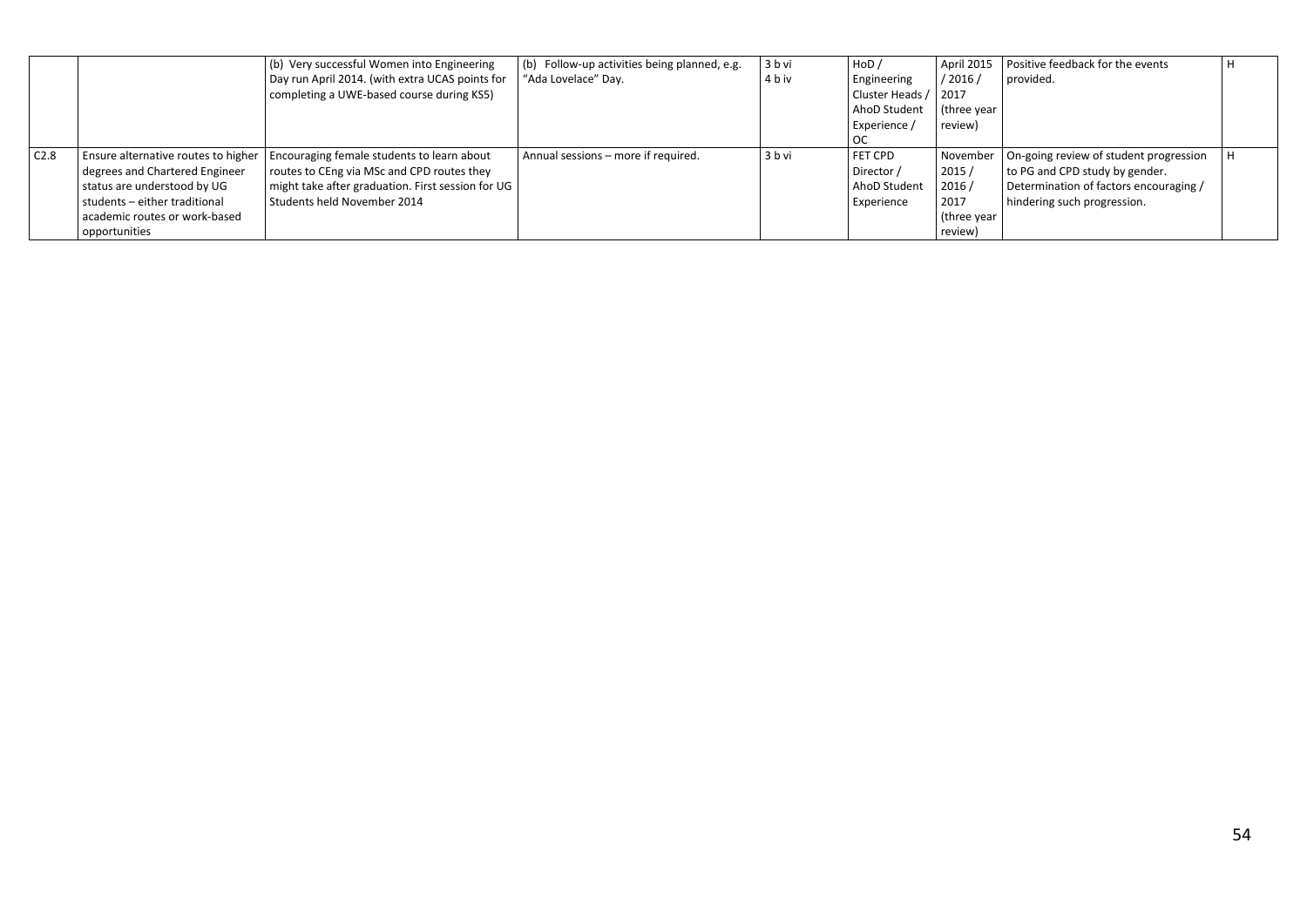| | | | | | | | | |
|---|---|---|---|---|---|---|---|---|
| | | (b) Very successful Women into Engineering Day run April 2014. (with extra UCAS points for completing a UWE-based course during KS5) | (b) Follow-up activities being planned, e.g. "Ada Lovelace" Day. | 3 b vi 4 b iv | HoD / Engineering Cluster Heads / AhoD Student Experience / OC | April 2015 / 2016 / 2017 (three year review) | Positive feedback for the events provided. | H |
| C2.8 | Ensure alternative routes to higher degrees and Chartered Engineer status are understood by UG students – either traditional academic routes or work-based opportunities | Encouraging female students to learn about routes to CEng via MSc and CPD routes they might take after graduation. First session for UG Students held November 2014 | Annual sessions – more if required. | 3 b vi | FET CPD Director / AhoD Student Experience | November 2015 / 2016 / 2017 (three year review) | On-going review of student progression to PG and CPD study by gender. Determination of factors encouraging / hindering such progression. | H |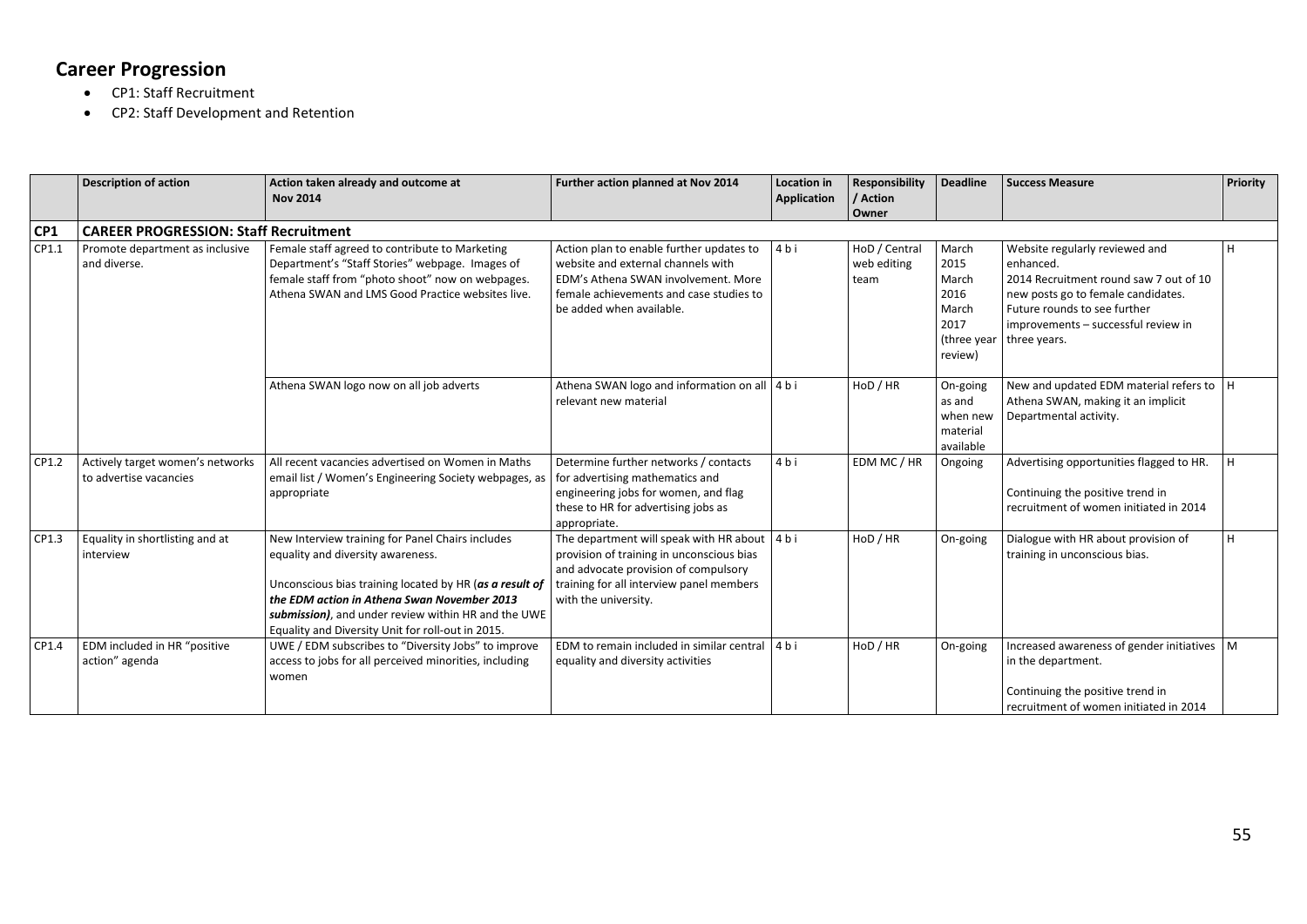# Career Progression

- CP1: Staff Recruitment
- CP2: Staff Development and Retention

| | Description of action | Action taken already and outcome at Nov 2014 | Further action planned at Nov 2014 | Location in Application | Responsibility / Action Owner | Deadline | Success Measure | Priority |
|---|---|---|---|---|---|---|---|---|
| **CP1** | **CAREER PROGRESSION: Staff Recruitment** | | | | | | | |
| CP1.1 | Promote department as inclusive and diverse. | Female staff agreed to contribute to Marketing Department's "Staff Stories" webpage. Images of female staff from "photo shoot" now on webpages. Athena SWAN and LMS Good Practice websites live. | Action plan to enable further updates to website and external channels with EDM's Athena SWAN involvement. More female achievements and case studies to be added when available. | 4 b i | HoD / Central web editing team | March 2015 March 2016 March 2017 (three year review) | Website regularly reviewed and enhanced. 2014 Recruitment round saw 7 out of 10 new posts go to female candidates. Future rounds to see further improvements – successful review in three years. | H |
| | | Athena SWAN logo now on all job adverts | Athena SWAN logo and information on all relevant new material | 4 b i | HoD / HR | On-going as and when new material available | New and updated EDM material refers to Athena SWAN, making it an implicit Departmental activity. | H |
| CP1.2 | Actively target women's networks to advertise vacancies | All recent vacancies advertised on Women in Maths email list / Women's Engineering Society webpages, as appropriate | Determine further networks / contacts for advertising mathematics and engineering jobs for women, and flag these to HR for advertising jobs as appropriate. | 4 b i | EDM MC / HR | Ongoing | Advertising opportunities flagged to HR.<br><br>Continuing the positive trend in recruitment of women initiated in 2014 | H |
| CP1.3 | Equality in shortlisting and at interview | New Interview training for Panel Chairs includes equality and diversity awareness.<br><br>Unconscious bias training located by HR (***as a result of the EDM action in Athena Swan November 2013 submission)***, and under review within HR and the UWE Equality and Diversity Unit for roll-out in 2015. | The department will speak with HR about provision of training in unconscious bias and advocate provision of compulsory training for all interview panel members with the university. | 4 b i | HoD / HR | On-going | Dialogue with HR about provision of training in unconscious bias. | H |
| CP1.4 | EDM included in HR "positive action" agenda | UWE / EDM subscribes to "Diversity Jobs" to improve access to jobs for all perceived minorities, including women | EDM to remain included in similar central equality and diversity activities | 4 b i | HoD / HR | On-going | Increased awareness of gender initiatives in the department.<br><br>Continuing the positive trend in recruitment of women initiated in 2014 | M |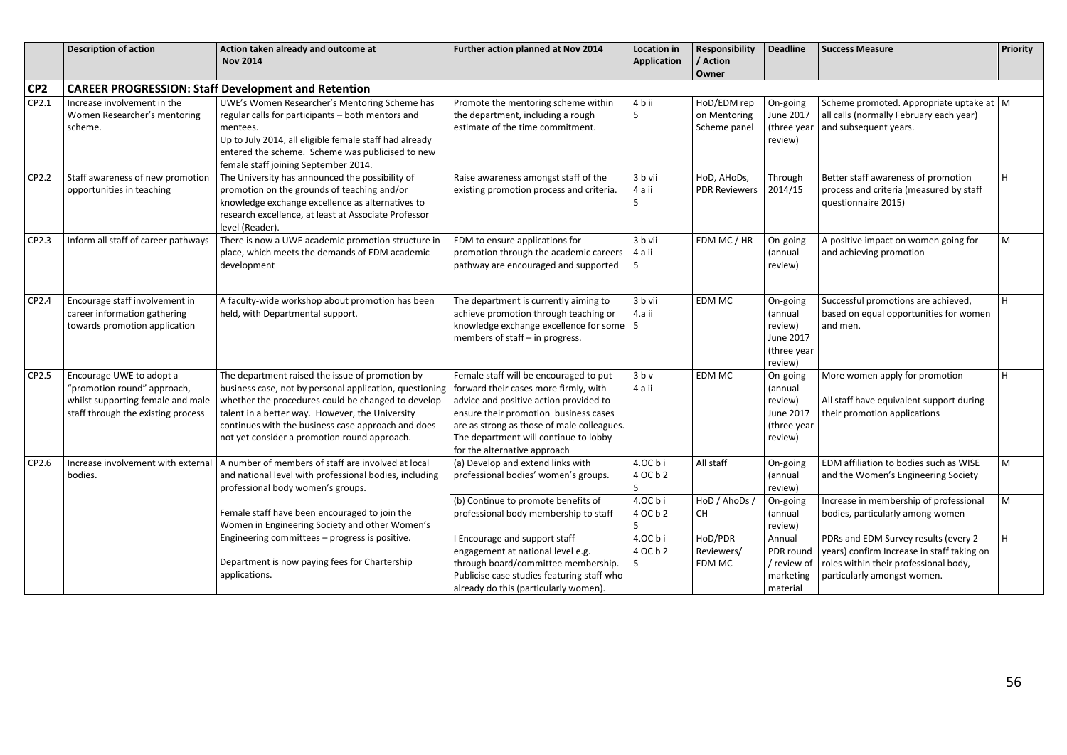| | Description of action | Action taken already and outcome at Nov 2014 | Further action planned at Nov 2014 | Location in Application | Responsibility / Action Owner | Deadline | Success Measure | Priority |
|---|---|---|---|---|---|---|---|---|
| **CP2** | **CAREER PROGRESSION: Staff Development and Retention** | | | | | | | |
| CP2.1 | Increase involvement in the Women Researcher's mentoring scheme. | UWE's Women Researcher's Mentoring Scheme has regular calls for participants – both mentors and mentees. Up to July 2014, all eligible female staff had already entered the scheme. Scheme was publicised to new female staff joining September 2014. | Promote the mentoring scheme within the department, including a rough estimate of the time commitment. | 4 b ii 5 | HoD/EDM rep on Mentoring Scheme panel | On-going June 2017 (three year review) | Scheme promoted. Appropriate uptake at all calls (normally February each year) and subsequent years. | M |
| CP2.2 | Staff awareness of new promotion opportunities in teaching | The University has announced the possibility of promotion on the grounds of teaching and/or knowledge exchange excellence as alternatives to research excellence, at least at Associate Professor level (Reader). | Raise awareness amongst staff of the existing promotion process and criteria. | 3 b vii 4 a ii 5 | HoD, AHoDs, PDR Reviewers | Through 2014/15 | Better staff awareness of promotion process and criteria (measured by staff questionnaire 2015) | H |
| CP2.3 | Inform all staff of career pathways | There is now a UWE academic promotion structure in place, which meets the demands of EDM academic development | EDM to ensure applications for promotion through the academic careers pathway are encouraged and supported | 3 b vii 4 a ii 5 | EDM MC / HR | On-going (annual review) | A positive impact on women going for and achieving promotion | M |
| CP2.4 | Encourage staff involvement in career information gathering towards promotion application | A faculty-wide workshop about promotion has been held, with Departmental support. | The department is currently aiming to achieve promotion through teaching or knowledge exchange excellence for some members of staff – in progress. | 3 b vii 4.a ii 5 | EDM MC | On-going (annual review) June 2017 (three year review) | Successful promotions are achieved, based on equal opportunities for women and men. | H |
| CP2.5 | Encourage UWE to adopt a "promotion round" approach, whilst supporting female and male staff through the existing process | The department raised the issue of promotion by business case, not by personal application, questioning whether the procedures could be changed to develop talent in a better way. However, the University continues with the business case approach and does not yet consider a promotion round approach. | Female staff will be encouraged to put forward their cases more firmly, with advice and positive action provided to ensure their promotion business cases are as strong as those of male colleagues. The department will continue to lobby for the alternative approach | 3 b v 4 a ii | EDM MC | On-going (annual review) June 2017 (three year review) | More women apply for promotion<br><br>All staff have equivalent support during their promotion applications | H |
| CP2.6 | Increase involvement with external bodies. | A number of members of staff are involved at local and national level with professional bodies, including professional body women's groups.<br><br>Female staff have been encouraged to join the Women in Engineering Society and other Women's Engineering committees – progress is positive.<br><br>Department is now paying fees for Chartership applications. | (a) Develop and extend links with professional bodies' women's groups. | 4.OC b i 4 OC b 2 5 | All staff | On-going (annual review) | EDM affiliation to bodies such as WISE and the Women's Engineering Society | M |
| | | | (b) Continue to promote benefits of professional body membership to staff | 4.OC b i 4 OC b 2 5 | HoD / AhoDs / CH | On-going (annual review) | Increase in membership of professional bodies, particularly among women | M |
| | | | I Encourage and support staff engagement at national level e.g. through board/committee membership. Publicise case studies featuring staff who already do this (particularly women). | 4.OC b i 4 OC b 2 5 | HoD/PDR Reviewers/ EDM MC | Annual PDR round / review of marketing material | PDRs and EDM Survey results (every 2 years) confirm Increase in staff taking on roles within their professional body, particularly amongst women. | H |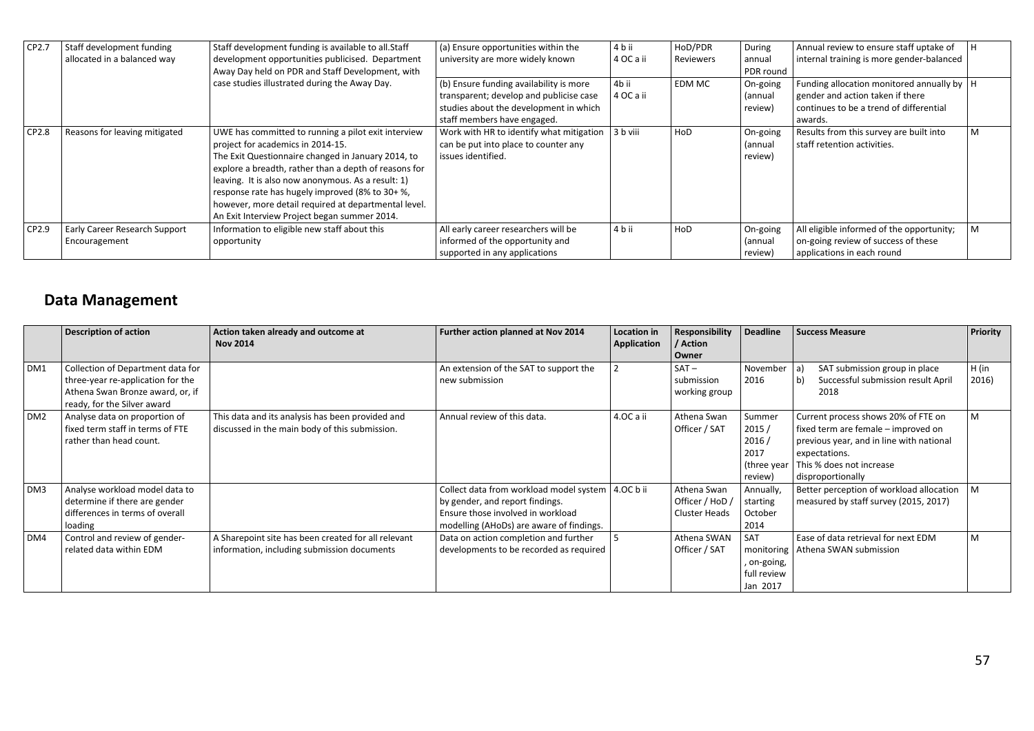| | | | | | | | | |
|---|---|---|---|---|---|---|---|---|
| CP2.7 | Staff development funding allocated in a balanced way | Staff development funding is available to all.Staff development opportunities publicised. Department Away Day held on PDR and Staff Development, with case studies illustrated during the Away Day. | (a) Ensure opportunities within the university are more widely known | 4 b ii 4 OC a ii | HoD/PDR Reviewers | During annual PDR round | Annual review to ensure staff uptake of internal training is more gender-balanced | H |
| | | | (b) Ensure funding availability is more transparent; develop and publicise case studies about the development in which staff members have engaged. | 4b ii 4 OC a ii | EDM MC | On-going (annual review) | Funding allocation monitored annually by gender and action taken if there continues to be a trend of differential awards. | H |
| CP2.8 | Reasons for leaving mitigated | UWE has committed to running a pilot exit interview project for academics in 2014-15. The Exit Questionnaire changed in January 2014, to explore a breadth, rather than a depth of reasons for leaving. It is also now anonymous. As a result: 1) response rate has hugely improved (8% to 30+ %, however, more detail required at departmental level. An Exit Interview Project began summer 2014. | Work with HR to identify what mitigation can be put into place to counter any issues identified. | 3 b viii | HoD | On-going (annual review) | Results from this survey are built into staff retention activities. | M |
| CP2.9 | Early Career Research Support Encouragement | Information to eligible new staff about this opportunity | All early career researchers will be informed of the opportunity and supported in any applications | 4 b ii | HoD | On-going (annual review) | All eligible informed of the opportunity; on-going review of success of these applications in each round | M |

## Data Management

| | Description of action | Action taken already and outcome at Nov 2014 | Further action planned at Nov 2014 | Location in Application | Responsibility / Action Owner | Deadline | Success Measure | Priority |
|---|---|---|---|---|---|---|---|---|
| DM1 | Collection of Department data for three-year re-application for the Athena Swan Bronze award, or, if ready, for the Silver award | | An extension of the SAT to support the new submission | 2 | SAT – submission working group | November 2016 | a) SAT submission group in place b) Successful submission result April 2018 | H (in 2016) |
| DM2 | Analyse data on proportion of fixed term staff in terms of FTE rather than head count. | This data and its analysis has been provided and discussed in the main body of this submission. | Annual review of this data. | 4.OC a ii | Athena Swan Officer / SAT | Summer 2015 / 2016 / 2017 (three year review) | Current process shows 20% of FTE on fixed term are female – improved on previous year, and in line with national expectations. This % does not increase disproportionally | M |
| DM3 | Analyse workload model data to determine if there are gender differences in terms of overall loading | | Collect data from workload model system by gender, and report findings. Ensure those involved in workload modelling (AHoDs) are aware of findings. | 4.OC b ii | Athena Swan Officer / HoD / Cluster Heads | Annually, starting October 2014 | Better perception of workload allocation measured by staff survey (2015, 2017) | M |
| DM4 | Control and review of gender-related data within EDM | A Sharepoint site has been created for all relevant information, including submission documents | Data on action completion and further developments to be recorded as required | 5 | Athena SWAN Officer / SAT | SAT monitoring , on-going, full review Jan 2017 | Ease of data retrieval for next EDM Athena SWAN submission | M |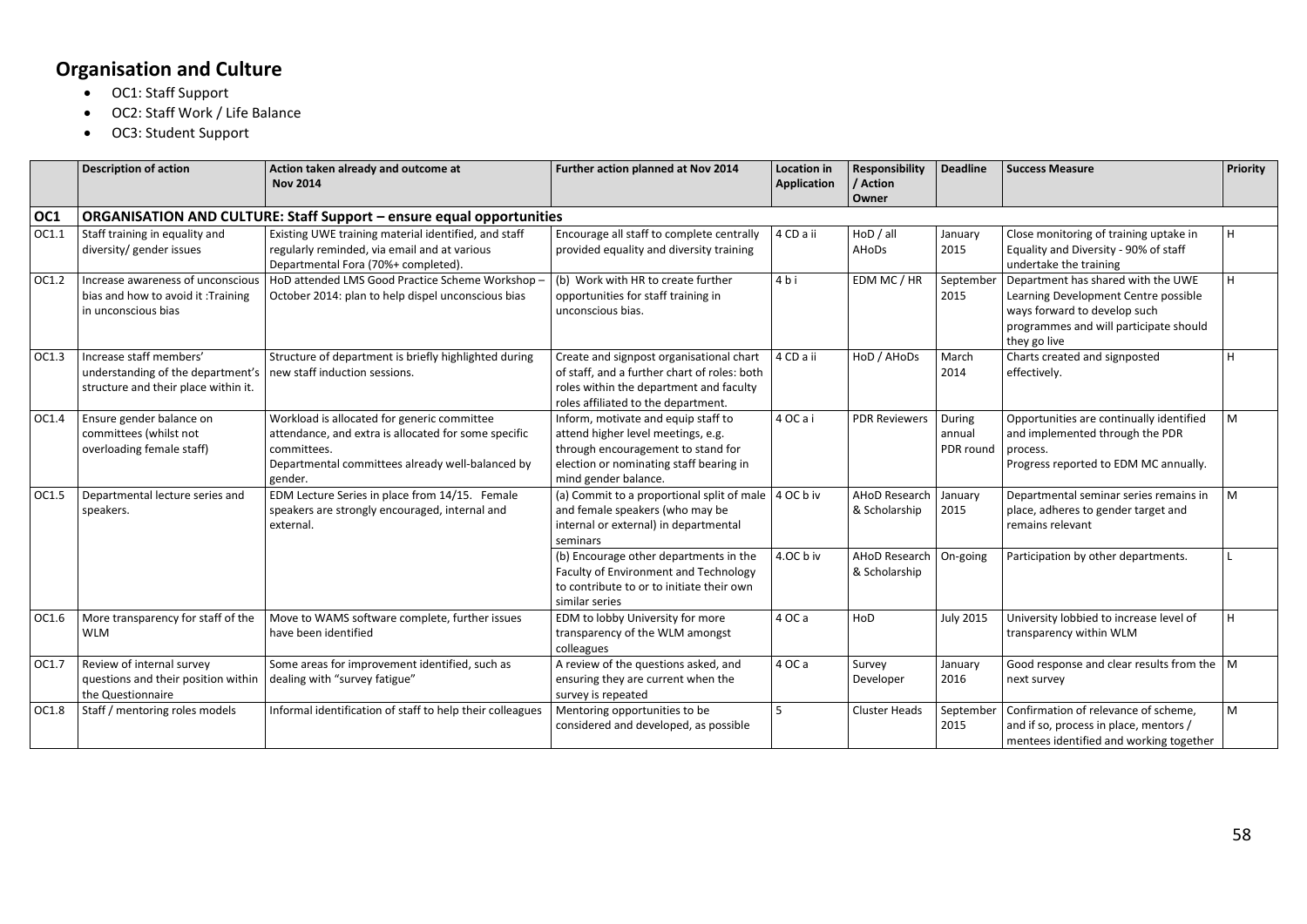## Organisation and Culture

- OC1: Staff Support
- OC2: Staff Work / Life Balance
- OC3: Student Support

| | Description of action | Action taken already and outcome at Nov 2014 | Further action planned at Nov 2014 | Location in Application | Responsibility / Action Owner | Deadline | Success Measure | Priority |
|---|---|---|---|---|---|---|---|---|
| **OC1** | **ORGANISATION AND CULTURE: Staff Support – ensure equal opportunities** | | | | | | | |
| OC1.1 | Staff training in equality and diversity/ gender issues | Existing UWE training material identified, and staff regularly reminded, via email and at various Departmental Fora (70%+ completed). | Encourage all staff to complete centrally provided equality and diversity training | 4 CD a ii | HoD / all AHoDs | January 2015 | Close monitoring of training uptake in Equality and Diversity - 90% of staff undertake the training | H |
| OC1.2 | Increase awareness of unconscious bias and how to avoid it :Training in unconscious bias | HoD attended LMS Good Practice Scheme Workshop – October 2014: plan to help dispel unconscious bias | (b) Work with HR to create further opportunities for staff training in unconscious bias. | 4 b i | EDM MC / HR | September 2015 | Department has shared with the UWE Learning Development Centre possible ways forward to develop such programmes and will participate should they go live | H |
| OC1.3 | Increase staff members' understanding of the department's structure and their place within it. | Structure of department is briefly highlighted during new staff induction sessions. | Create and signpost organisational chart of staff, and a further chart of roles: both roles within the department and faculty roles affiliated to the department. | 4 CD a ii | HoD / AHoDs | March 2014 | Charts created and signposted effectively. | H |
| OC1.4 | Ensure gender balance on committees (whilst not overloading female staff) | Workload is allocated for generic committee attendance, and extra is allocated for some specific committees. Departmental committees already well-balanced by gender. | Inform, motivate and equip staff to attend higher level meetings, e.g. through encouragement to stand for election or nominating staff bearing in mind gender balance. | 4 OC a i | PDR Reviewers | During annual PDR round | Opportunities are continually identified and implemented through the PDR process. Progress reported to EDM MC annually. | M |
| OC1.5 | Departmental lecture series and speakers. | EDM Lecture Series in place from 14/15. Female speakers are strongly encouraged, internal and external. | (a) Commit to a proportional split of male and female speakers (who may be internal or external) in departmental seminars | 4 OC b iv | AHoD Research & Scholarship | January 2015 | Departmental seminar series remains in place, adheres to gender target and remains relevant | M |
| | | | (b) Encourage other departments in the Faculty of Environment and Technology to contribute to or to initiate their own similar series | 4.OC b iv | AHoD Research & Scholarship | On-going | Participation by other departments. | L |
| OC1.6 | More transparency for staff of the WLM | Move to WAMS software complete, further issues have been identified | EDM to lobby University for more transparency of the WLM amongst colleagues | 4 OC a | HoD | July 2015 | University lobbied to increase level of transparency within WLM | H |
| OC1.7 | Review of internal survey questions and their position within the Questionnaire | Some areas for improvement identified, such as dealing with "survey fatigue" | A review of the questions asked, and ensuring they are current when the survey is repeated | 4 OC a | Survey Developer | January 2016 | Good response and clear results from the next survey | M |
| OC1.8 | Staff / mentoring roles models | Informal identification of staff to help their colleagues | Mentoring opportunities to be considered and developed, as possible | 5 | Cluster Heads | September 2015 | Confirmation of relevance of scheme, and if so, process in place, mentors / mentees identified and working together | M |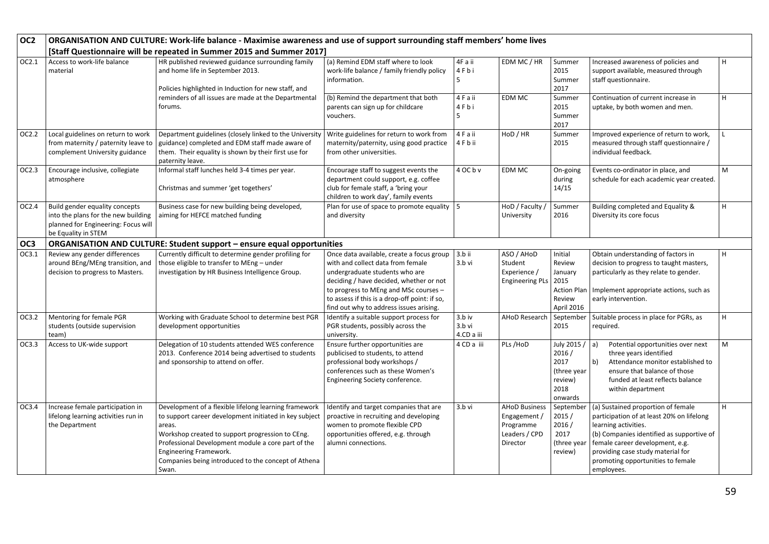| | | | | | | | |
|---|---|---|---|---|---|---|---|
| **OC2** | **ORGANISATION AND CULTURE: Work-life balance - Maximise awareness and use of support surrounding staff members' home lives** **[Staff Questionnaire will be repeated in Summer 2015 and Summer 2017]** | | | | | | |
| OC2.1 | Access to work-life balance material | HR published reviewed guidance surrounding family and home life in September 2013. Policies highlighted in Induction for new staff, and reminders of all issues are made at the Departmental forums. | (a) Remind EDM staff where to look work-life balance / family friendly policy information. | 4F a ii 4 F b i 5 | EDM MC / HR | Summer 2015 Summer 2017 | Increased awareness of policies and support available, measured through staff questionnaire. | H |
| | | | (b) Remind the department that both parents can sign up for childcare vouchers. | 4 F a ii 4 F b i 5 | EDM MC | Summer 2015 Summer 2017 | Continuation of current increase in uptake, by both women and men. | H |
| OC2.2 | Local guidelines on return to work from maternity / paternity leave to complement University guidance | Department guidelines (closely linked to the University guidance) completed and EDM staff made aware of them. Their equality is shown by their first use for paternity leave. | Write guidelines for return to work from maternity/paternity, using good practice from other universities. | 4 F a ii 4 F b ii | HoD / HR | Summer 2015 | Improved experience of return to work, measured through staff questionnaire / individual feedback. | L |
| OC2.3 | Encourage inclusive, collegiate atmosphere | Informal staff lunches held 3-4 times per year. Christmas and summer 'get togethers' | Encourage staff to suggest events the department could support, e.g. coffee club for female staff, a 'bring your children to work day', family events | 4 OC b v | EDM MC | On-going during 14/15 | Events co-ordinator in place, and schedule for each academic year created. | M |
| OC2.4 | Build gender equality concepts into the plans for the new building planned for Engineering: Focus will be Equality in STEM | Business case for new building being developed, aiming for HEFCE matched funding | Plan for use of space to promote equality and diversity | 5 | HoD / Faculty / University | Summer 2016 | Building completed and Equality & Diversity its core focus | H |
| **OC3** | **ORGANISATION AND CULTURE: Student support – ensure equal opportunities** | | | | | | | |
| OC3.1 | Review any gender differences around BEng/MEng transition, and decision to progress to Masters. | Currently difficult to determine gender profiling for those eligible to transfer to MEng – under investigation by HR Business Intelligence Group. | Once data available, create a focus group with and collect data from female undergraduate students who are deciding / have decided, whether or not to progress to MEng and MSc courses – to assess if this is a drop-off point: if so, find out why to address issues arising. | 3.b ii 3.b vi | ASO / AHoD Student Experience / Engineering PLs | Initial Review January 2015 Action Plan Review April 2016 | Obtain understanding of factors in decision to progress to taught masters, particularly as they relate to gender. Implement appropriate actions, such as early intervention. | H |
| OC3.2 | Mentoring for female PGR students (outside supervision team) | Working with Graduate School to determine best PGR development opportunities | Identify a suitable support process for PGR students, possibly across the university. | 3.b iv 3.b vi 4.CD a iii | AHoD Research | September 2015 | Suitable process in place for PGRs, as required. | H |
| OC3.3 | Access to UK-wide support | Delegation of 10 students attended WES conference 2013. Conference 2014 being advertised to students and sponsorship to attend on offer. | Ensure further opportunities are publicised to students, to attend professional body workshops / conferences such as these Women's Engineering Society conference. | 4 CD a iii | PLs /HoD | July 2015 / 2016 / 2017 (three year review) 2018 onwards | a) Potential opportunities over next three years identified b) Attendance monitor established to ensure that balance of those funded at least reflects balance within department | M |
| OC3.4 | Increase female participation in lifelong learning activities run in the Department | Development of a flexible lifelong learning framework to support career development initiated in key subject areas. Workshop created to support progression to CEng. Professional Development module a core part of the Engineering Framework. Companies being introduced to the concept of Athena Swan. | Identify and target companies that are proactive in recruiting and developing women to promote flexible CPD opportunities offered, e.g. through alumni connections. | 3.b vi | AHoD Business Engagement / Programme Leaders / CPD Director | September 2015 / 2016 / 2017 (three year review) | (a) Sustained proportion of female participation of at least 20% on lifelong learning activities. (b) Companies identified as supportive of female career development, e.g. providing case study material for promoting opportunities to female employees. | H |